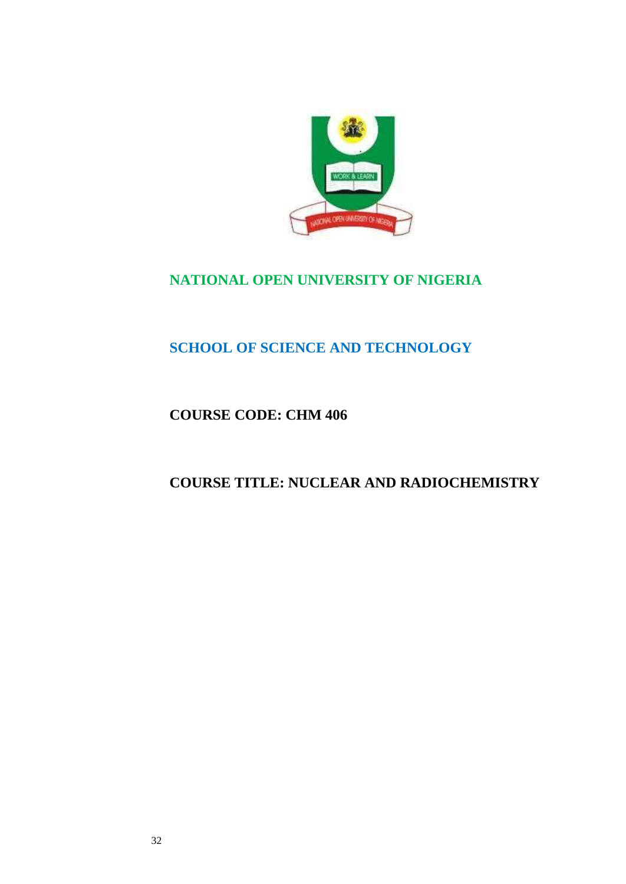# NATIONAL OPEN UNIVERSITY OF NIGERIA

## SCHOOL OF SCIENCE AND TECHNOLOGY

**COURSE CODE: CHM 406**

**COURSE TITLE: NUCLEAR AND RADIOCHEMISTRY**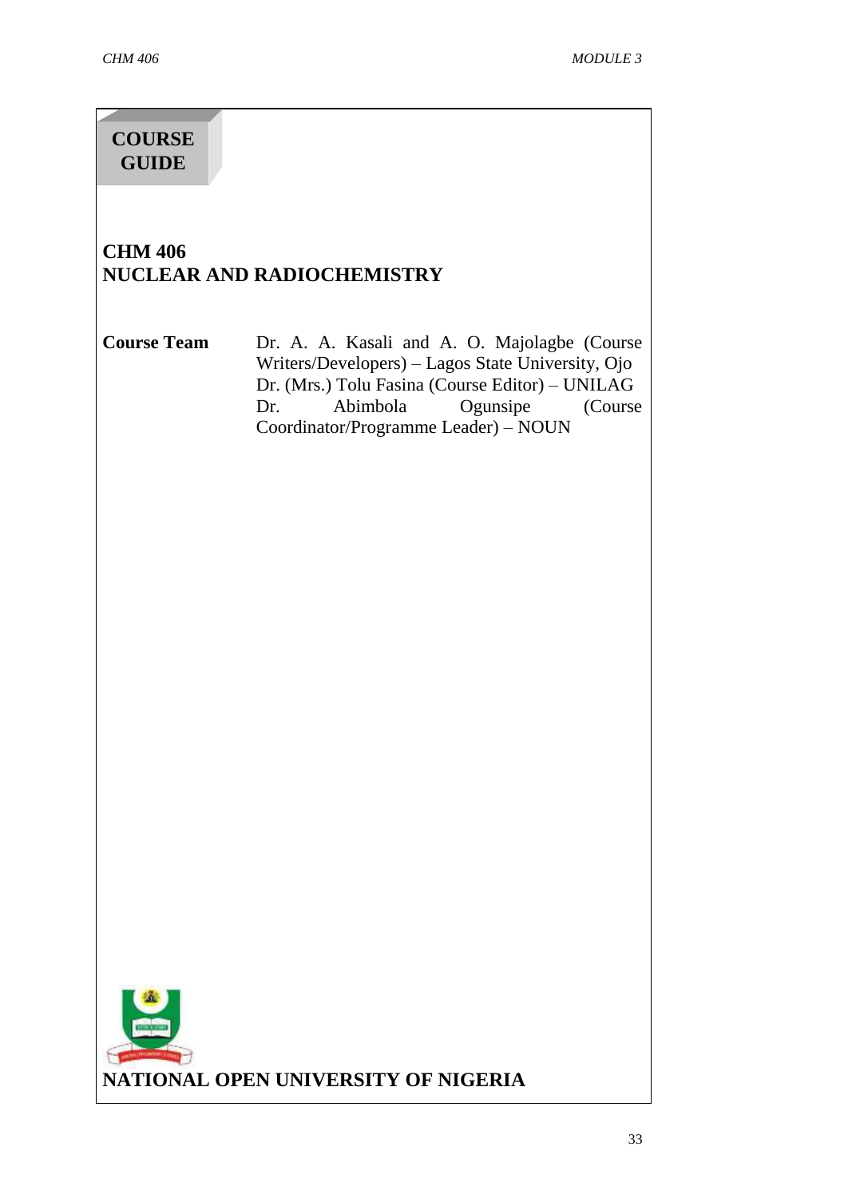# COURSE GUIDE

## CHM 406
## NUCLEAR AND RADIOCHEMISTRY

**Course Team** Dr. A. A. Kasali and A. O. Majolagbe (Course Writers/Developers) – Lagos State University, Ojo
Dr. (Mrs.) Tolu Fasina (Course Editor) – UNILAG
Dr. Abimbola Ogunsipe (Course Coordinator/Programme Leader) – NOUN

**NATIONAL OPEN UNIVERSITY OF NIGERIA**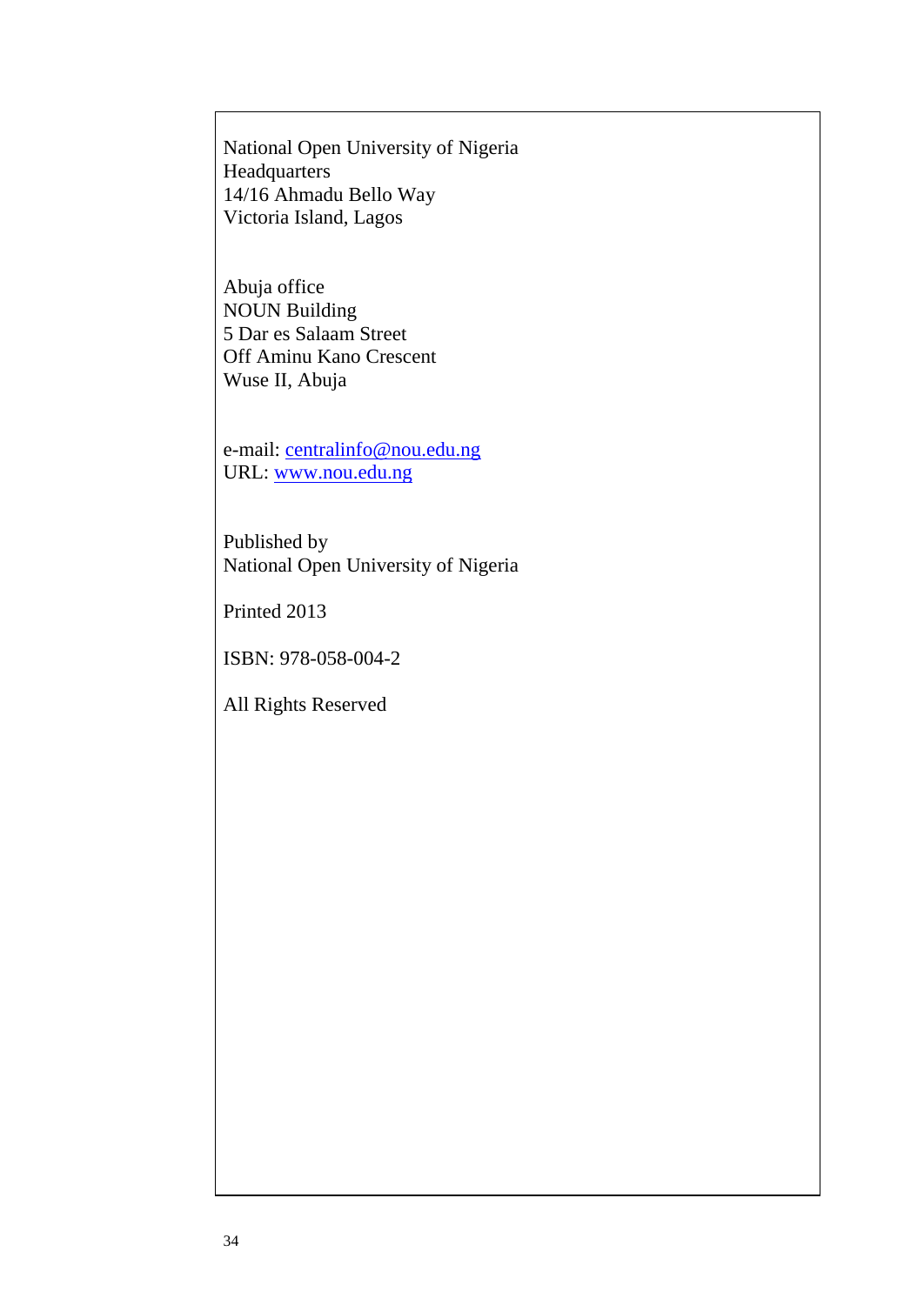National Open University of Nigeria
Headquarters
14/16 Ahmadu Bello Way
Victoria Island, Lagos

Abuja office
NOUN Building
5 Dar es Salaam Street
Off Aminu Kano Crescent
Wuse II, Abuja

e-mail: centralinfo@nou.edu.ng
URL: www.nou.edu.ng

Published by
National Open University of Nigeria

Printed 2013

ISBN: 978-058-004-2

All Rights Reserved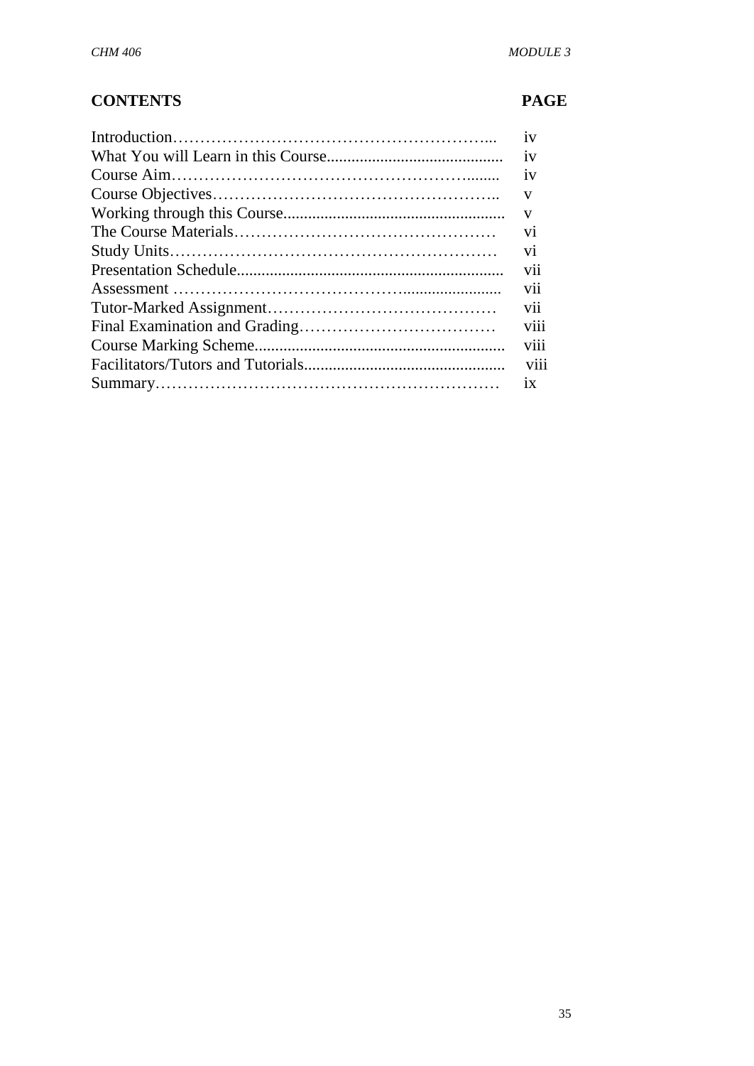## CONTENTS PAGE

| CONTENTS | PAGE |
|---|---|
| Introduction | iv |
| What You will Learn in this Course | iv |
| Course Aim | iv |
| Course Objectives | v |
| Working through this Course | v |
| The Course Materials | vi |
| Study Units | vi |
| Presentation Schedule | vii |
| Assessment | vii |
| Tutor-Marked Assignment | vii |
| Final Examination and Grading | viii |
| Course Marking Scheme | viii |
| Facilitators/Tutors and Tutorials | viii |
| Summary | ix |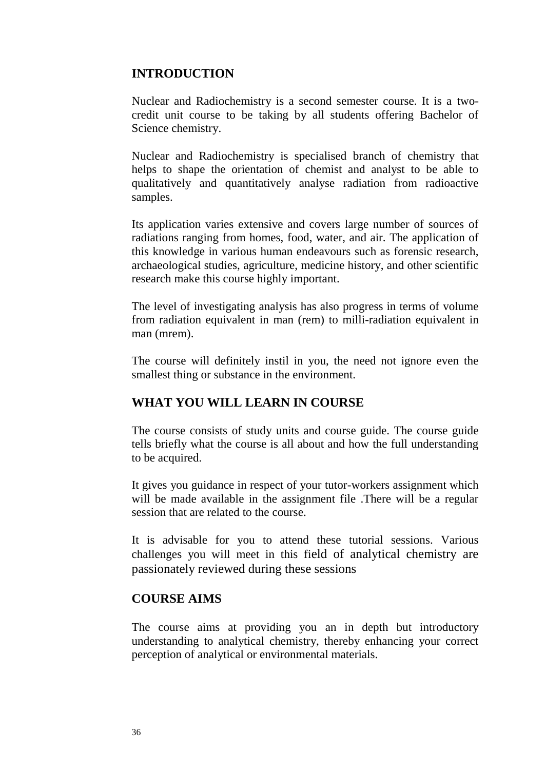## INTRODUCTION

Nuclear and Radiochemistry is a second semester course. It is a two-credit unit course to be taking by all students offering Bachelor of Science chemistry.

Nuclear and Radiochemistry is specialised branch of chemistry that helps to shape the orientation of chemist and analyst to be able to qualitatively and quantitatively analyse radiation from radioactive samples.

Its application varies extensive and covers large number of sources of radiations ranging from homes, food, water, and air. The application of this knowledge in various human endeavours such as forensic research, archaeological studies, agriculture, medicine history, and other scientific research make this course highly important.

The level of investigating analysis has also progress in terms of volume from radiation equivalent in man (rem) to milli-radiation equivalent in man (mrem).

The course will definitely instil in you, the need not ignore even the smallest thing or substance in the environment.

## WHAT YOU WILL LEARN IN COURSE

The course consists of study units and course guide. The course guide tells briefly what the course is all about and how the full understanding to be acquired.

It gives you guidance in respect of your tutor-workers assignment which will be made available in the assignment file .There will be a regular session that are related to the course.

It is advisable for you to attend these tutorial sessions. Various challenges you will meet in this field of analytical chemistry are passionately reviewed during these sessions

## COURSE AIMS

The course aims at providing you an in depth but introductory understanding to analytical chemistry, thereby enhancing your correct perception of analytical or environmental materials.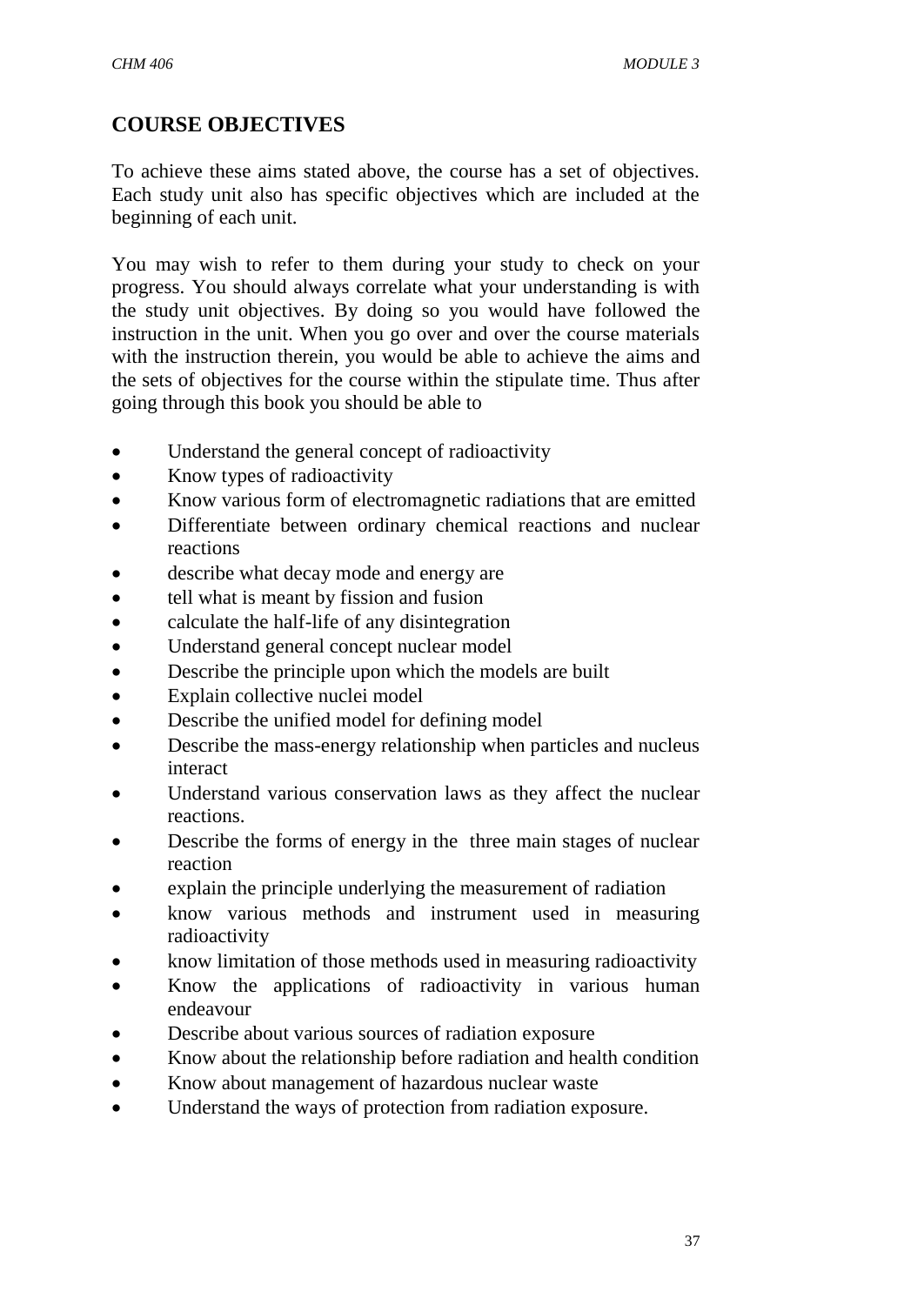## COURSE OBJECTIVES

To achieve these aims stated above, the course has a set of objectives. Each study unit also has specific objectives which are included at the beginning of each unit.

You may wish to refer to them during your study to check on your progress. You should always correlate what your understanding is with the study unit objectives. By doing so you would have followed the instruction in the unit. When you go over and over the course materials with the instruction therein, you would be able to achieve the aims and the sets of objectives for the course within the stipulate time. Thus after going through this book you should be able to

- Understand the general concept of radioactivity
- Know types of radioactivity
- Know various form of electromagnetic radiations that are emitted
- Differentiate between ordinary chemical reactions and nuclear reactions
- describe what decay mode and energy are
- tell what is meant by fission and fusion
- calculate the half-life of any disintegration
- Understand general concept nuclear model
- Describe the principle upon which the models are built
- Explain collective nuclei model
- Describe the unified model for defining model
- Describe the mass-energy relationship when particles and nucleus interact
- Understand various conservation laws as they affect the nuclear reactions.
- Describe the forms of energy in the three main stages of nuclear reaction
- explain the principle underlying the measurement of radiation
- know various methods and instrument used in measuring radioactivity
- know limitation of those methods used in measuring radioactivity
- Know the applications of radioactivity in various human endeavour
- Describe about various sources of radiation exposure
- Know about the relationship before radiation and health condition
- Know about management of hazardous nuclear waste
- Understand the ways of protection from radiation exposure.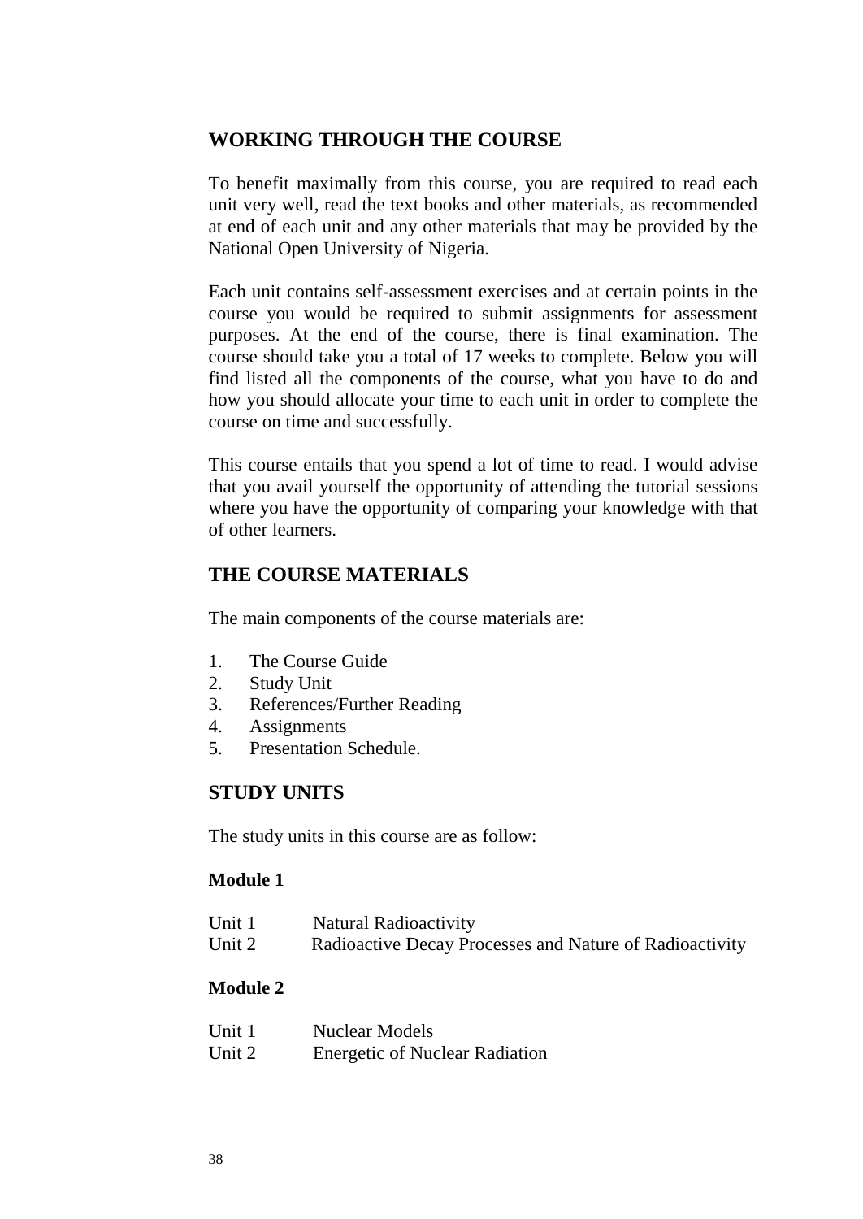## WORKING THROUGH THE COURSE

To benefit maximally from this course, you are required to read each unit very well, read the text books and other materials, as recommended at end of each unit and any other materials that may be provided by the National Open University of Nigeria.

Each unit contains self-assessment exercises and at certain points in the course you would be required to submit assignments for assessment purposes. At the end of the course, there is final examination. The course should take you a total of 17 weeks to complete. Below you will find listed all the components of the course, what you have to do and how you should allocate your time to each unit in order to complete the course on time and successfully.

This course entails that you spend a lot of time to read. I would advise that you avail yourself the opportunity of attending the tutorial sessions where you have the opportunity of comparing your knowledge with that of other learners.

## THE COURSE MATERIALS

The main components of the course materials are:

1. The Course Guide
2. Study Unit
3. References/Further Reading
4. Assignments
5. Presentation Schedule.

## STUDY UNITS

The study units in this course are as follow:

**Module 1**

Unit 1 Natural Radioactivity
Unit 2 Radioactive Decay Processes and Nature of Radioactivity

**Module 2**

Unit 1 Nuclear Models
Unit 2 Energetic of Nuclear Radiation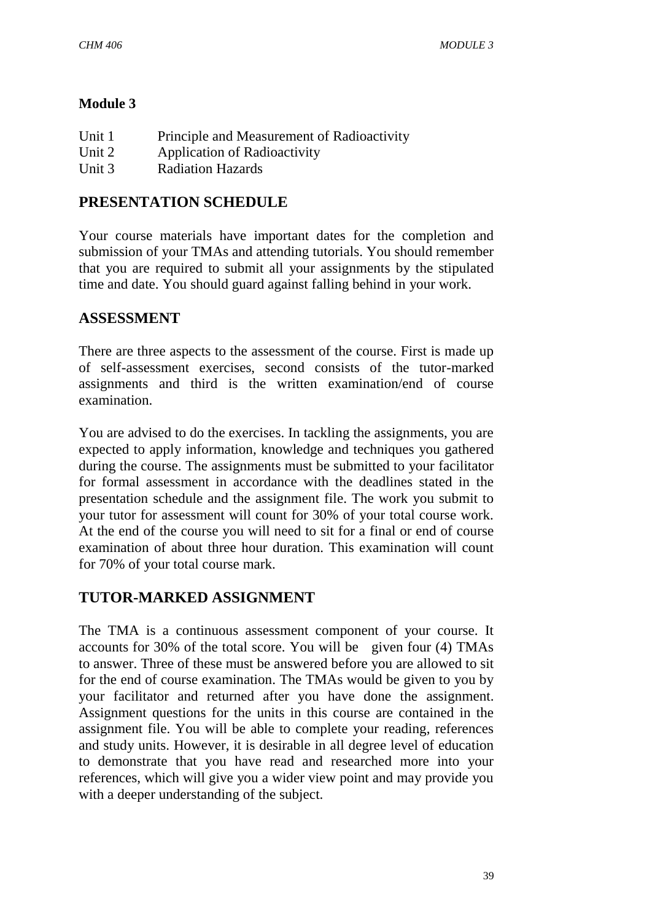## Module 3

Unit 1 Principle and Measurement of Radioactivity
Unit 2 Application of Radioactivity
Unit 3 Radiation Hazards

## PRESENTATION SCHEDULE

Your course materials have important dates for the completion and submission of your TMAs and attending tutorials. You should remember that you are required to submit all your assignments by the stipulated time and date. You should guard against falling behind in your work.

## ASSESSMENT

There are three aspects to the assessment of the course. First is made up of self-assessment exercises, second consists of the tutor-marked assignments and third is the written examination/end of course examination.

You are advised to do the exercises. In tackling the assignments, you are expected to apply information, knowledge and techniques you gathered during the course. The assignments must be submitted to your facilitator for formal assessment in accordance with the deadlines stated in the presentation schedule and the assignment file. The work you submit to your tutor for assessment will count for 30% of your total course work. At the end of the course you will need to sit for a final or end of course examination of about three hour duration. This examination will count for 70% of your total course mark.

## TUTOR-MARKED ASSIGNMENT

The TMA is a continuous assessment component of your course. It accounts for 30% of the total score. You will be given four (4) TMAs to answer. Three of these must be answered before you are allowed to sit for the end of course examination. The TMAs would be given to you by your facilitator and returned after you have done the assignment. Assignment questions for the units in this course are contained in the assignment file. You will be able to complete your reading, references and study units. However, it is desirable in all degree level of education to demonstrate that you have read and researched more into your references, which will give you a wider view point and may provide you with a deeper understanding of the subject.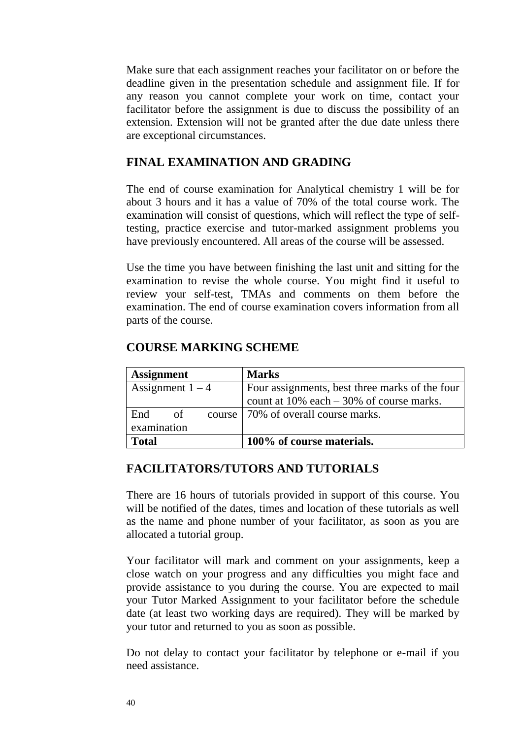Make sure that each assignment reaches your facilitator on or before the deadline given in the presentation schedule and assignment file. If for any reason you cannot complete your work on time, contact your facilitator before the assignment is due to discuss the possibility of an extension. Extension will not be granted after the due date unless there are exceptional circumstances.

## FINAL EXAMINATION AND GRADING

The end of course examination for Analytical chemistry 1 will be for about 3 hours and it has a value of 70% of the total course work. The examination will consist of questions, which will reflect the type of self-testing, practice exercise and tutor-marked assignment problems you have previously encountered. All areas of the course will be assessed.

Use the time you have between finishing the last unit and sitting for the examination to revise the whole course. You might find it useful to review your self-test, TMAs and comments on them before the examination. The end of course examination covers information from all parts of the course.

## COURSE MARKING SCHEME

| **Assignment** | **Marks** |
|---|---|
| Assignment 1 – 4 | Four assignments, best three marks of the four count at 10% each – 30% of course marks. |
| End of course examination | 70% of overall course marks. |
| **Total** | **100% of course materials.** |

## FACILITATORS/TUTORS AND TUTORIALS

There are 16 hours of tutorials provided in support of this course. You will be notified of the dates, times and location of these tutorials as well as the name and phone number of your facilitator, as soon as you are allocated a tutorial group.

Your facilitator will mark and comment on your assignments, keep a close watch on your progress and any difficulties you might face and provide assistance to you during the course. You are expected to mail your Tutor Marked Assignment to your facilitator before the schedule date (at least two working days are required). They will be marked by your tutor and returned to you as soon as possible.

Do not delay to contact your facilitator by telephone or e-mail if you need assistance.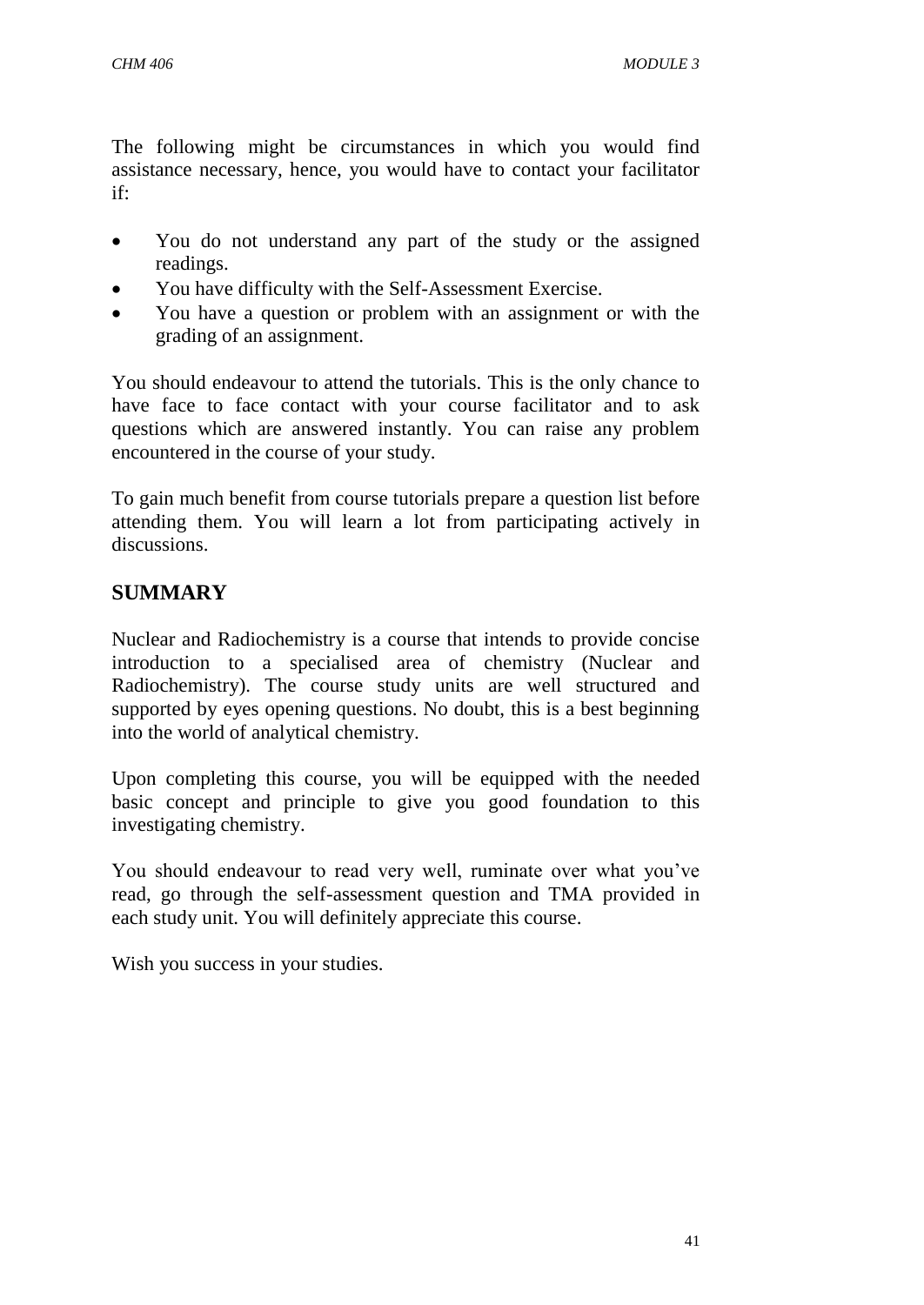The following might be circumstances in which you would find assistance necessary, hence, you would have to contact your facilitator if:

- You do not understand any part of the study or the assigned readings.
- You have difficulty with the Self-Assessment Exercise.
- You have a question or problem with an assignment or with the grading of an assignment.

You should endeavour to attend the tutorials. This is the only chance to have face to face contact with your course facilitator and to ask questions which are answered instantly. You can raise any problem encountered in the course of your study.

To gain much benefit from course tutorials prepare a question list before attending them. You will learn a lot from participating actively in discussions.

## SUMMARY

Nuclear and Radiochemistry is a course that intends to provide concise introduction to a specialised area of chemistry (Nuclear and Radiochemistry). The course study units are well structured and supported by eyes opening questions. No doubt, this is a best beginning into the world of analytical chemistry.

Upon completing this course, you will be equipped with the needed basic concept and principle to give you good foundation to this investigating chemistry.

You should endeavour to read very well, ruminate over what you've read, go through the self-assessment question and TMA provided in each study unit. You will definitely appreciate this course.

Wish you success in your studies.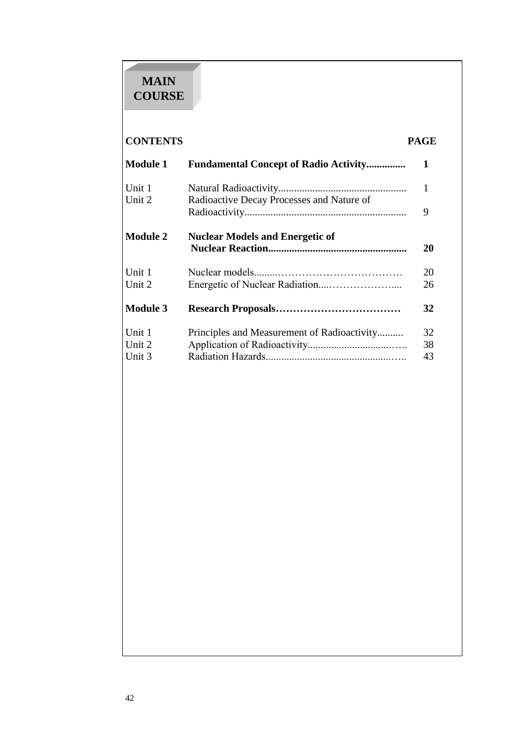# MAIN COURSE

| CONTENTS | | PAGE |
|---|---|---|
| **Module 1** | **Fundamental Concept of Radio Activity..............** | **1** |
| Unit 1 | Natural Radioactivity................................................ | 1 |
| Unit 2 | Radioactive Decay Processes and Nature of Radioactivity............................................................. | 9 |
| **Module 2** | **Nuclear Models and Energetic of Nuclear Reaction....................................................** | **20** |
| Unit 1 | Nuclear models.........……………………………… | 20 |
| Unit 2 | Energetic of Nuclear Radiation....………………..... | 26 |
| **Module 3** | **Research Proposals………………………………** | **32** |
| Unit 1 | Principles and Measurement of Radioactivity.......... | 32 |
| Unit 2 | Application of Radioactivity..................................….. | 38 |
| Unit 3 | Radiation Hazards.................................................….. | 43 |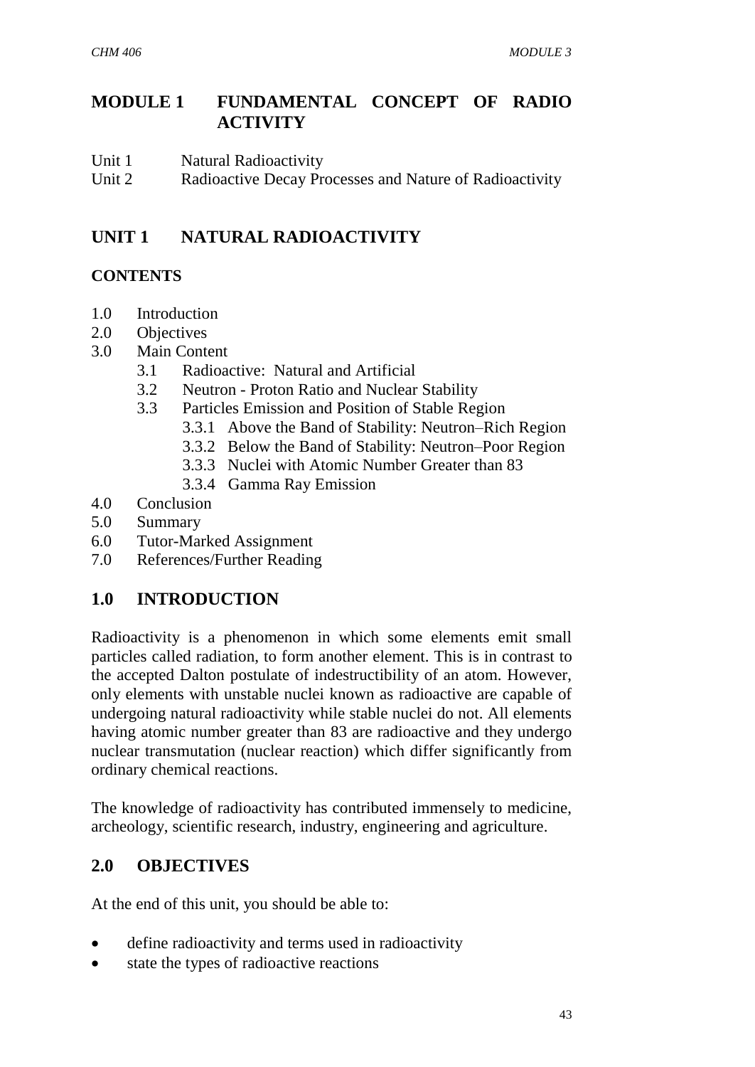# MODULE 1 FUNDAMENTAL CONCEPT OF RADIO ACTIVITY

Unit 1 Natural Radioactivity
Unit 2 Radioactive Decay Processes and Nature of Radioactivity

## UNIT 1 NATURAL RADIOACTIVITY

### CONTENTS

- 1.0 Introduction
- 2.0 Objectives
- 3.0 Main Content
  - 3.1 Radioactive: Natural and Artificial
  - 3.2 Neutron - Proton Ratio and Nuclear Stability
  - 3.3 Particles Emission and Position of Stable Region
    - 3.3.1 Above the Band of Stability: Neutron–Rich Region
    - 3.3.2 Below the Band of Stability: Neutron–Poor Region
    - 3.3.3 Nuclei with Atomic Number Greater than 83
    - 3.3.4 Gamma Ray Emission
- 4.0 Conclusion
- 5.0 Summary
- 6.0 Tutor-Marked Assignment
- 7.0 References/Further Reading

## 1.0 INTRODUCTION

Radioactivity is a phenomenon in which some elements emit small particles called radiation, to form another element. This is in contrast to the accepted Dalton postulate of indestructibility of an atom. However, only elements with unstable nuclei known as radioactive are capable of undergoing natural radioactivity while stable nuclei do not. All elements having atomic number greater than 83 are radioactive and they undergo nuclear transmutation (nuclear reaction) which differ significantly from ordinary chemical reactions.

The knowledge of radioactivity has contributed immensely to medicine, archeology, scientific research, industry, engineering and agriculture.

## 2.0 OBJECTIVES

At the end of this unit, you should be able to:

- define radioactivity and terms used in radioactivity
- state the types of radioactive reactions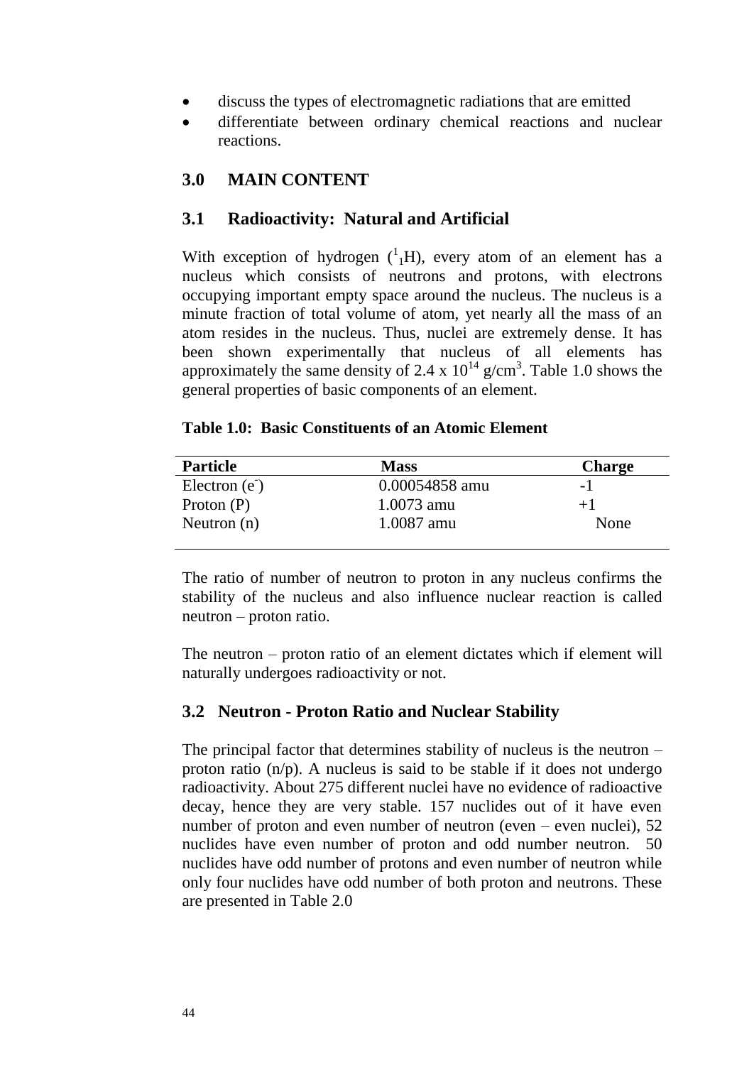- discuss the types of electromagnetic radiations that are emitted
- differentiate between ordinary chemical reactions and nuclear reactions.

## 3.0 MAIN CONTENT

### 3.1 Radioactivity: Natural and Artificial

With exception of hydrogen ($^{1}_{1}H$), every atom of an element has a nucleus which consists of neutrons and protons, with electrons occupying important empty space around the nucleus. The nucleus is a minute fraction of total volume of atom, yet nearly all the mass of an atom resides in the nucleus. Thus, nuclei are extremely dense. It has been shown experimentally that nucleus of all elements has approximately the same density of $2.4 \times 10^{14}$ g/cm$^3$. Table 1.0 shows the general properties of basic components of an element.

**Table 1.0: Basic Constituents of an Atomic Element**

| Particle | Mass | Charge |
|---|---|---|
| Electron ($e^-$) | 0.00054858 amu | -1 |
| Proton (P) | 1.0073 amu | +1 |
| Neutron (n) | 1.0087 amu | None |

The ratio of number of neutron to proton in any nucleus confirms the stability of the nucleus and also influence nuclear reaction is called neutron – proton ratio.

The neutron – proton ratio of an element dictates which if element will naturally undergoes radioactivity or not.

### 3.2 Neutron - Proton Ratio and Nuclear Stability

The principal factor that determines stability of nucleus is the neutron – proton ratio (n/p). A nucleus is said to be stable if it does not undergo radioactivity. About 275 different nuclei have no evidence of radioactive decay, hence they are very stable. 157 nuclides out of it have even number of proton and even number of neutron (even – even nuclei), 52 nuclides have even number of proton and odd number neutron. 50 nuclides have odd number of protons and even number of neutron while only four nuclides have odd number of both proton and neutrons. These are presented in Table 2.0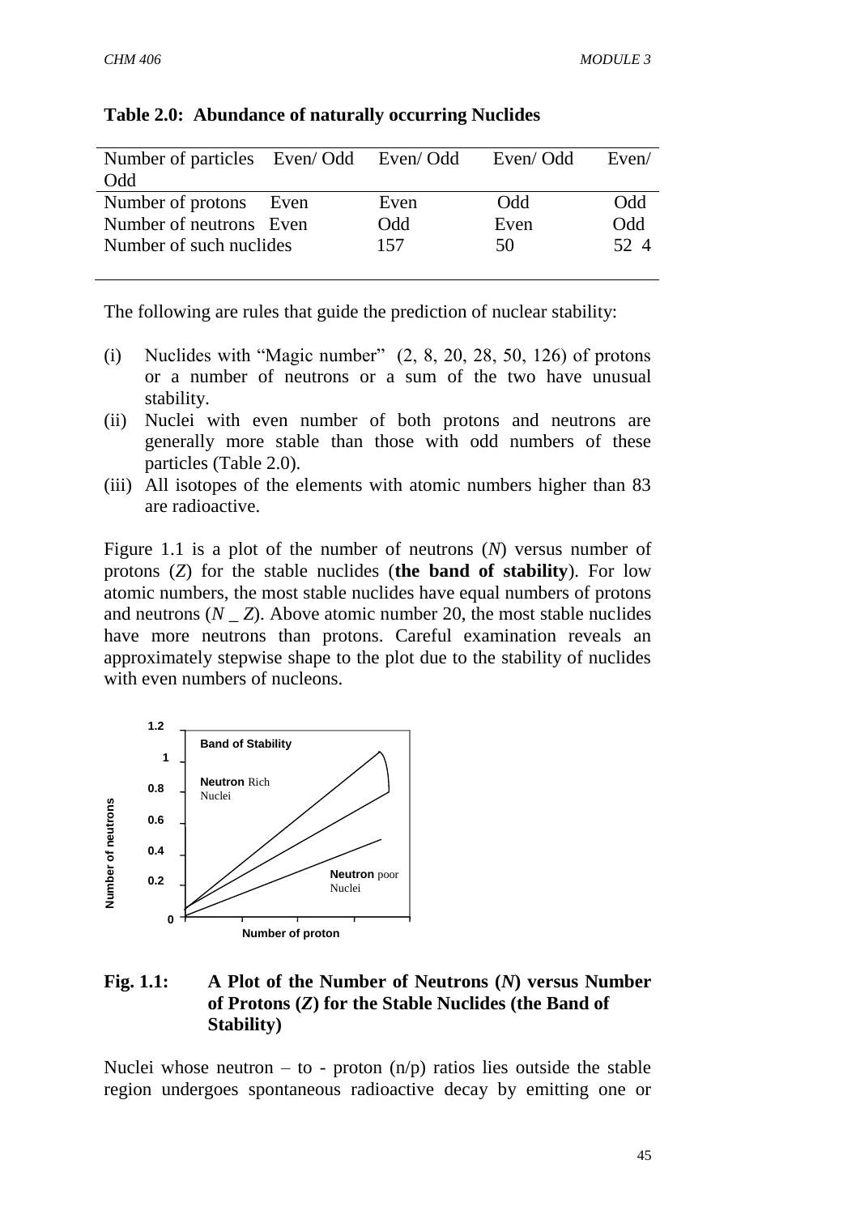**Table 2.0: Abundance of naturally occurring Nuclides**

| Number of particles | Even/ Odd | Even/ Odd | Even/ Odd | Even/ Odd |
|---|---|---|---|---|
| Number of protons | Even | Even | Odd | Odd |
| Number of neutrons | Even | Odd | Even | Odd |
| Number of such nuclides | | 157 | 50 | 52 4 |

The following are rules that guide the prediction of nuclear stability:

(i) Nuclides with "Magic number" (2, 8, 20, 28, 50, 126) of protons or a number of neutrons or a sum of the two have unusual stability.
(ii) Nuclei with even number of both protons and neutrons are generally more stable than those with odd numbers of these particles (Table 2.0).
(iii) All isotopes of the elements with atomic numbers higher than 83 are radioactive.

Figure 1.1 is a plot of the number of neutrons ($N$) versus number of protons ($Z$) for the stable nuclides (**the band of stability**). For low atomic numbers, the most stable nuclides have equal numbers of protons and neutrons ($N$ _ $Z$). Above atomic number 20, the most stable nuclides have more neutrons than protons. Careful examination reveals an approximately stepwise shape to the plot due to the stability of nuclides with even numbers of nucleons.

**Fig. 1.1: A Plot of the Number of Neutrons ($N$) versus Number of Protons ($Z$) for the Stable Nuclides (the Band of Stability)**

Nuclei whose neutron – to - proton (n/p) ratios lies outside the stable region undergoes spontaneous radioactive decay by emitting one or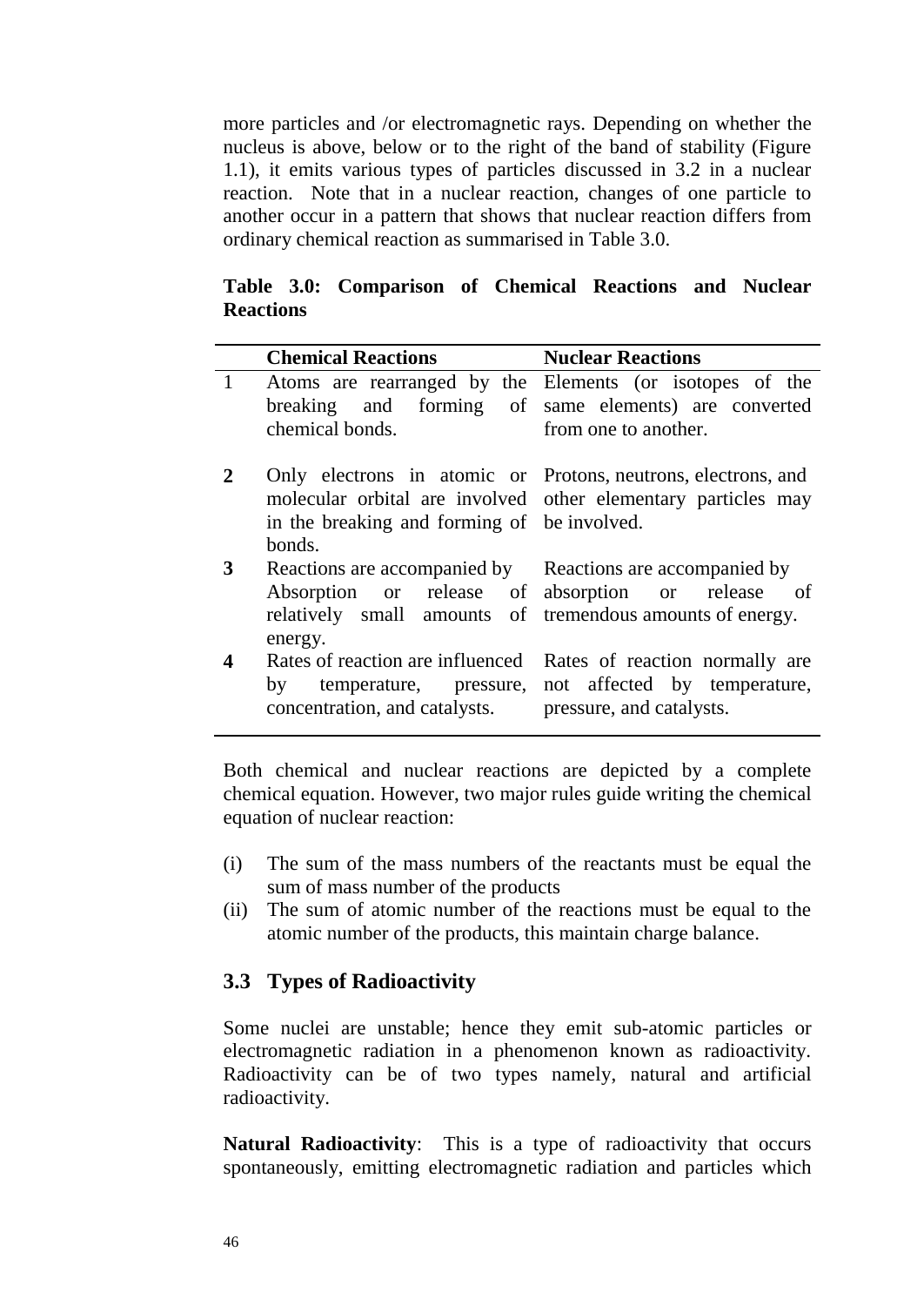more particles and /or electromagnetic rays. Depending on whether the nucleus is above, below or to the right of the band of stability (Figure 1.1), it emits various types of particles discussed in 3.2 in a nuclear reaction. Note that in a nuclear reaction, changes of one particle to another occur in a pattern that shows that nuclear reaction differs from ordinary chemical reaction as summarised in Table 3.0.

**Table 3.0: Comparison of Chemical Reactions and Nuclear Reactions**

| | **Chemical Reactions** | **Nuclear Reactions** |
|---|---|---|
| 1 | Atoms are rearranged by the breaking and forming of chemical bonds. | Elements (or isotopes of the same elements) are converted from one to another. |
| **2** | Only electrons in atomic or molecular orbital are involved in the breaking and forming of bonds. | Protons, neutrons, electrons, and other elementary particles may be involved. |
| **3** | Reactions are accompanied by Absorption or release of relatively small amounts of energy. | Reactions are accompanied by absorption or release of tremendous amounts of energy. |
| **4** | Rates of reaction are influenced by temperature, pressure, concentration, and catalysts. | Rates of reaction normally are not affected by temperature, pressure, and catalysts. |

Both chemical and nuclear reactions are depicted by a complete chemical equation. However, two major rules guide writing the chemical equation of nuclear reaction:

(i) The sum of the mass numbers of the reactants must be equal the sum of mass number of the products

(ii) The sum of atomic number of the reactions must be equal to the atomic number of the products, this maintain charge balance.

## 3.3 Types of Radioactivity

Some nuclei are unstable; hence they emit sub-atomic particles or electromagnetic radiation in a phenomenon known as radioactivity. Radioactivity can be of two types namely, natural and artificial radioactivity.

**Natural Radioactivity**: This is a type of radioactivity that occurs spontaneously, emitting electromagnetic radiation and particles which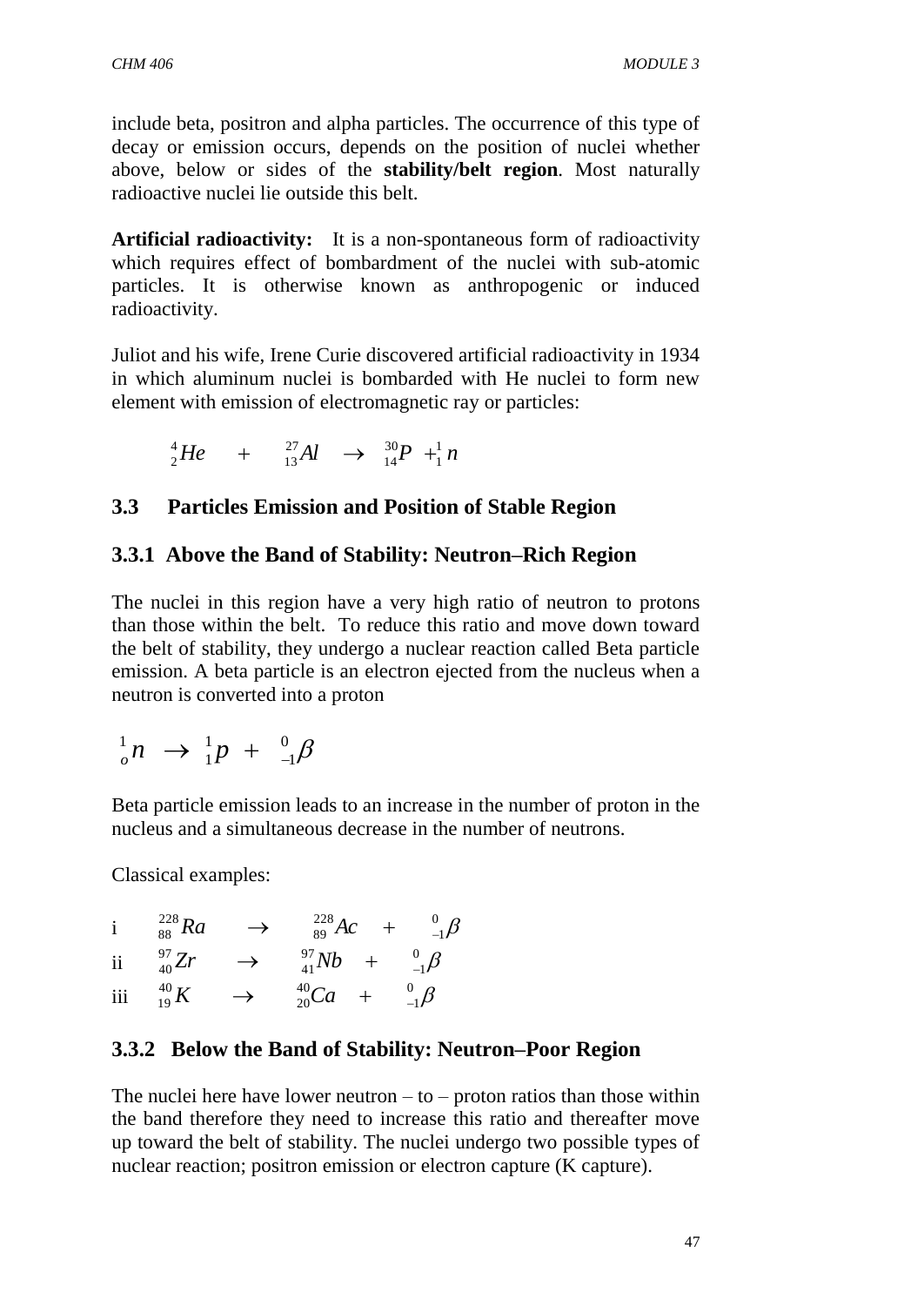include beta, positron and alpha particles. The occurrence of this type of decay or emission occurs, depends on the position of nuclei whether above, below or sides of the **stability/belt region**. Most naturally radioactive nuclei lie outside this belt.

**Artificial radioactivity:** It is a non-spontaneous form of radioactivity which requires effect of bombardment of the nuclei with sub-atomic particles. It is otherwise known as anthropogenic or induced radioactivity.

Juliot and his wife, Irene Curie discovered artificial radioactivity in 1934 in which aluminum nuclei is bombarded with He nuclei to form new element with emission of electromagnetic ray or particles:

$$ {}^{4}_{2}He \quad + \quad {}^{27}_{13}Al \quad \rightarrow \quad {}^{30}_{14}P \; + {}^{1}_{1}n $$

## 3.3 Particles Emission and Position of Stable Region

### 3.3.1 Above the Band of Stability: Neutron–Rich Region

The nuclei in this region have a very high ratio of neutron to protons than those within the belt. To reduce this ratio and move down toward the belt of stability, they undergo a nuclear reaction called Beta particle emission. A beta particle is an electron ejected from the nucleus when a neutron is converted into a proton

$$ {}^{1}_{o}n \;\rightarrow\; {}^{1}_{1}p \;+\; {}^{0}_{-1}\beta $$

Beta particle emission leads to an increase in the number of proton in the nucleus and a simultaneous decrease in the number of neutrons.

Classical examples:

i $\quad {}^{228}_{88}Ra \quad \rightarrow \quad {}^{228}_{89}Ac \quad + \quad {}^{0}_{-1}\beta$

ii $\quad {}^{97}_{40}Zr \quad \rightarrow \quad {}^{97}_{41}Nb \quad + \quad {}^{0}_{-1}\beta$

iii $\quad {}^{40}_{19}K \quad \rightarrow \quad {}^{40}_{20}Ca \quad + \quad {}^{0}_{-1}\beta$

### 3.3.2 Below the Band of Stability: Neutron–Poor Region

The nuclei here have lower neutron – to – proton ratios than those within the band therefore they need to increase this ratio and thereafter move up toward the belt of stability. The nuclei undergo two possible types of nuclear reaction; positron emission or electron capture (K capture).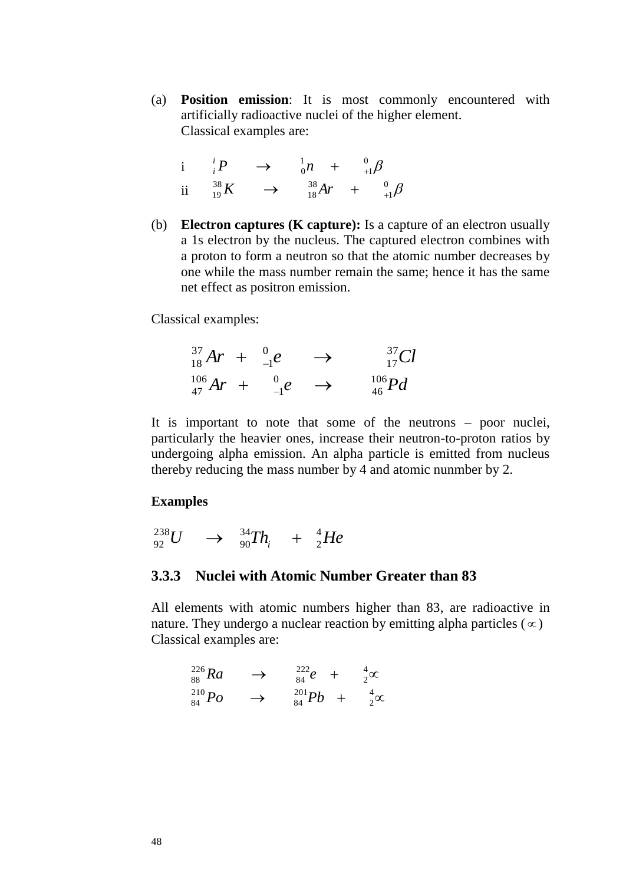(a) **Position emission**: It is most commonly encountered with artificially radioactive nuclei of the higher element. Classical examples are:

i $\quad {}^{i}_{i}P \quad \rightarrow \quad {}^{1}_{0}n \quad + \quad {}^{0}_{+1}\beta$

ii $\quad {}^{38}_{19}K \quad \rightarrow \quad {}^{38}_{18}Ar \quad + \quad {}^{0}_{+1}\beta$

(b) **Electron captures (K capture):** Is a capture of an electron usually a 1s electron by the nucleus. The captured electron combines with a proton to form a neutron so that the atomic number decreases by one while the mass number remain the same; hence it has the same net effect as positron emission.

Classical examples:

$$ {}^{37}_{18}Ar \; + \; {}^{0}_{-1}e \quad \rightarrow \quad {}^{37}_{17}Cl $$

$$ {}^{106}_{47}Ar \; + \; {}^{0}_{-1}e \quad \rightarrow \quad {}^{106}_{46}Pd $$

It is important to note that some of the neutrons – poor nuclei, particularly the heavier ones, increase their neutron-to-proton ratios by undergoing alpha emission. An alpha particle is emitted from nucleus thereby reducing the mass number by 4 and atomic nunmber by 2.

**Examples**

$$ {}^{238}_{92}U \quad \rightarrow \quad {}^{34}_{90}Th_{i} \quad + \quad {}^{4}_{2}He $$

### 3.3.3 Nuclei with Atomic Number Greater than 83

All elements with atomic numbers higher than 83, are radioactive in nature. They undergo a nuclear reaction by emitting alpha particles ($\propto$) Classical examples are:

$$ {}^{226}_{88}Ra \quad \rightarrow \quad {}^{222}_{84}e \quad + \quad {}^{4}_{2}\propto $$

$$ {}^{210}_{84}Po \quad \rightarrow \quad {}^{201}_{84}Pb \quad + \quad {}^{4}_{2}\propto $$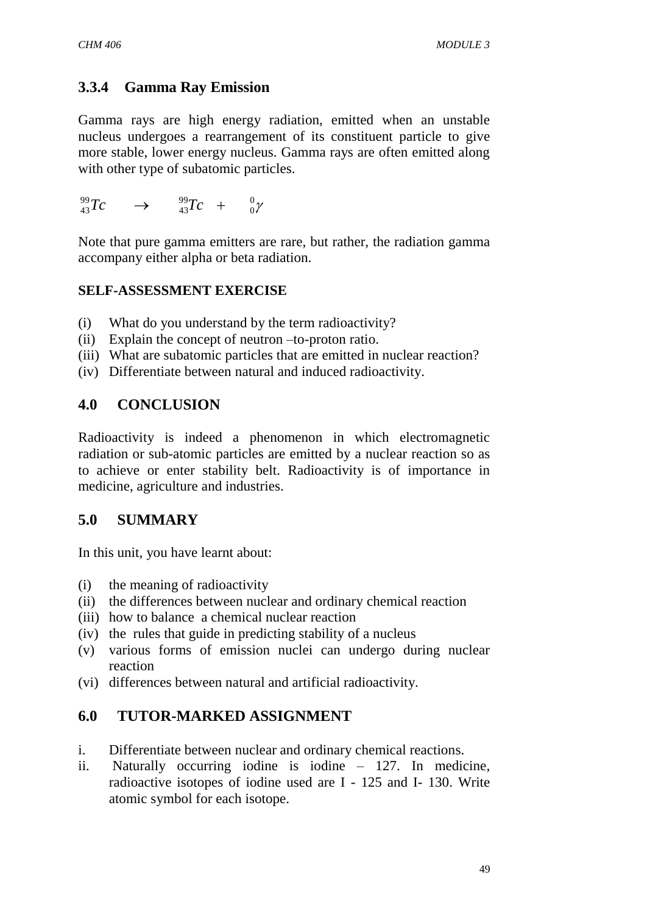### 3.3.4 Gamma Ray Emission

Gamma rays are high energy radiation, emitted when an unstable nucleus undergoes a rearrangement of its constituent particle to give more stable, lower energy nucleus. Gamma rays are often emitted along with other type of subatomic particles.

$$^{99}_{43}Tc \rightarrow \, ^{99}_{43}Tc + \, ^{0}_{0}\gamma$$

Note that pure gamma emitters are rare, but rather, the radiation gamma accompany either alpha or beta radiation.

**SELF-ASSESSMENT EXERCISE**

(i) What do you understand by the term radioactivity?
(ii) Explain the concept of neutron –to-proton ratio.
(iii) What are subatomic particles that are emitted in nuclear reaction?
(iv) Differentiate between natural and induced radioactivity.

## 4.0 CONCLUSION

Radioactivity is indeed a phenomenon in which electromagnetic radiation or sub-atomic particles are emitted by a nuclear reaction so as to achieve or enter stability belt. Radioactivity is of importance in medicine, agriculture and industries.

## 5.0 SUMMARY

In this unit, you have learnt about:

(i) the meaning of radioactivity
(ii) the differences between nuclear and ordinary chemical reaction
(iii) how to balance a chemical nuclear reaction
(iv) the rules that guide in predicting stability of a nucleus
(v) various forms of emission nuclei can undergo during nuclear reaction
(vi) differences between natural and artificial radioactivity.

## 6.0 TUTOR-MARKED ASSIGNMENT

i. Differentiate between nuclear and ordinary chemical reactions.
ii. Naturally occurring iodine is iodine – 127. In medicine, radioactive isotopes of iodine used are I - 125 and I- 130. Write atomic symbol for each isotope.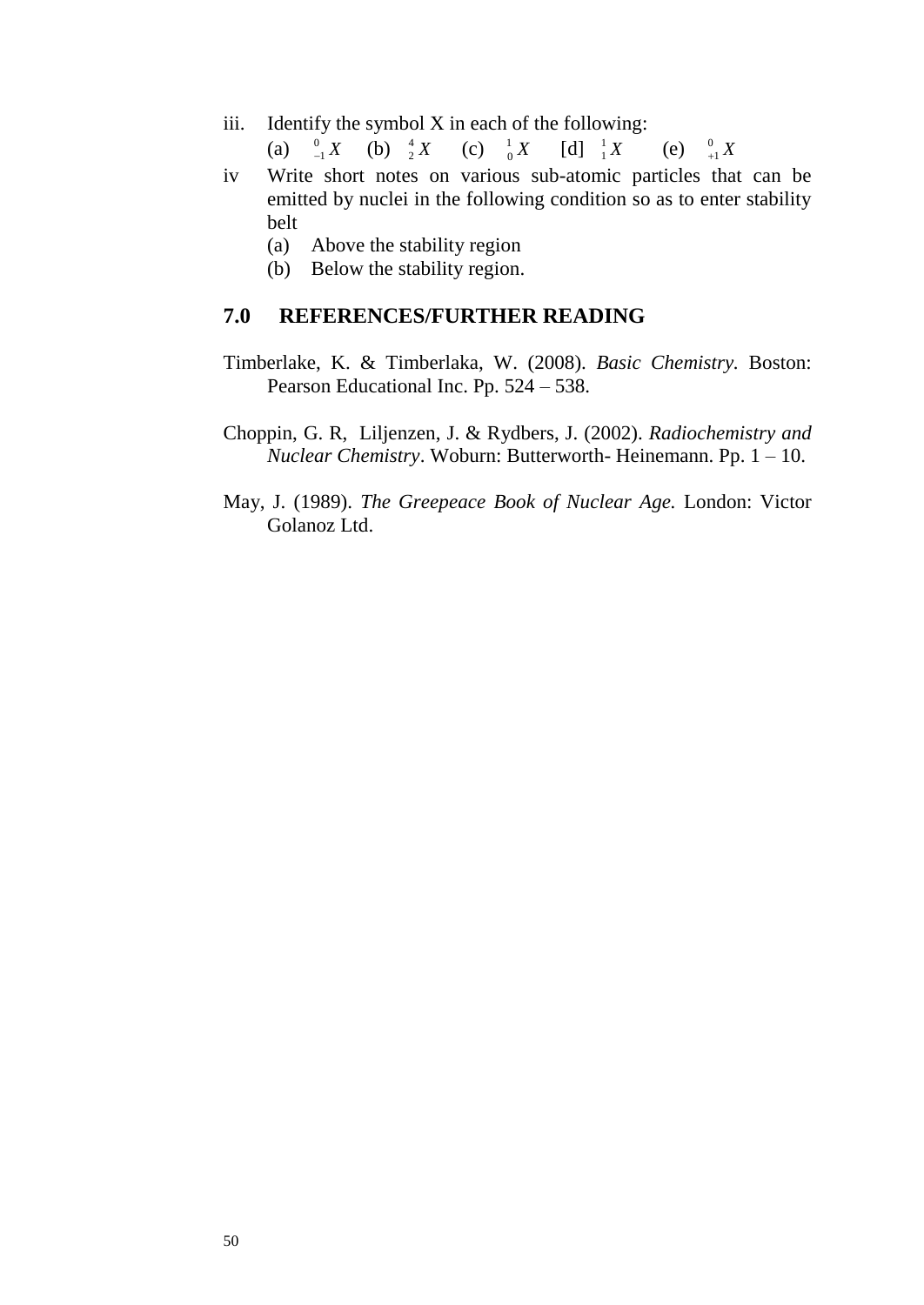iii. Identify the symbol X in each of the following:

   (a) $^{0}_{-1}X$ (b) $^{4}_{2}X$ (c) $^{1}_{0}X$ [d] $^{1}_{1}X$ (e) $^{0}_{+1}X$

iv Write short notes on various sub-atomic particles that can be emitted by nuclei in the following condition so as to enter stability belt

   (a) Above the stability region
   (b) Below the stability region.

## 7.0 REFERENCES/FURTHER READING

Timberlake, K. & Timberlaka, W. (2008). *Basic Chemistry.* Boston: Pearson Educational Inc. Pp. 524 – 538.

Choppin, G. R, Liljenzen, J. & Rydbers, J. (2002). *Radiochemistry and Nuclear Chemistry*. Woburn: Butterworth- Heinemann. Pp. 1 – 10.

May, J. (1989). *The Greepeace Book of Nuclear Age.* London: Victor Golanoz Ltd.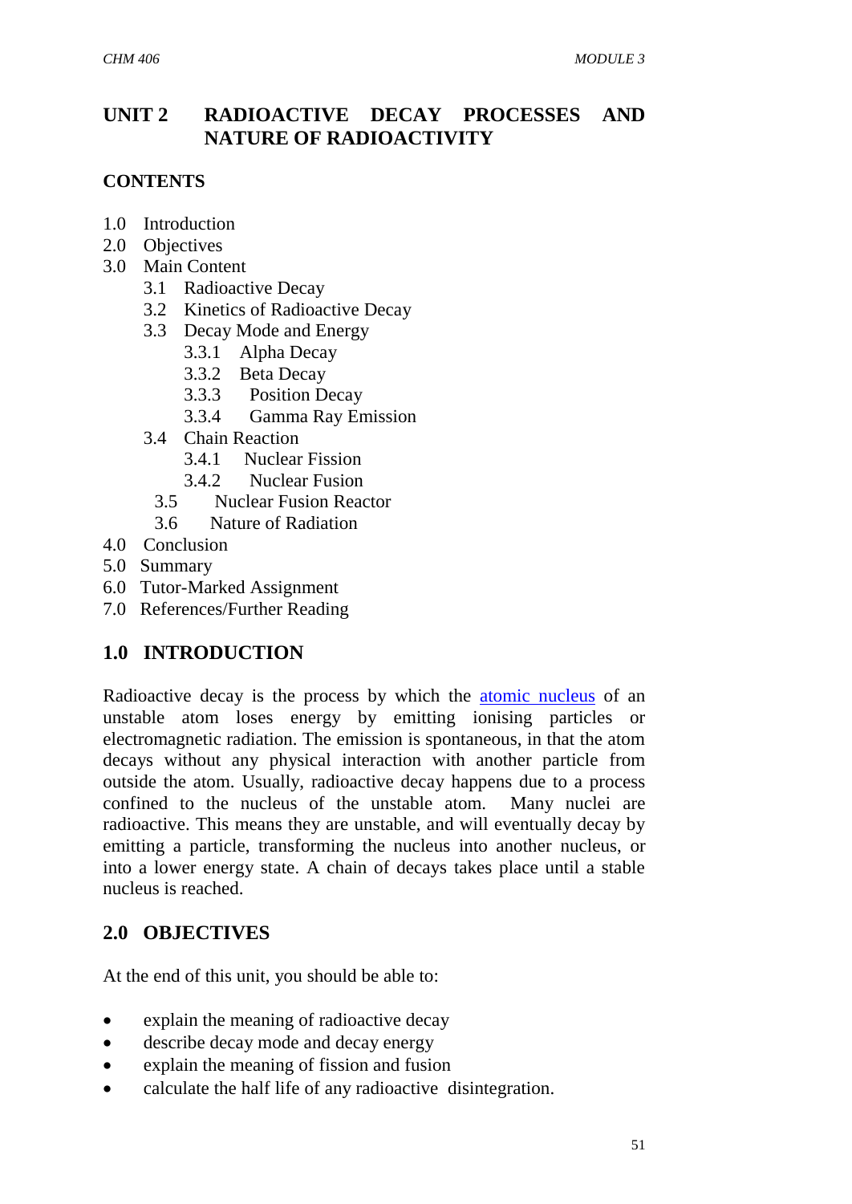# UNIT 2 RADIOACTIVE DECAY PROCESSES AND NATURE OF RADIOACTIVITY

## CONTENTS

- 1.0 Introduction
- 2.0 Objectives
- 3.0 Main Content
  - 3.1 Radioactive Decay
  - 3.2 Kinetics of Radioactive Decay
  - 3.3 Decay Mode and Energy
    - 3.3.1 Alpha Decay
    - 3.3.2 Beta Decay
    - 3.3.3 Position Decay
    - 3.3.4 Gamma Ray Emission
  - 3.4 Chain Reaction
    - 3.4.1 Nuclear Fission
    - 3.4.2 Nuclear Fusion
  - 3.5 Nuclear Fusion Reactor
  - 3.6 Nature of Radiation
- 4.0 Conclusion
- 5.0 Summary
- 6.0 Tutor-Marked Assignment
- 7.0 References/Further Reading

## 1.0 INTRODUCTION

Radioactive decay is the process by which the atomic nucleus of an unstable atom loses energy by emitting ionising particles or electromagnetic radiation. The emission is spontaneous, in that the atom decays without any physical interaction with another particle from outside the atom. Usually, radioactive decay happens due to a process confined to the nucleus of the unstable atom. Many nuclei are radioactive. This means they are unstable, and will eventually decay by emitting a particle, transforming the nucleus into another nucleus, or into a lower energy state. A chain of decays takes place until a stable nucleus is reached.

## 2.0 OBJECTIVES

At the end of this unit, you should be able to:

- explain the meaning of radioactive decay
- describe decay mode and decay energy
- explain the meaning of fission and fusion
- calculate the half life of any radioactive disintegration.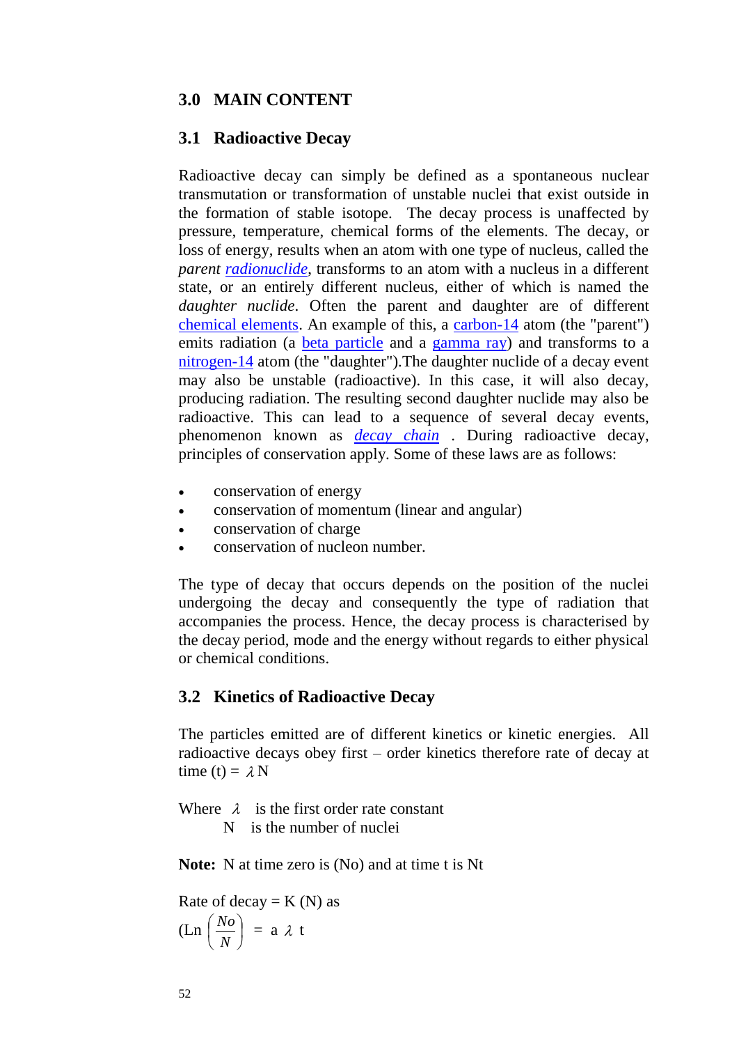## 3.0 MAIN CONTENT

### 3.1 Radioactive Decay

Radioactive decay can simply be defined as a spontaneous nuclear transmutation or transformation of unstable nuclei that exist outside in the formation of stable isotope. The decay process is unaffected by pressure, temperature, chemical forms of the elements. The decay, or loss of energy, results when an atom with one type of nucleus, called the *parent radionuclide*, transforms to an atom with a nucleus in a different state, or an entirely different nucleus, either of which is named the *daughter nuclide*. Often the parent and daughter are of different chemical elements. An example of this, a carbon-14 atom (the "parent") emits radiation (a beta particle and a gamma ray) and transforms to a nitrogen-14 atom (the "daughter").The daughter nuclide of a decay event may also be unstable (radioactive). In this case, it will also decay, producing radiation. The resulting second daughter nuclide may also be radioactive. This can lead to a sequence of several decay events, phenomenon known as *decay chain* . During radioactive decay, principles of conservation apply. Some of these laws are as follows:

- conservation of energy
- conservation of momentum (linear and angular)
- conservation of charge
- conservation of nucleon number.

The type of decay that occurs depends on the position of the nuclei undergoing the decay and consequently the type of radiation that accompanies the process. Hence, the decay process is characterised by the decay period, mode and the energy without regards to either physical or chemical conditions.

### 3.2 Kinetics of Radioactive Decay

The particles emitted are of different kinetics or kinetic energies. All radioactive decays obey first – order kinetics therefore rate of decay at time (t) = $\lambda N$

Where $\lambda$ is the first order rate constant
N is the number of nuclei

**Note:** N at time zero is (No) and at time t is Nt

Rate of decay = K (N) as

(Ln $\left(\frac{No}{N}\right)$ = a $\lambda$ t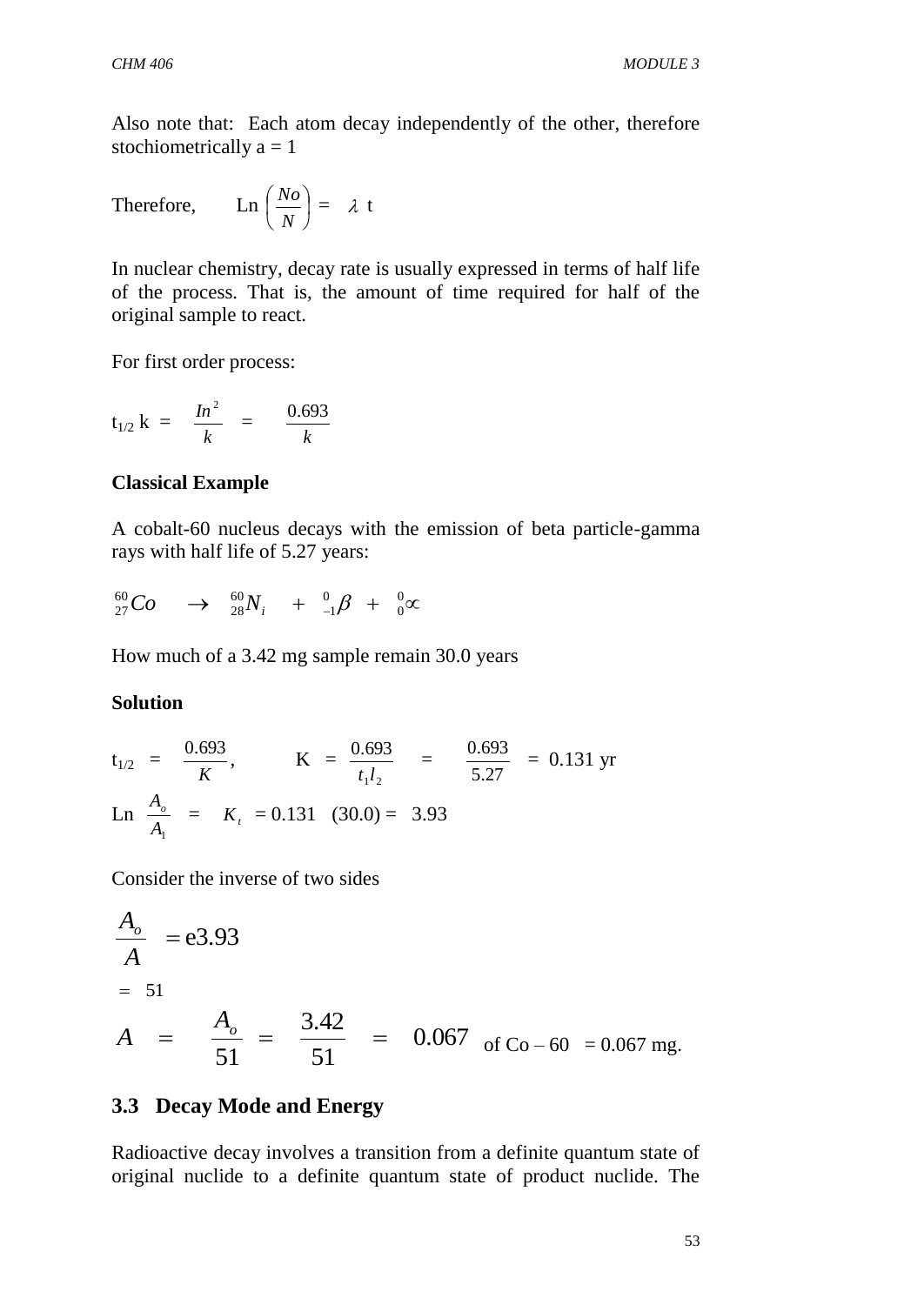Also note that: Each atom decay independently of the other, therefore stochiometrically a = 1

Therefore, $$\text{Ln}\left(\frac{No}{N}\right) = \lambda \text{ t}$$

In nuclear chemistry, decay rate is usually expressed in terms of half life of the process. That is, the amount of time required for half of the original sample to react.

For first order process:

$$t_{1/2} \text{ k} = \frac{In^2}{k} = \frac{0.693}{k}$$

**Classical Example**

A cobalt-60 nucleus decays with the emission of beta particle-gamma rays with half life of 5.27 years:

$$^{60}_{27}Co \rightarrow {}^{60}_{28}N_i + {}^{0}_{-1}\beta + {}^{0}_{0}\propto$$

How much of a 3.42 mg sample remain 30.0 years

**Solution**

$$t_{1/2} = \frac{0.693}{K}, \qquad \text{K} = \frac{0.693}{t_1 l_2} = \frac{0.693}{5.27} = 0.131 \text{ yr}$$

$$\text{Ln } \frac{A_o}{A_1} = K_t = 0.131 \ (30.0) = 3.93$$

Consider the inverse of two sides

$$\frac{A_o}{A} = \text{e}3.93$$

$$= 51$$

$$A = \frac{A_o}{51} = \frac{3.42}{51} = 0.067 \text{ of Co} - 60 = 0.067 \text{ mg.}$$

## 3.3 Decay Mode and Energy

Radioactive decay involves a transition from a definite quantum state of original nuclide to a definite quantum state of product nuclide. The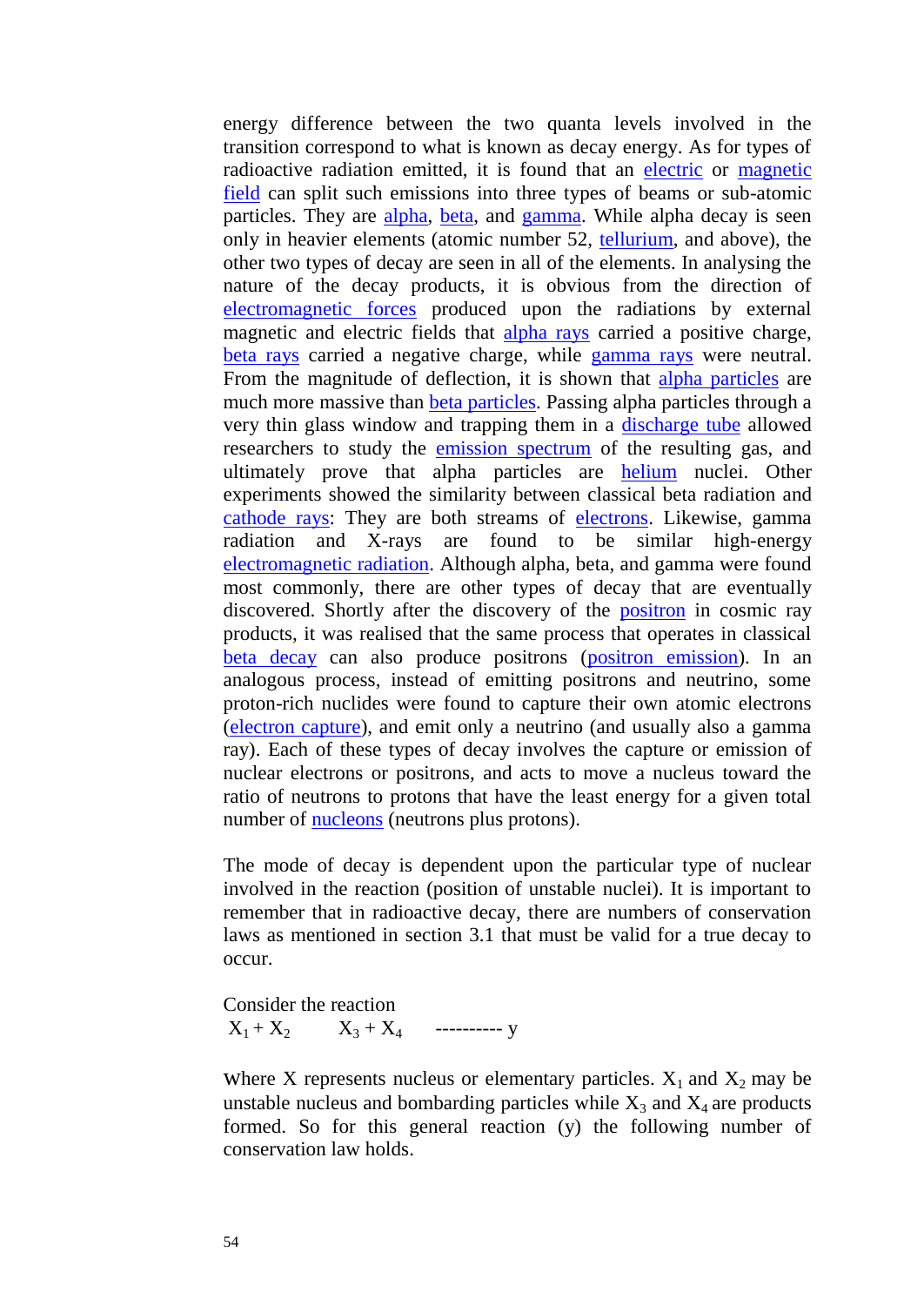energy difference between the two quanta levels involved in the transition correspond to what is known as decay energy. As for types of radioactive radiation emitted, it is found that an electric or magnetic field can split such emissions into three types of beams or sub-atomic particles. They are alpha, beta, and gamma. While alpha decay is seen only in heavier elements (atomic number 52, tellurium, and above), the other two types of decay are seen in all of the elements. In analysing the nature of the decay products, it is obvious from the direction of electromagnetic forces produced upon the radiations by external magnetic and electric fields that alpha rays carried a positive charge, beta rays carried a negative charge, while gamma rays were neutral. From the magnitude of deflection, it is shown that alpha particles are much more massive than beta particles. Passing alpha particles through a very thin glass window and trapping them in a discharge tube allowed researchers to study the emission spectrum of the resulting gas, and ultimately prove that alpha particles are helium nuclei. Other experiments showed the similarity between classical beta radiation and cathode rays: They are both streams of electrons. Likewise, gamma radiation and X-rays are found to be similar high-energy electromagnetic radiation. Although alpha, beta, and gamma were found most commonly, there are other types of decay that are eventually discovered. Shortly after the discovery of the positron in cosmic ray products, it was realised that the same process that operates in classical beta decay can also produce positrons (positron emission). In an analogous process, instead of emitting positrons and neutrino, some proton-rich nuclides were found to capture their own atomic electrons (electron capture), and emit only a neutrino (and usually also a gamma ray). Each of these types of decay involves the capture or emission of nuclear electrons or positrons, and acts to move a nucleus toward the ratio of neutrons to protons that have the least energy for a given total number of nucleons (neutrons plus protons).

The mode of decay is dependent upon the particular type of nuclear involved in the reaction (position of unstable nuclei). It is important to remember that in radioactive decay, there are numbers of conservation laws as mentioned in section 3.1 that must be valid for a true decay to occur.

Consider the reaction

$$X_1 + X_2 \quad X_3 + X_4 \quad \text{----------} \; y$$

Where X represents nucleus or elementary particles. $X_1$ and $X_2$ may be unstable nucleus and bombarding particles while $X_3$ and $X_4$ are products formed. So for this general reaction (y) the following number of conservation law holds.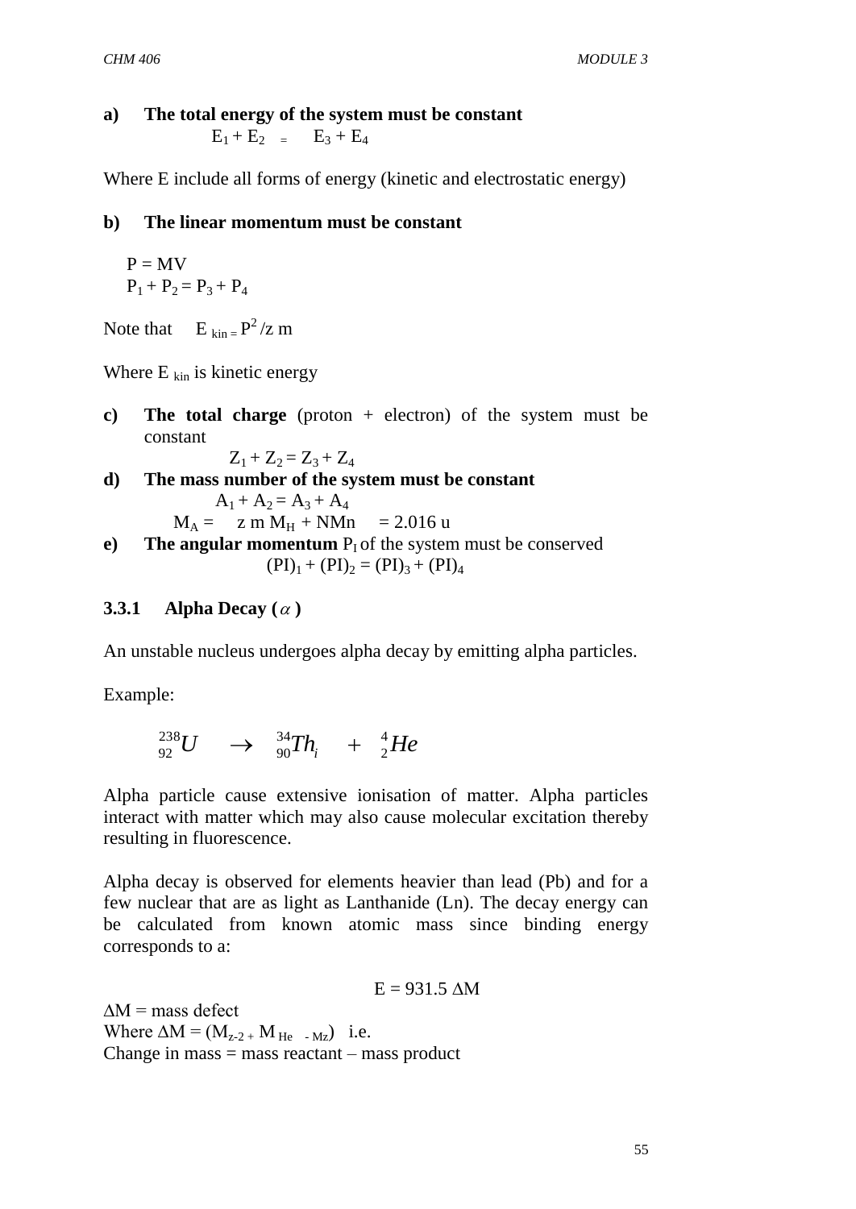**a) The total energy of the system must be constant**

$$E_1 + E_2 = E_3 + E_4$$

Where E include all forms of energy (kinetic and electrostatic energy)

**b) The linear momentum must be constant**

$P = MV$
$P_1 + P_2 = P_3 + P_4$

Note that $E_{kin} = P^2/z\ m$

Where $E_{kin}$ is kinetic energy

**c) The total charge** (proton + electron) of the system must be constant

$$Z_1 + Z_2 = Z_3 + Z_4$$

**d) The mass number of the system must be constant**

$$A_1 + A_2 = A_3 + A_4$$

$$M_A = z\ m\ M_H + NMn = 2.016\ u$$

**e) The angular momentum** $P_I$ of the system must be conserved

$$(PI)_1 + (PI)_2 = (PI)_3 + (PI)_4$$

### 3.3.1 Alpha Decay ($\alpha$)

An unstable nucleus undergoes alpha decay by emitting alpha particles.

Example:

$$^{238}_{92}U \rightarrow {}^{34}_{90}Th_i + {}^{4}_{2}He$$

Alpha particle cause extensive ionisation of matter. Alpha particles interact with matter which may also cause molecular excitation thereby resulting in fluorescence.

Alpha decay is observed for elements heavier than lead (Pb) and for a few nuclear that are as light as Lanthanide (Ln). The decay energy can be calculated from known atomic mass since binding energy corresponds to a:

$$E = 931.5\ \Delta M$$

$\Delta M$ = mass defect
Where $\Delta M = (M_{z-2} + M_{He} - M_z)$ i.e.
Change in mass = mass reactant – mass product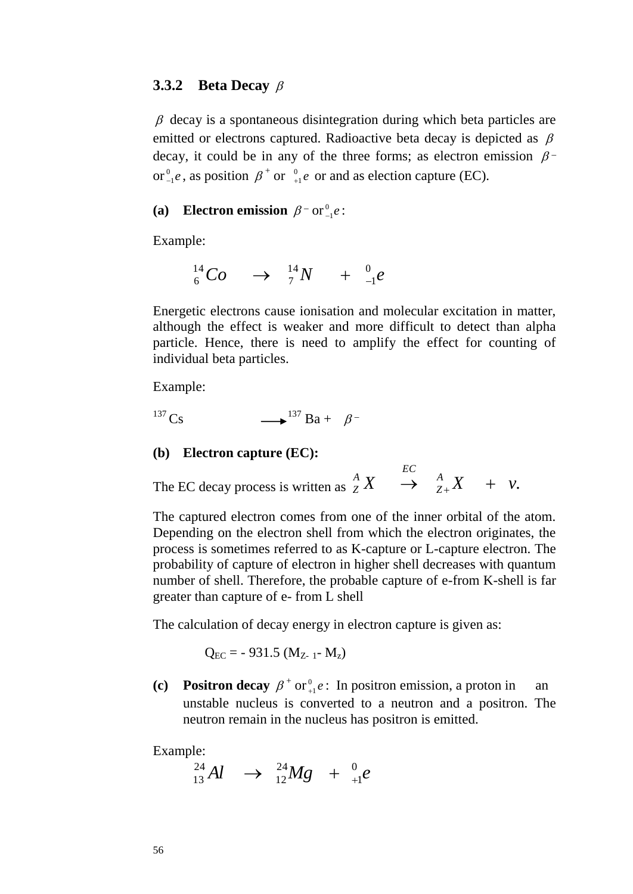### 3.3.2 Beta Decay $\beta$

$\beta$ decay is a spontaneous disintegration during which beta particles are emitted or electrons captured. Radioactive beta decay is depicted as $\beta$ decay, it could be in any of the three forms; as electron emission $\beta^-$ or ${}^{0}_{-1}e$, as position $\beta^+$ or ${}^{0}_{+1}e$ or and as election capture (EC).

**(a) Electron emission $\beta^-$ or ${}^{0}_{-1}e$:**

Example:

$${}^{14}_{6}Co \quad \rightarrow \quad {}^{14}_{7}N \quad + \quad {}^{0}_{-1}e$$

Energetic electrons cause ionisation and molecular excitation in matter, although the effect is weaker and more difficult to detect than alpha particle. Hence, there is need to amplify the effect for counting of individual beta particles.

Example:

$${}^{137}Cs \longrightarrow {}^{137}Ba + \beta^-$$

**(b) Electron capture (EC):**

The EC decay process is written as ${}^{A}_{Z}X \xrightarrow{EC} {}^{A}_{Z+}X + v.$

The captured electron comes from one of the inner orbital of the atom. Depending on the electron shell from which the electron originates, the process is sometimes referred to as K-capture or L-capture electron. The probability of capture of electron in higher shell decreases with quantum number of shell. Therefore, the probable capture of e-from K-shell is far greater than capture of e- from L shell

The calculation of decay energy in electron capture is given as:

$$Q_{EC} = -\,931.5\,(M_{Z-1} - M_z)$$

**(c) Positron decay $\beta^+$ or ${}^{0}_{+1}e$:** In positron emission, a proton in an unstable nucleus is converted to a neutron and a positron. The neutron remain in the nucleus has positron is emitted.

Example:

$${}^{24}_{13}Al \quad \rightarrow \quad {}^{24}_{12}Mg \quad + \quad {}^{0}_{+1}e$$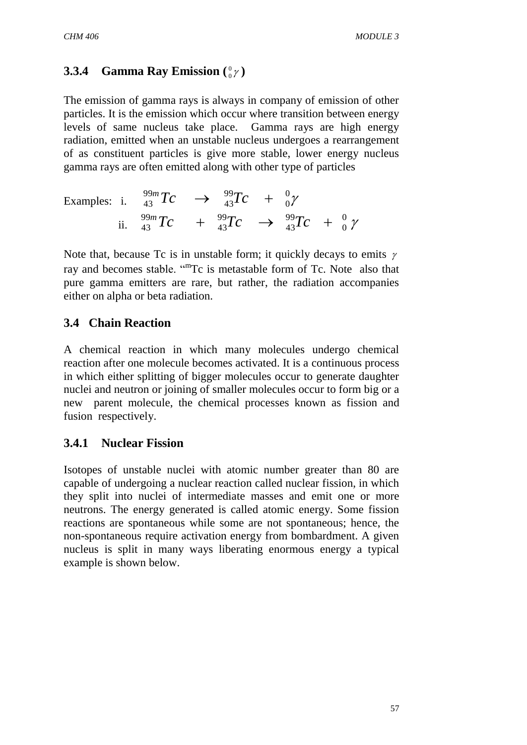### 3.3.4 Gamma Ray Emission ($^{0}_{0}\gamma$)

The emission of gamma rays is always in company of emission of other particles. It is the emission which occur where transition between energy levels of same nucleus take place. Gamma rays are high energy radiation, emitted when an unstable nucleus undergoes a rearrangement of as constituent particles is give more stable, lower energy nucleus gamma rays are often emitted along with other type of particles

Examples: i. $^{99m}_{43}Tc \rightarrow ^{99}_{43}Tc + ^{0}_{0}\gamma$

ii. $^{99m}_{43}Tc + ^{99}_{43}Tc \rightarrow ^{99}_{43}Tc + ^{0}_{0}\gamma$

Note that, because Tc is in unstable form; it quickly decays to emits $\gamma$ ray and becomes stable. "mTc is metastable form of Tc. Note also that pure gamma emitters are rare, but rather, the radiation accompanies either on alpha or beta radiation.

## 3.4 Chain Reaction

A chemical reaction in which many molecules undergo chemical reaction after one molecule becomes activated. It is a continuous process in which either splitting of bigger molecules occur to generate daughter nuclei and neutron or joining of smaller molecules occur to form big or a new parent molecule, the chemical processes known as fission and fusion respectively.

### 3.4.1 Nuclear Fission

Isotopes of unstable nuclei with atomic number greater than 80 are capable of undergoing a nuclear reaction called nuclear fission, in which they split into nuclei of intermediate masses and emit one or more neutrons. The energy generated is called atomic energy. Some fission reactions are spontaneous while some are not spontaneous; hence, the non-spontaneous require activation energy from bombardment. A given nucleus is split in many ways liberating enormous energy a typical example is shown below.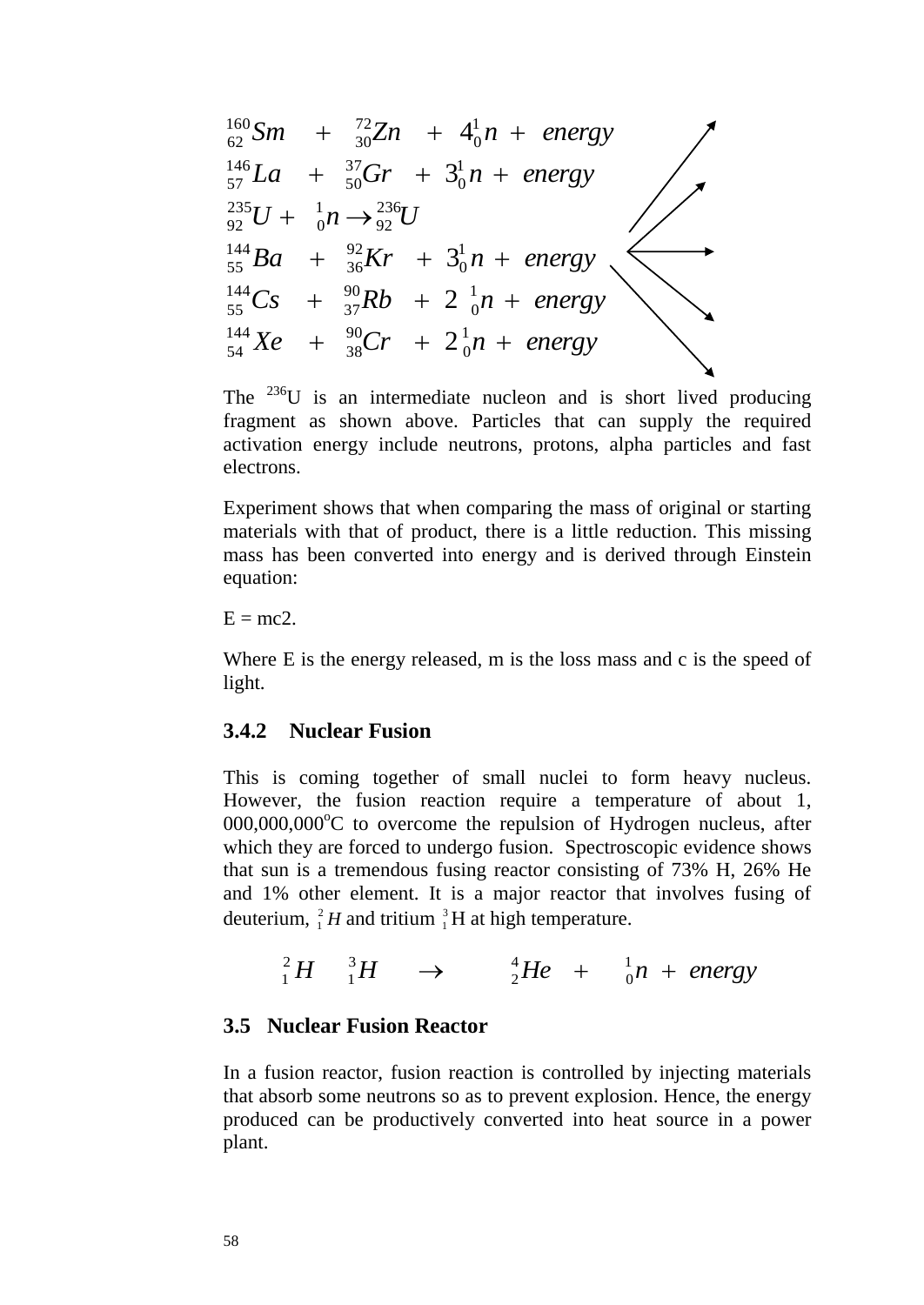$$^{160}_{62}Sm \quad + \quad ^{72}_{30}Zn \quad + \quad 4^{1}_{0}n \; + \; energy$$

$$^{146}_{57}La \quad + \quad ^{37}_{50}Gr \quad + \quad 3^{1}_{0}n \; + \; energy$$

$$^{235}_{92}U + \; ^{1}_{0}n \rightarrow ^{236}_{92}U$$

$$^{144}_{55}Ba \quad + \quad ^{92}_{36}Kr \quad + \quad 3^{1}_{0}n \; + \; energy$$

$$^{144}_{55}Cs \quad + \quad ^{90}_{37}Rb \quad + \; 2 \; ^{1}_{0}n \; + \; energy$$

$$^{144}_{54}Xe \quad + \quad ^{90}_{38}Cr \quad + \; 2\,^{1}_{0}n \; + \; energy$$

The $^{236}U$ is an intermediate nucleon and is short lived producing fragment as shown above. Particles that can supply the required activation energy include neutrons, protons, alpha particles and fast electrons.

Experiment shows that when comparing the mass of original or starting materials with that of product, there is a little reduction. This missing mass has been converted into energy and is derived through Einstein equation:

E = mc2.

Where E is the energy released, m is the loss mass and c is the speed of light.

### 3.4.2 Nuclear Fusion

This is coming together of small nuclei to form heavy nucleus. However, the fusion reaction require a temperature of about 1, 000,000,000°C to overcome the repulsion of Hydrogen nucleus, after which they are forced to undergo fusion. Spectroscopic evidence shows that sun is a tremendous fusing reactor consisting of 73% H, 26% He and 1% other element. It is a major reactor that involves fusing of deuterium, $^{2}_{1}H$ and tritium $^{3}_{1}H$ at high temperature.

$$^{2}_{1}H \quad ^{3}_{1}H \quad \rightarrow \quad ^{4}_{2}He \quad + \quad ^{1}_{0}n \; + \; energy$$

## 3.5 Nuclear Fusion Reactor

In a fusion reactor, fusion reaction is controlled by injecting materials that absorb some neutrons so as to prevent explosion. Hence, the energy produced can be productively converted into heat source in a power plant.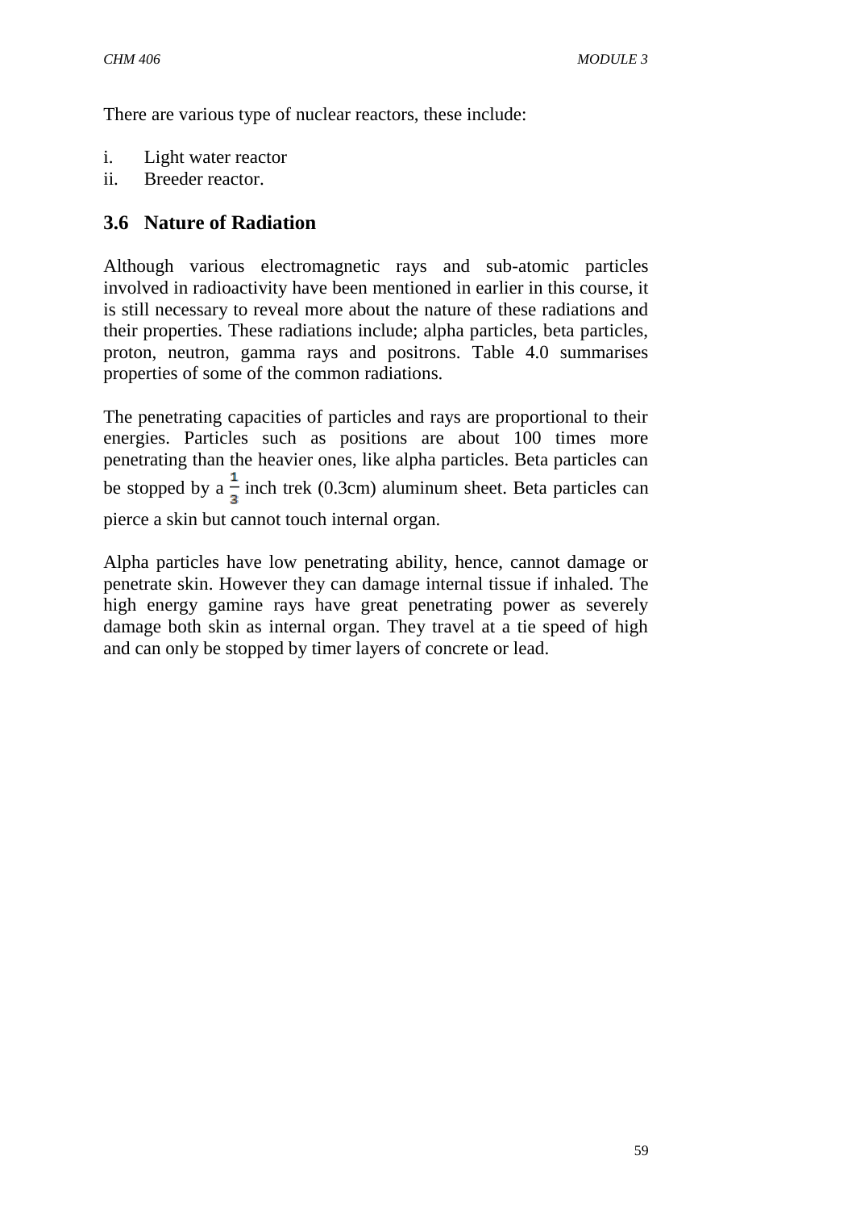There are various type of nuclear reactors, these include:

i. Light water reactor
ii. Breeder reactor.

## 3.6 Nature of Radiation

Although various electromagnetic rays and sub-atomic particles involved in radioactivity have been mentioned in earlier in this course, it is still necessary to reveal more about the nature of these radiations and their properties. These radiations include; alpha particles, beta particles, proton, neutron, gamma rays and positrons. Table 4.0 summarises properties of some of the common radiations.

The penetrating capacities of particles and rays are proportional to their energies. Particles such as positions are about 100 times more penetrating than the heavier ones, like alpha particles. Beta particles can be stopped by a $\frac{1}{3}$ inch trek (0.3cm) aluminum sheet. Beta particles can pierce a skin but cannot touch internal organ.

Alpha particles have low penetrating ability, hence, cannot damage or penetrate skin. However they can damage internal tissue if inhaled. The high energy gamine rays have great penetrating power as severely damage both skin as internal organ. They travel at a tie speed of high and can only be stopped by timer layers of concrete or lead.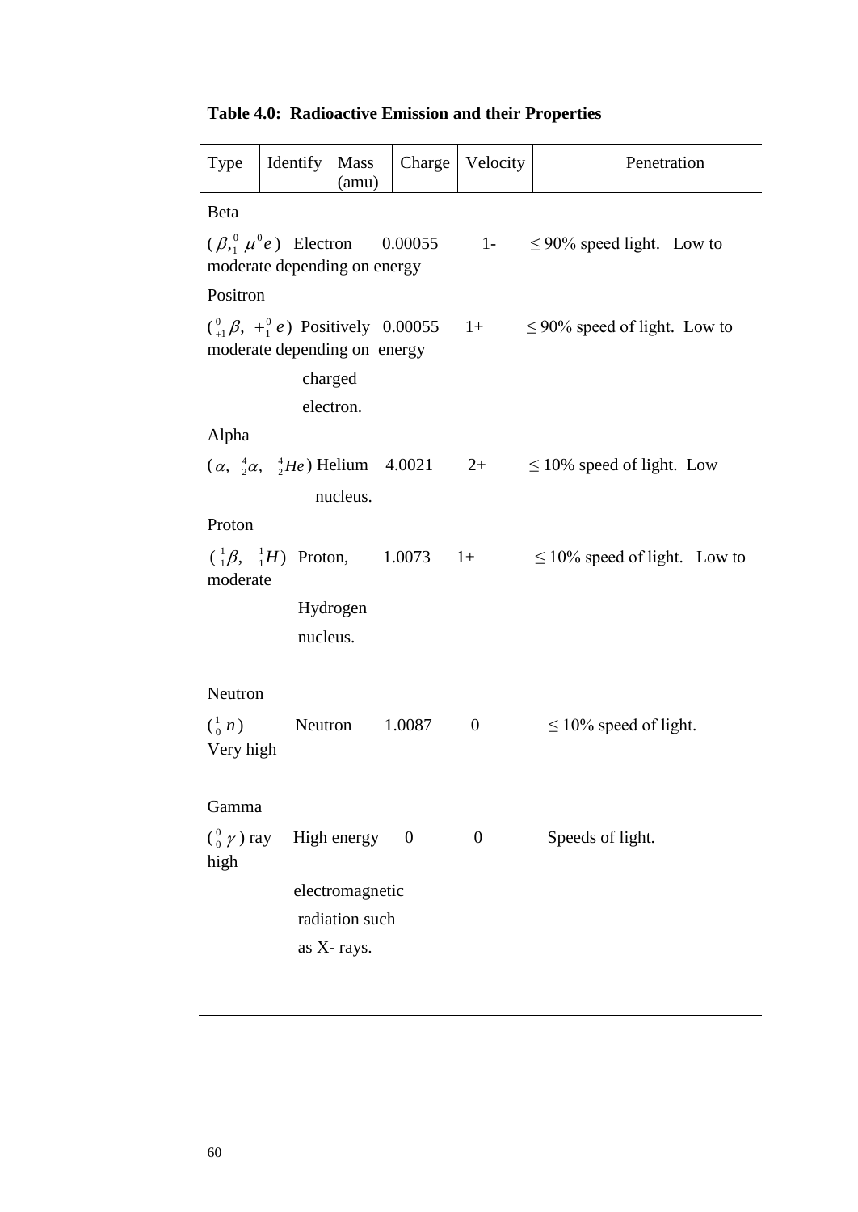**Table 4.0: Radioactive Emission and their Properties**

| Type | Identify | Mass (amu) | Charge | Velocity | Penetration |
|---|---|---|---|---|---|
| Beta | | | | | |
| ($\beta,_{1}^{0}\mu^{0}e$) | Electron | 0.00055 | 1- | $\leq$ 90% speed light. | Low to moderate depending on energy |
| Positron | | | | | |
| (${}_{+1}^{0}\beta$, $+_{1}^{0}e$) | Positively charged electron. | 0.00055 | 1+ | $\leq$ 90% speed of light. | Low to moderate depending on energy |
| Alpha | | | | | |
| ($\alpha$, ${}_{2}^{4}\alpha$, ${}_{2}^{4}He$) | Helium nucleus. | 4.0021 | 2+ | $\leq$ 10% speed of light. | Low |
| Proton | | | | | |
| (${}_{1}^{1}\beta$, ${}_{1}^{1}H$) | Proton, Hydrogen nucleus. | 1.0073 | 1+ | $\leq$ 10% speed of light. | Low to moderate |
| Neutron | | | | | |
| (${}_{0}^{1}n$) | Neutron | 1.0087 | 0 | $\leq$ 10% speed of light. | Very high |
| Gamma | | | | | |
| (${}_{0}^{0}\gamma$) ray | High energy electromagnetic radiation such as X- rays. | 0 | 0 | Speeds of light. | high |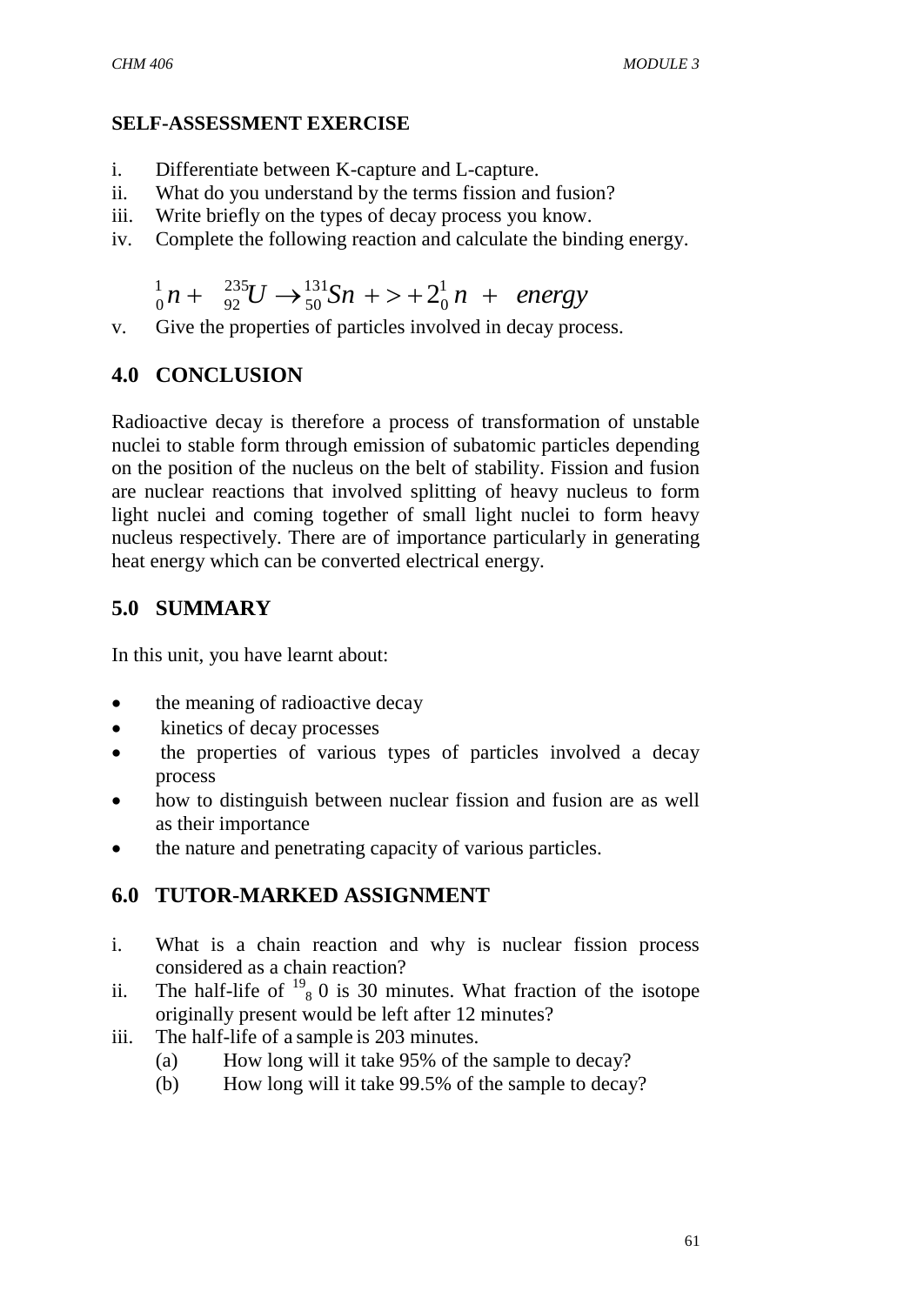**SELF-ASSESSMENT EXERCISE**

i. Differentiate between K-capture and L-capture.
ii. What do you understand by the terms fission and fusion?
iii. Write briefly on the types of decay process you know.
iv. Complete the following reaction and calculate the binding energy.

$${}_{0}^{1}n + \ {}_{92}^{235}U \rightarrow {}_{50}^{131}Sn + > + 2{}_{0}^{1}n \ + \ energy$$

v. Give the properties of particles involved in decay process.

## 4.0 CONCLUSION

Radioactive decay is therefore a process of transformation of unstable nuclei to stable form through emission of subatomic particles depending on the position of the nucleus on the belt of stability. Fission and fusion are nuclear reactions that involved splitting of heavy nucleus to form light nuclei and coming together of small light nuclei to form heavy nucleus respectively. There are of importance particularly in generating heat energy which can be converted electrical energy.

## 5.0 SUMMARY

In this unit, you have learnt about:

- the meaning of radioactive decay
- kinetics of decay processes
- the properties of various types of particles involved a decay process
- how to distinguish between nuclear fission and fusion are as well as their importance
- the nature and penetrating capacity of various particles.

## 6.0 TUTOR-MARKED ASSIGNMENT

i. What is a chain reaction and why is nuclear fission process considered as a chain reaction?
ii. The half-life of ${}^{19}_{8}0$ is 30 minutes. What fraction of the isotope originally present would be left after 12 minutes?
iii. The half-life of a sample is 203 minutes.
   (a) How long will it take 95% of the sample to decay?
   (b) How long will it take 99.5% of the sample to decay?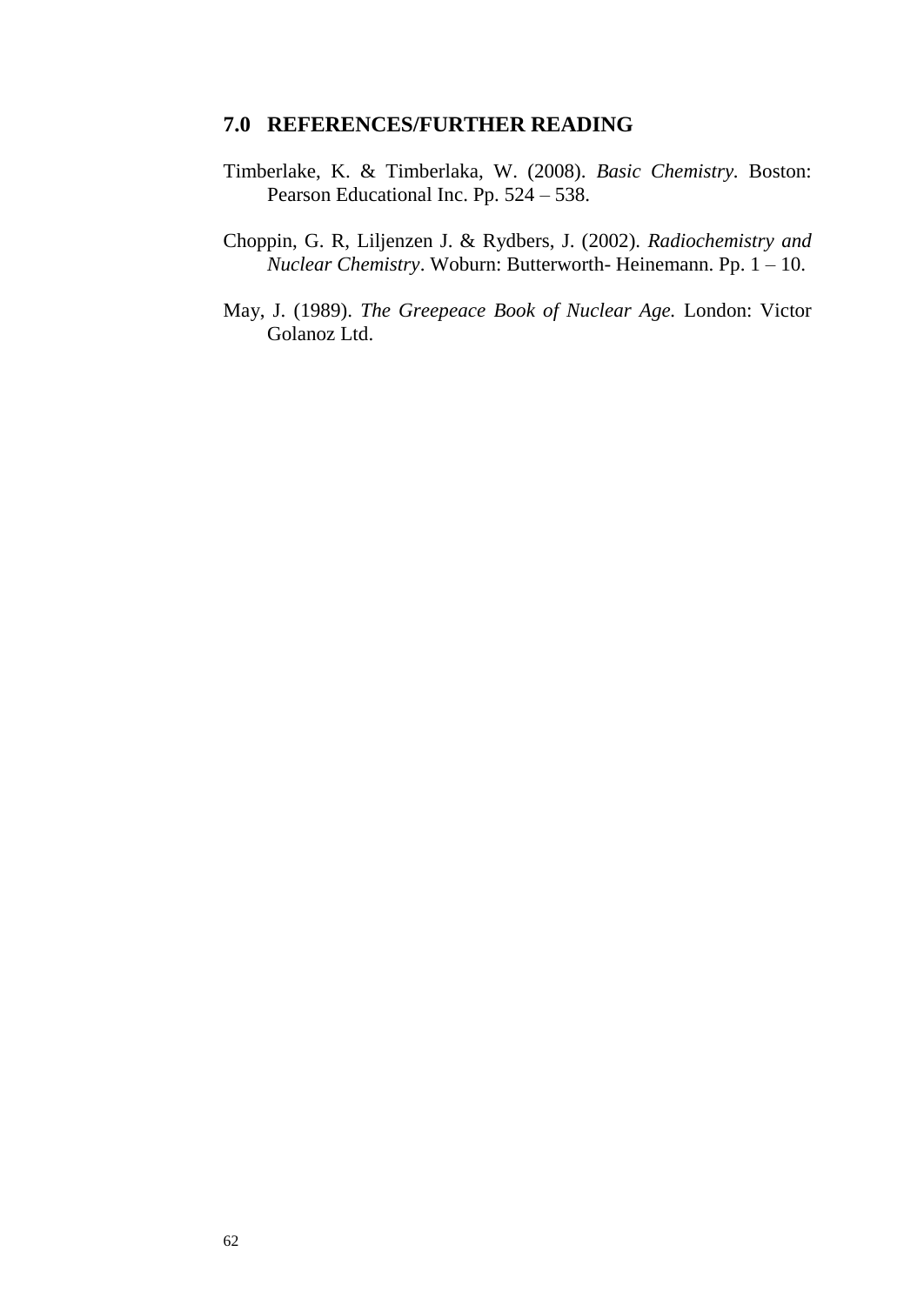## 7.0 REFERENCES/FURTHER READING

Timberlake, K. & Timberlaka, W. (2008). *Basic Chemistry.* Boston: Pearson Educational Inc. Pp. 524 – 538.

Choppin, G. R, Liljenzen J. & Rydbers, J. (2002). *Radiochemistry and Nuclear Chemistry*. Woburn: Butterworth- Heinemann. Pp. 1 – 10.

May, J. (1989). *The Greepeace Book of Nuclear Age.* London: Victor Golanoz Ltd.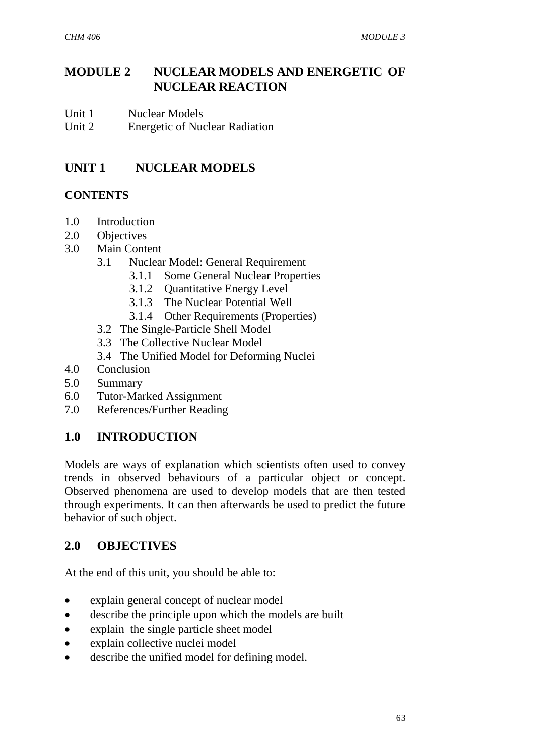# MODULE 2 NUCLEAR MODELS AND ENERGETIC OF NUCLEAR REACTION

Unit 1 Nuclear Models
Unit 2 Energetic of Nuclear Radiation

## UNIT 1 NUCLEAR MODELS

### CONTENTS

1.0 Introduction
2.0 Objectives
3.0 Main Content
    3.1 Nuclear Model: General Requirement
        3.1.1 Some General Nuclear Properties
        3.1.2 Quantitative Energy Level
        3.1.3 The Nuclear Potential Well
        3.1.4 Other Requirements (Properties)
    3.2 The Single-Particle Shell Model
    3.3 The Collective Nuclear Model
    3.4 The Unified Model for Deforming Nuclei
4.0 Conclusion
5.0 Summary
6.0 Tutor-Marked Assignment
7.0 References/Further Reading

## 1.0 INTRODUCTION

Models are ways of explanation which scientists often used to convey trends in observed behaviours of a particular object or concept. Observed phenomena are used to develop models that are then tested through experiments. It can then afterwards be used to predict the future behavior of such object.

## 2.0 OBJECTIVES

At the end of this unit, you should be able to:

- explain general concept of nuclear model
- describe the principle upon which the models are built
- explain the single particle sheet model
- explain collective nuclei model
- describe the unified model for defining model.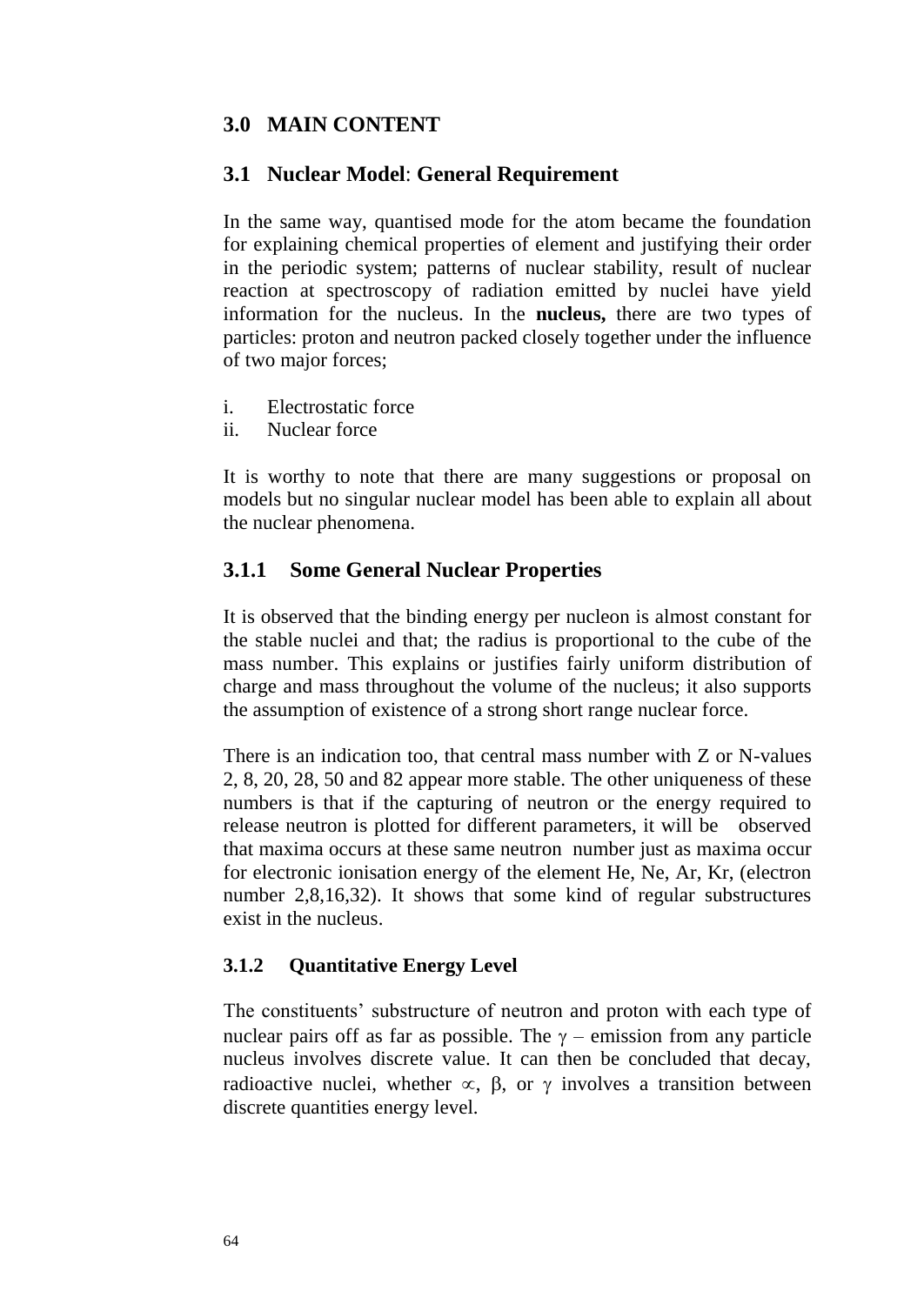## 3.0 MAIN CONTENT

## 3.1 Nuclear Model: General Requirement

In the same way, quantised mode for the atom became the foundation for explaining chemical properties of element and justifying their order in the periodic system; patterns of nuclear stability, result of nuclear reaction at spectroscopy of radiation emitted by nuclei have yield information for the nucleus. In the **nucleus,** there are two types of particles: proton and neutron packed closely together under the influence of two major forces;

i. Electrostatic force
ii. Nuclear force

It is worthy to note that there are many suggestions or proposal on models but no singular nuclear model has been able to explain all about the nuclear phenomena.

### 3.1.1 Some General Nuclear Properties

It is observed that the binding energy per nucleon is almost constant for the stable nuclei and that; the radius is proportional to the cube of the mass number. This explains or justifies fairly uniform distribution of charge and mass throughout the volume of the nucleus; it also supports the assumption of existence of a strong short range nuclear force.

There is an indication too, that central mass number with Z or N-values 2, 8, 20, 28, 50 and 82 appear more stable. The other uniqueness of these numbers is that if the capturing of neutron or the energy required to release neutron is plotted for different parameters, it will be observed that maxima occurs at these same neutron number just as maxima occur for electronic ionisation energy of the element He, Ne, Ar, Kr, (electron number 2,8,16,32). It shows that some kind of regular substructures exist in the nucleus.

### 3.1.2 Quantitative Energy Level

The constituents' substructure of neutron and proton with each type of nuclear pairs off as far as possible. The $\gamma$ – emission from any particle nucleus involves discrete value. It can then be concluded that decay, radioactive nuclei, whether $\propto$, $\beta$, or $\gamma$ involves a transition between discrete quantities energy level.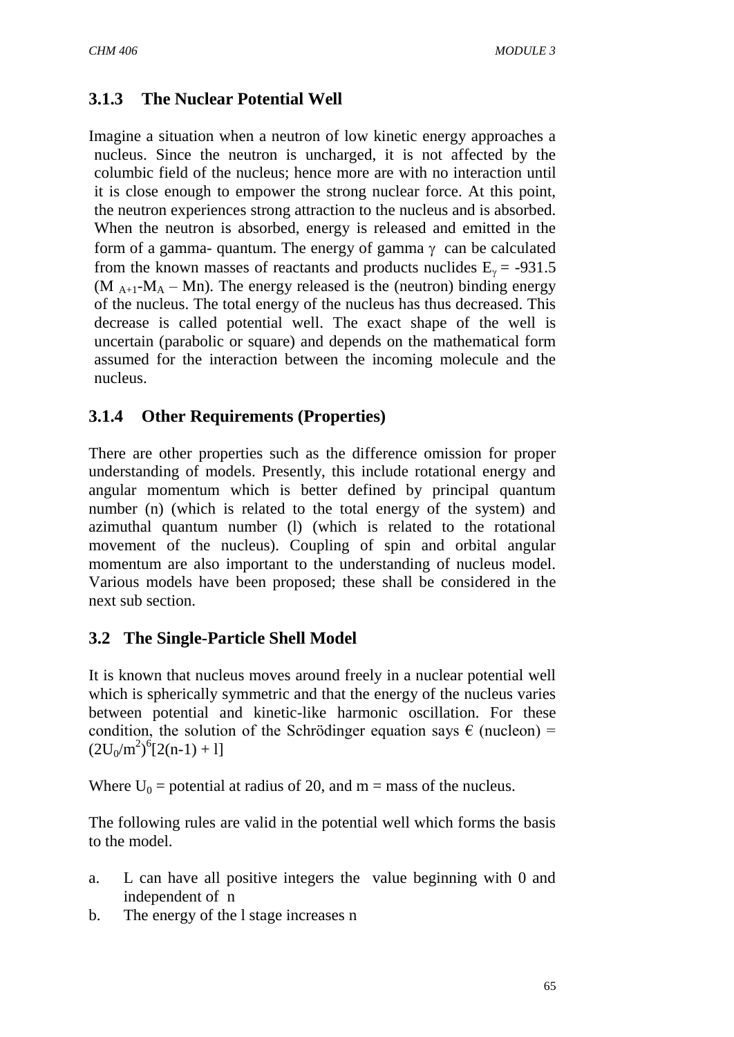### 3.1.3 The Nuclear Potential Well

Imagine a situation when a neutron of low kinetic energy approaches a nucleus. Since the neutron is uncharged, it is not affected by the columbic field of the nucleus; hence more are with no interaction until it is close enough to empower the strong nuclear force. At this point, the neutron experiences strong attraction to the nucleus and is absorbed. When the neutron is absorbed, energy is released and emitted in the form of a gamma- quantum. The energy of gamma $\gamma$ can be calculated from the known masses of reactants and products nuclides $E_{\gamma} = -931.5$ ($M_{A+1}$-$M_A$ – Mn). The energy released is the (neutron) binding energy of the nucleus. The total energy of the nucleus has thus decreased. This decrease is called potential well. The exact shape of the well is uncertain (parabolic or square) and depends on the mathematical form assumed for the interaction between the incoming molecule and the nucleus.

### 3.1.4 Other Requirements (Properties)

There are other properties such as the difference omission for proper understanding of models. Presently, this include rotational energy and angular momentum which is better defined by principal quantum number (n) (which is related to the total energy of the system) and azimuthal quantum number (l) (which is related to the rotational movement of the nucleus). Coupling of spin and orbital angular momentum are also important to the understanding of nucleus model. Various models have been proposed; these shall be considered in the next sub section.

## 3.2 The Single-Particle Shell Model

It is known that nucleus moves around freely in a nuclear potential well which is spherically symmetric and that the energy of the nucleus varies between potential and kinetic-like harmonic oscillation. For these condition, the solution of the Schrödinger equation says € (nucleon) = $(2U_0/m^2)^6[2(n-1) + l]$

Where $U_0$ = potential at radius of 20, and m = mass of the nucleus.

The following rules are valid in the potential well which forms the basis to the model.

a. L can have all positive integers the value beginning with 0 and independent of n
b. The energy of the l stage increases n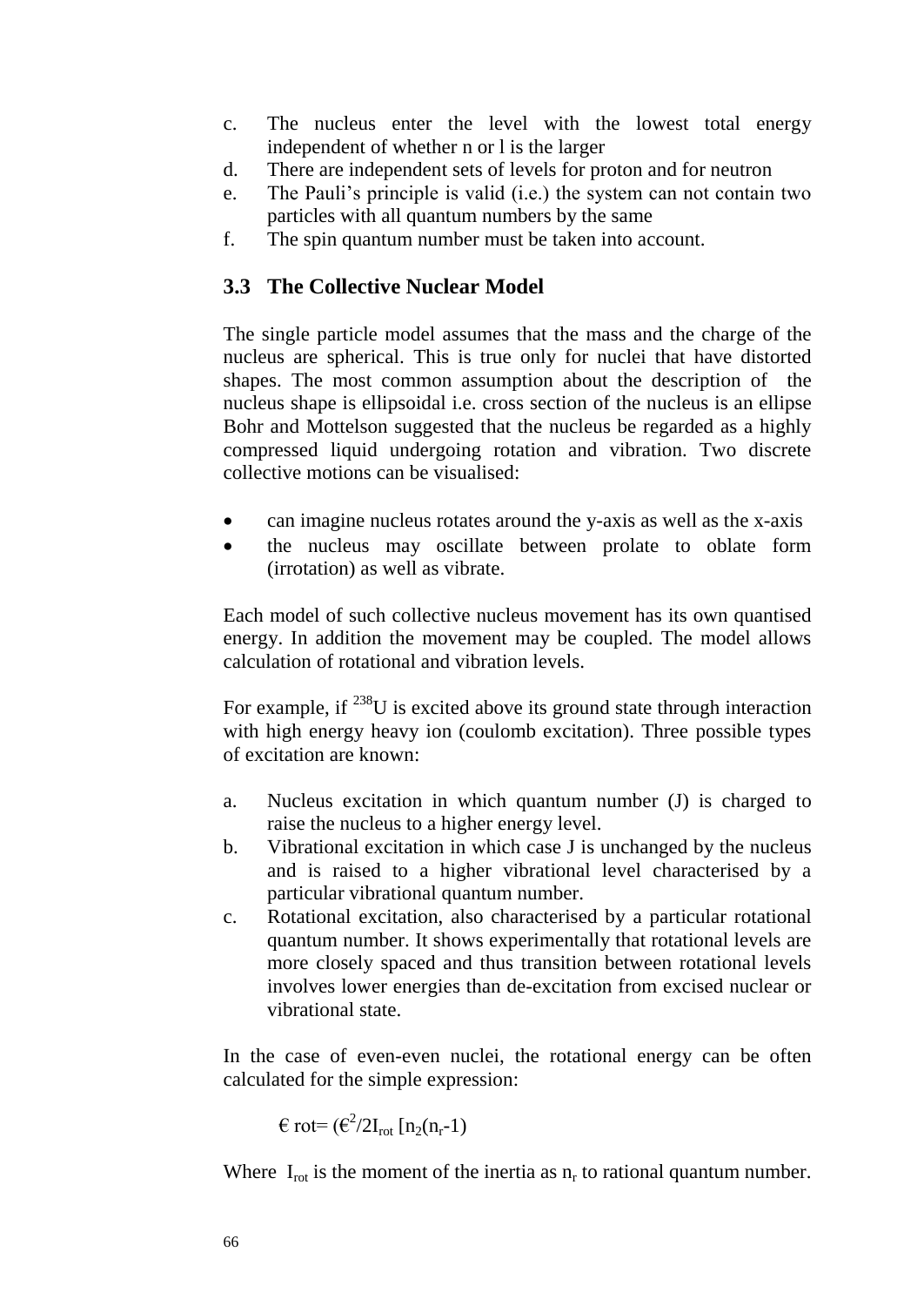c. The nucleus enter the level with the lowest total energy independent of whether n or l is the larger
d. There are independent sets of levels for proton and for neutron
e. The Pauli's principle is valid (i.e.) the system can not contain two particles with all quantum numbers by the same
f. The spin quantum number must be taken into account.

## 3.3 The Collective Nuclear Model

The single particle model assumes that the mass and the charge of the nucleus are spherical. This is true only for nuclei that have distorted shapes. The most common assumption about the description of the nucleus shape is ellipsoidal i.e. cross section of the nucleus is an ellipse Bohr and Mottelson suggested that the nucleus be regarded as a highly compressed liquid undergoing rotation and vibration. Two discrete collective motions can be visualised:

- can imagine nucleus rotates around the y-axis as well as the x-axis
- the nucleus may oscillate between prolate to oblate form (irrotation) as well as vibrate.

Each model of such collective nucleus movement has its own quantised energy. In addition the movement may be coupled. The model allows calculation of rotational and vibration levels.

For example, if $^{238}U$ is excited above its ground state through interaction with high energy heavy ion (coulomb excitation). Three possible types of excitation are known:

a. Nucleus excitation in which quantum number (J) is charged to raise the nucleus to a higher energy level.
b. Vibrational excitation in which case J is unchanged by the nucleus and is raised to a higher vibrational level characterised by a particular vibrational quantum number.
c. Rotational excitation, also characterised by a particular rotational quantum number. It shows experimentally that rotational levels are more closely spaced and thus transition between rotational levels involves lower energies than de-excitation from excised nuclear or vibrational state.

In the case of even-even nuclei, the rotational energy can be often calculated for the simple expression:

$$€\ rot= (€^2/2I_{rot}\ [n_2(n_r-1)$$

Where $I_{rot}$ is the moment of the inertia as $n_r$ to rational quantum number.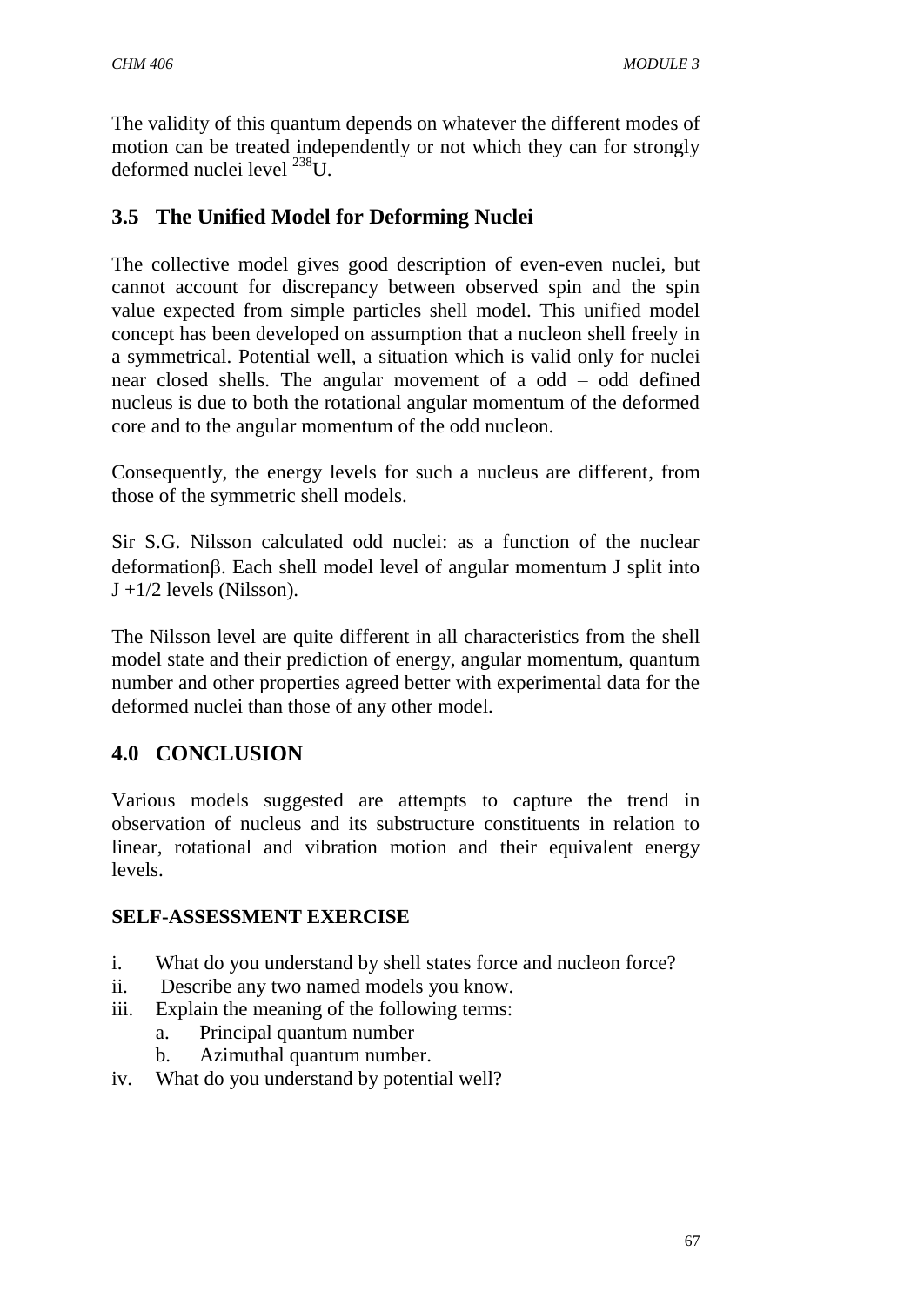The validity of this quantum depends on whatever the different modes of motion can be treated independently or not which they can for strongly deformed nuclei level $^{238}U$.

## 3.5 The Unified Model for Deforming Nuclei

The collective model gives good description of even-even nuclei, but cannot account for discrepancy between observed spin and the spin value expected from simple particles shell model. This unified model concept has been developed on assumption that a nucleon shell freely in a symmetrical. Potential well, a situation which is valid only for nuclei near closed shells. The angular movement of a odd – odd defined nucleus is due to both the rotational angular momentum of the deformed core and to the angular momentum of the odd nucleon.

Consequently, the energy levels for such a nucleus are different, from those of the symmetric shell models.

Sir S.G. Nilsson calculated odd nuclei: as a function of the nuclear deformation$\beta$. Each shell model level of angular momentum J split into $J + 1/2$ levels (Nilsson).

The Nilsson level are quite different in all characteristics from the shell model state and their prediction of energy, angular momentum, quantum number and other properties agreed better with experimental data for the deformed nuclei than those of any other model.

## 4.0 CONCLUSION

Various models suggested are attempts to capture the trend in observation of nucleus and its substructure constituents in relation to linear, rotational and vibration motion and their equivalent energy levels.

### SELF-ASSESSMENT EXERCISE

i. What do you understand by shell states force and nucleon force?
ii. Describe any two named models you know.
iii. Explain the meaning of the following terms:
   a. Principal quantum number
   b. Azimuthal quantum number.
iv. What do you understand by potential well?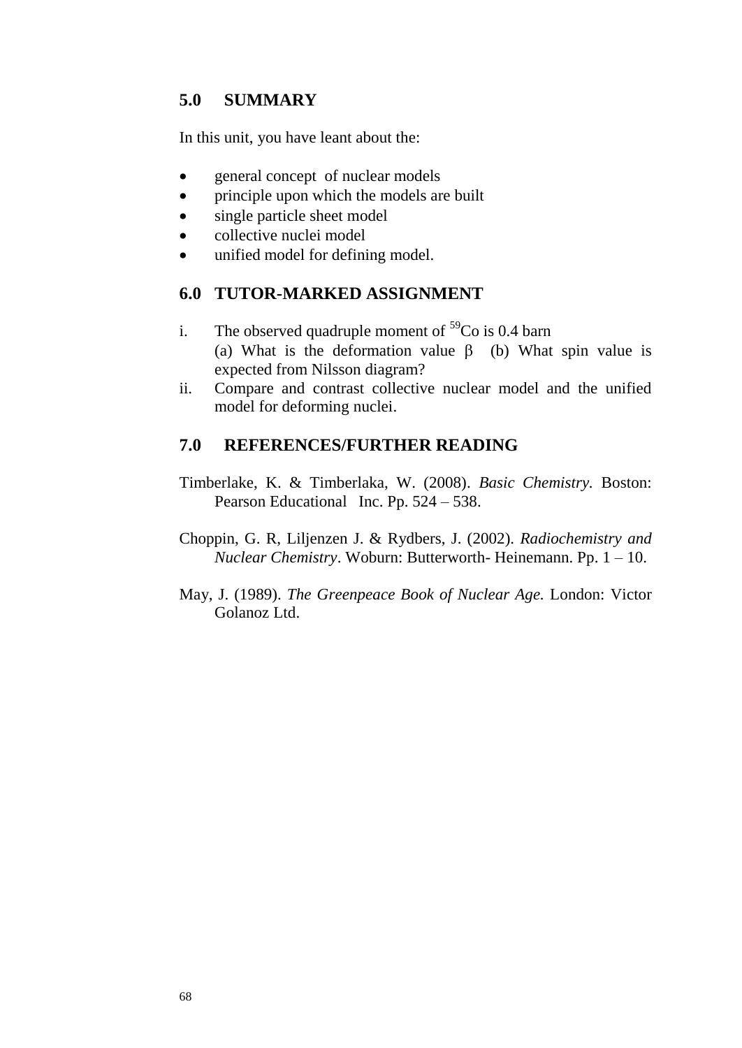## 5.0 SUMMARY

In this unit, you have leant about the:

- general concept of nuclear models
- principle upon which the models are built
- single particle sheet model
- collective nuclei model
- unified model for defining model.

## 6.0 TUTOR-MARKED ASSIGNMENT

i. The observed quadruple moment of $^{59}Co$ is 0.4 barn
   (a) What is the deformation value $\beta$ (b) What spin value is expected from Nilsson diagram?
ii. Compare and contrast collective nuclear model and the unified model for deforming nuclei.

## 7.0 REFERENCES/FURTHER READING

Timberlake, K. & Timberlaka, W. (2008). *Basic Chemistry.* Boston: Pearson Educational Inc. Pp. 524 – 538.

Choppin, G. R, Liljenzen J. & Rydbers, J. (2002). *Radiochemistry and Nuclear Chemistry*. Woburn: Butterworth- Heinemann. Pp. 1 – 10.

May, J. (1989). *The Greenpeace Book of Nuclear Age.* London: Victor Golanoz Ltd.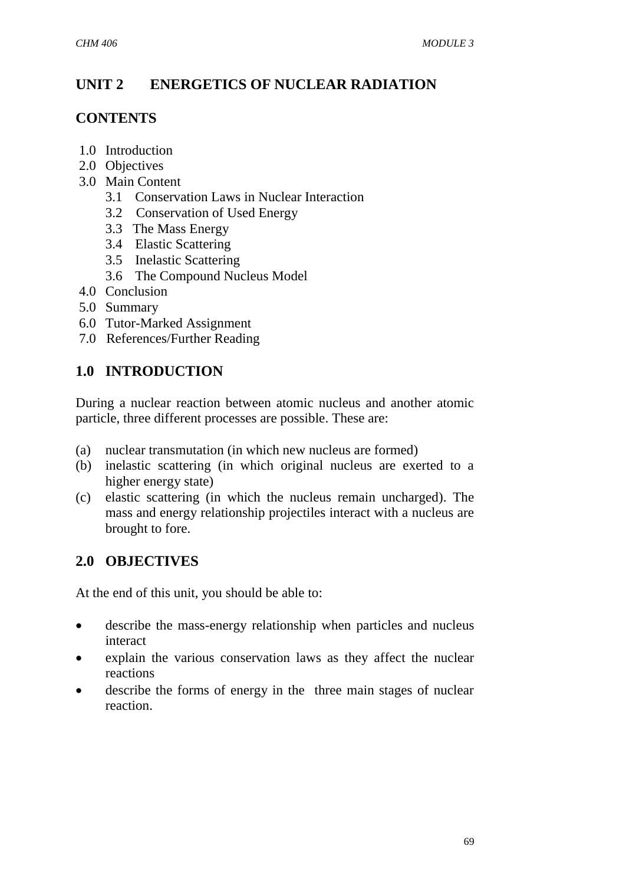# UNIT 2 ENERGETICS OF NUCLEAR RADIATION

## CONTENTS

1.0 Introduction
2.0 Objectives
3.0 Main Content
   3.1 Conservation Laws in Nuclear Interaction
   3.2 Conservation of Used Energy
   3.3 The Mass Energy
   3.4 Elastic Scattering
   3.5 Inelastic Scattering
   3.6 The Compound Nucleus Model
4.0 Conclusion
5.0 Summary
6.0 Tutor-Marked Assignment
7.0 References/Further Reading

## 1.0 INTRODUCTION

During a nuclear reaction between atomic nucleus and another atomic particle, three different processes are possible. These are:

(a) nuclear transmutation (in which new nucleus are formed)
(b) inelastic scattering (in which original nucleus are exerted to a higher energy state)
(c) elastic scattering (in which the nucleus remain uncharged). The mass and energy relationship projectiles interact with a nucleus are brought to fore.

## 2.0 OBJECTIVES

At the end of this unit, you should be able to:

- describe the mass-energy relationship when particles and nucleus interact
- explain the various conservation laws as they affect the nuclear reactions
- describe the forms of energy in the three main stages of nuclear reaction.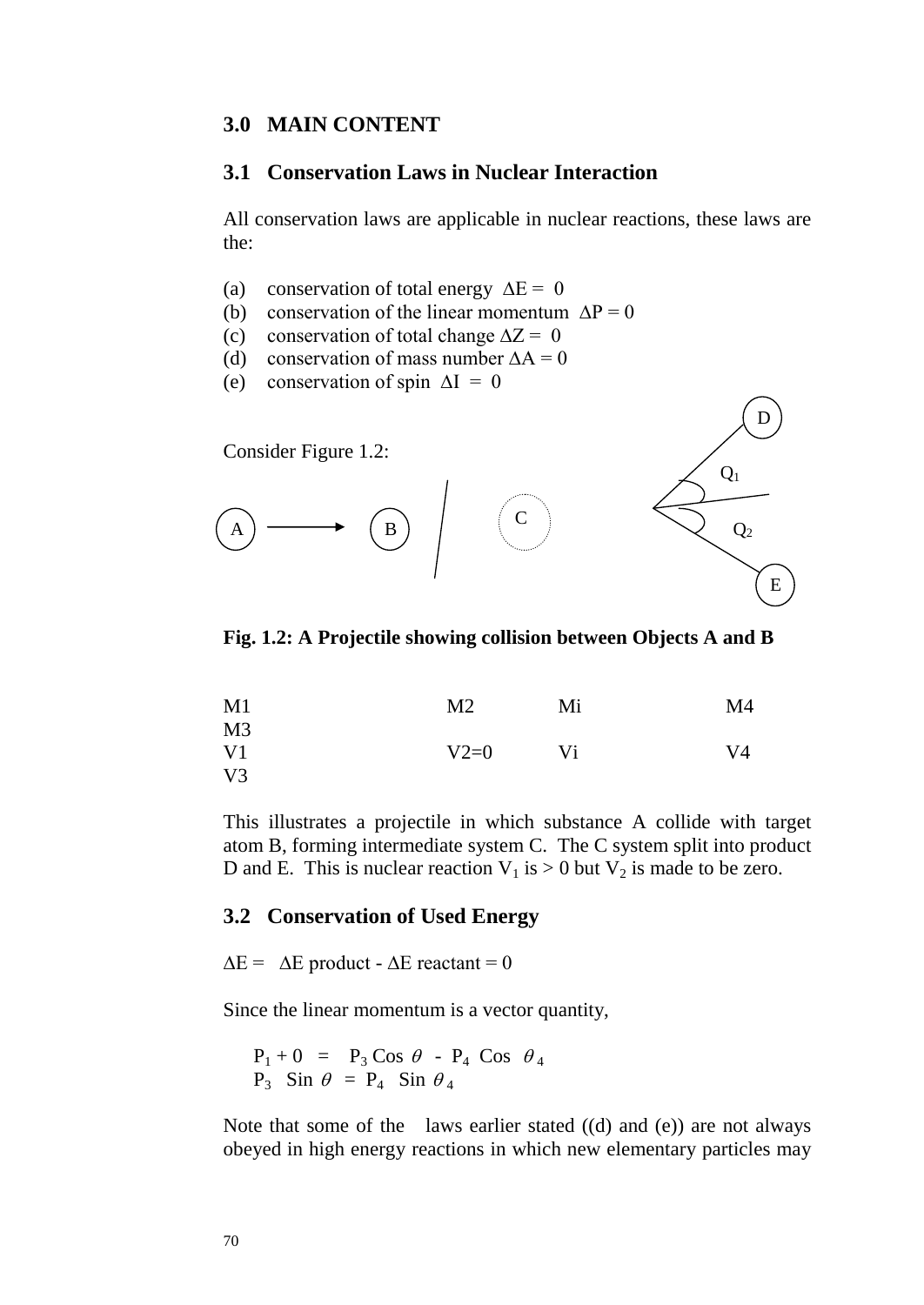## 3.0 MAIN CONTENT

### 3.1 Conservation Laws in Nuclear Interaction

All conservation laws are applicable in nuclear reactions, these laws are the:

(a) conservation of total energy $\Delta E = 0$
(b) conservation of the linear momentum $\Delta P = 0$
(c) conservation of total change $\Delta Z = 0$
(d) conservation of mass number $\Delta A = 0$
(e) conservation of spin $\Delta I = 0$

Consider Figure 1.2:

**Fig. 1.2: A Projectile showing collision between Objects A and B**

| | | | |
|---|---|---|---|
| M1 | M2 | Mi | M4 |
| M3 | | | |
| V1 | V2=0 | Vi | V4 |
| V3 | | | |

This illustrates a projectile in which substance A collide with target atom B, forming intermediate system C. The C system split into product D and E. This is nuclear reaction $V_1$ is > 0 but $V_2$ is made to be zero.

### 3.2 Conservation of Used Energy

$\Delta E = \Delta E$ product - $\Delta E$ reactant = 0

Since the linear momentum is a vector quantity,

$$P_1 + 0 = P_3 \cos\theta - P_4 \cos\theta_4$$
$$P_3 \sin\theta = P_4 \sin\theta_4$$

Note that some of the laws earlier stated ((d) and (e)) are not always obeyed in high energy reactions in which new elementary particles may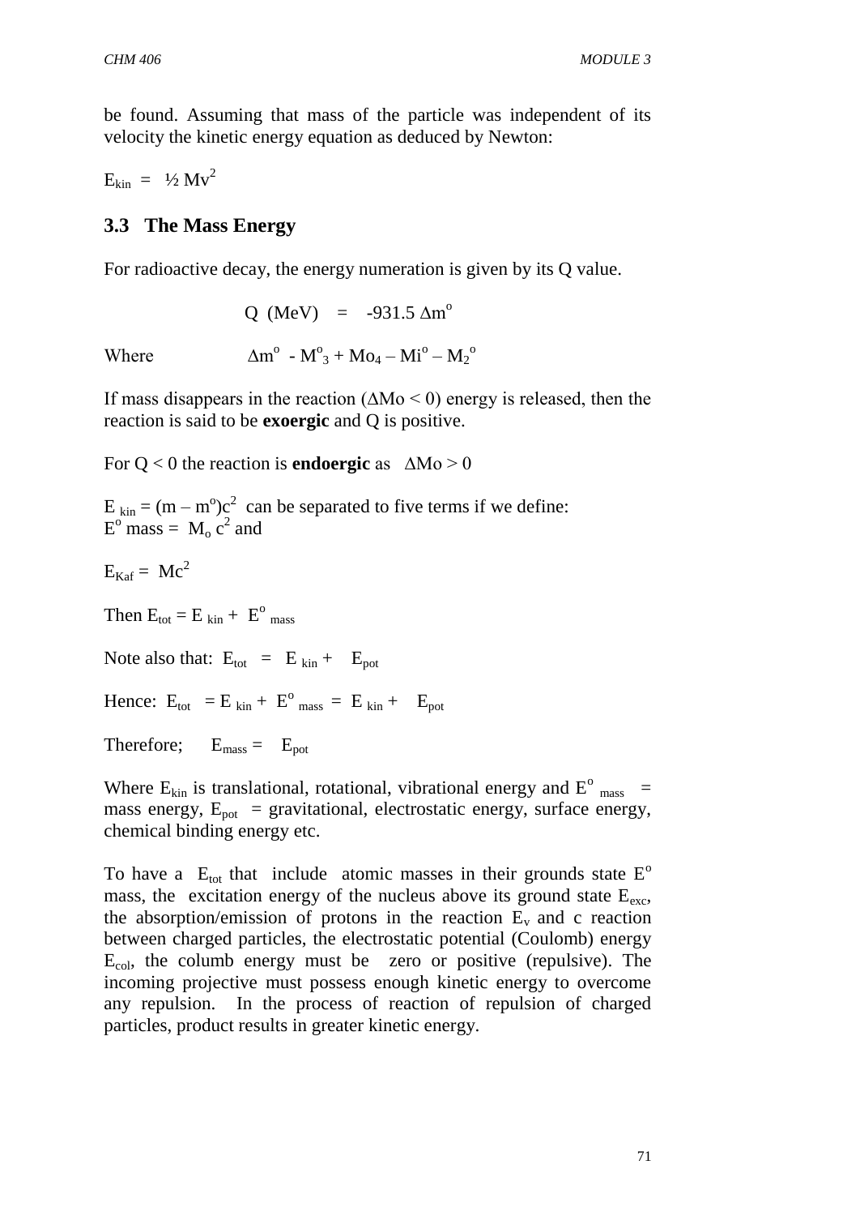be found. Assuming that mass of the particle was independent of its velocity the kinetic energy equation as deduced by Newton:

$E_{kin} = ½ Mv^2$

### 3.3 The Mass Energy

For radioactive decay, the energy numeration is given by its Q value.

$$Q \text{ (MeV)} = -931.5 \Delta m^o$$

Where $\Delta m^o - M^o{}_3 + Mo_4 – Mi^o – M_2{}^o$

If mass disappears in the reaction ($\Delta Mo < 0$) energy is released, then the reaction is said to be **exoergic** and Q is positive.

For $Q < 0$ the reaction is **endoergic** as $\Delta Mo > 0$

$E_{kin} = (m – m^o)c^2$ can be separated to five terms if we define:
$E^o$ mass = $M_o c^2$ and

$E_{Kaf} = Mc^2$

Then $E_{tot} = E_{kin} + E^o{}_{mass}$

Note also that: $E_{tot} = E_{kin} + E_{pot}$

Hence: $E_{tot} = E_{kin} + E^o{}_{mass} = E_{kin} + E_{pot}$

Therefore; $E_{mass} = E_{pot}$

Where $E_{kin}$ is translational, rotational, vibrational energy and $E^o{}_{mass}$ = mass energy, $E_{pot}$ = gravitational, electrostatic energy, surface energy, chemical binding energy etc.

To have a $E_{tot}$ that include atomic masses in their grounds state $E^o$ mass, the excitation energy of the nucleus above its ground state $E_{exc}$, the absorption/emission of protons in the reaction $E_v$ and c reaction between charged particles, the electrostatic potential (Coulomb) energy $E_{col}$, the columb energy must be zero or positive (repulsive). The incoming projective must possess enough kinetic energy to overcome any repulsion. In the process of reaction of repulsion of charged particles, product results in greater kinetic energy.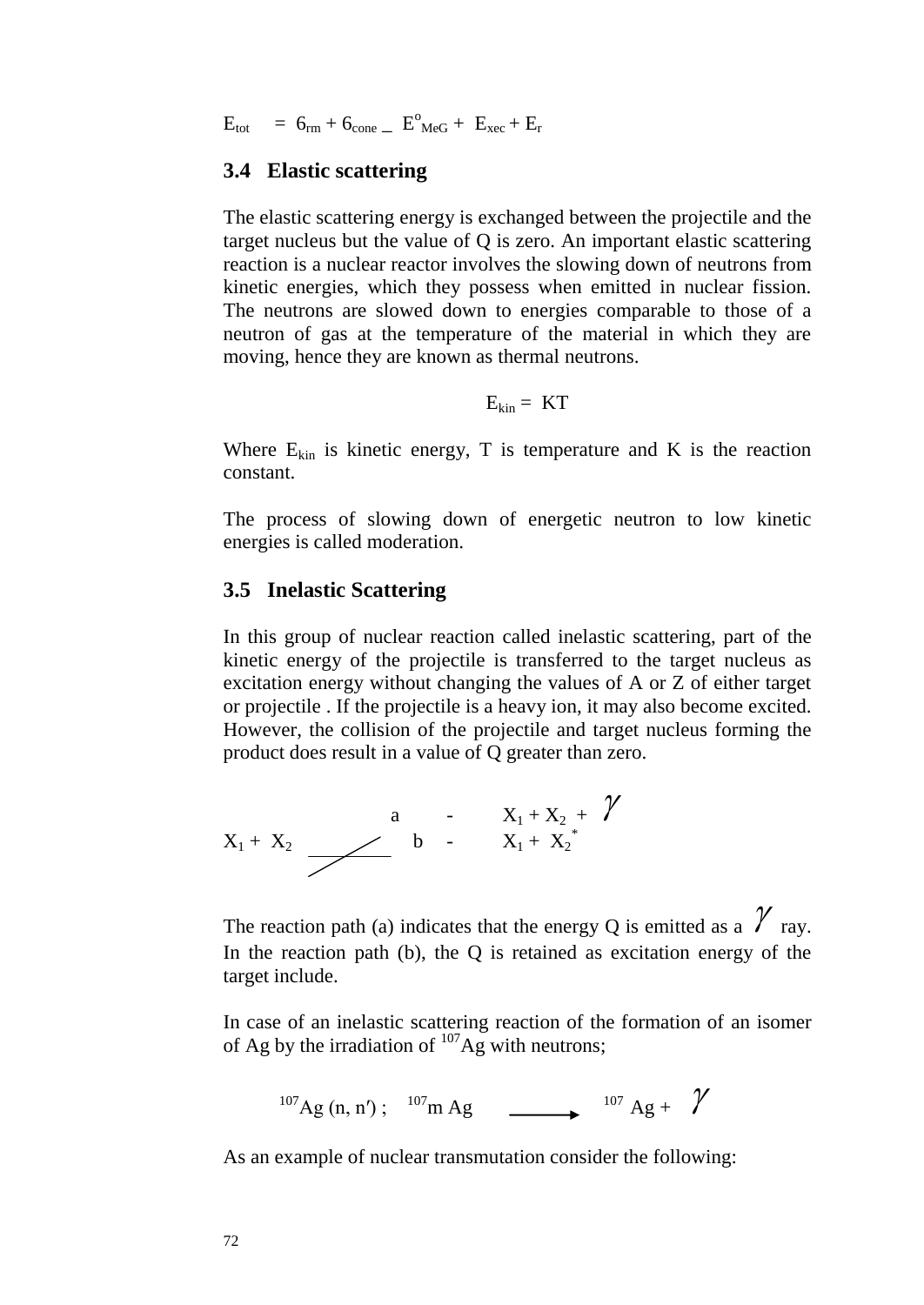$E_{tot} = 6_{rm} + 6_{cone} - E^{o}_{MeG} + E_{xec} + E_{r}$

### 3.4 Elastic scattering

The elastic scattering energy is exchanged between the projectile and the target nucleus but the value of Q is zero. An important elastic scattering reaction is a nuclear reactor involves the slowing down of neutrons from kinetic energies, which they possess when emitted in nuclear fission. The neutrons are slowed down to energies comparable to those of a neutron of gas at the temperature of the material in which they are moving, hence they are known as thermal neutrons.

$$E_{kin} = KT$$

Where $E_{kin}$ is kinetic energy, T is temperature and K is the reaction constant.

The process of slowing down of energetic neutron to low kinetic energies is called moderation.

### 3.5 Inelastic Scattering

In this group of nuclear reaction called inelastic scattering, part of the kinetic energy of the projectile is transferred to the target nucleus as excitation energy without changing the values of A or Z of either target or projectile . If the projectile is a heavy ion, it may also become excited. However, the collision of the projectile and target nucleus forming the product does result in a value of Q greater than zero.

$$X_1 + X_2 \quad \begin{matrix} a & - & X_1 + X_2 + \gamma \\ b & - & X_1 + X_2^{*} \end{matrix}$$

The reaction path (a) indicates that the energy Q is emitted as a $\gamma$ ray. In the reaction path (b), the Q is retained as excitation energy of the target include.

In case of an inelastic scattering reaction of the formation of an isomer of Ag by the irradiation of $^{107}$Ag with neutrons;

$$^{107}Ag\ (n, n') ;\quad ^{107}m\,Ag \longrightarrow\ ^{107}Ag + \gamma$$

As an example of nuclear transmutation consider the following: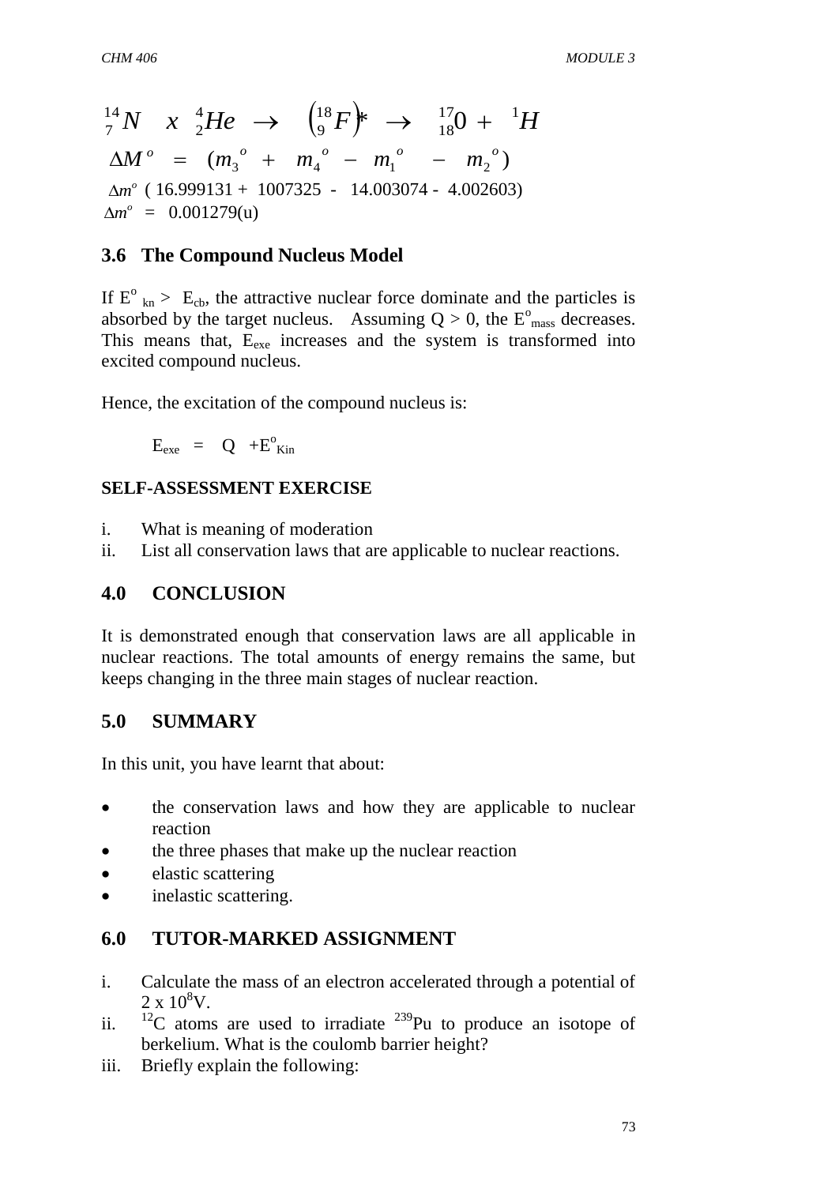$$^{14}_{7}N \quad x \quad ^{4}_{2}He \quad \rightarrow \quad \left(^{18}_{9}F\right)^{*} \quad \rightarrow \quad ^{17}_{18}0 \; + \quad ^{1}H$$

$$\Delta M^{o} \quad = \quad (m_3^{\;o} \quad + \quad m_4^{\;o} \quad - \quad m_1^{\;o} \quad - \quad m_2^{\;o})$$

$\Delta m^{o}$ ( 16.999131 + 1007325 - 14.003074 - 4.002603)

$\Delta m^{o}$ = 0.001279(u)

## 3.6 The Compound Nucleus Model

If $E^{o}_{kn} > E_{cb}$, the attractive nuclear force dominate and the particles is absorbed by the target nucleus. Assuming Q > 0, the $E^{o}_{mass}$ decreases. This means that, $E_{exe}$ increases and the system is transformed into excited compound nucleus.

Hence, the excitation of the compound nucleus is:

$$E_{exe} \quad = \quad Q \quad + E^{o}_{Kin}$$

**SELF-ASSESSMENT EXERCISE**

i. What is meaning of moderation
ii. List all conservation laws that are applicable to nuclear reactions.

## 4.0 CONCLUSION

It is demonstrated enough that conservation laws are all applicable in nuclear reactions. The total amounts of energy remains the same, but keeps changing in the three main stages of nuclear reaction.

## 5.0 SUMMARY

In this unit, you have learnt that about:

- the conservation laws and how they are applicable to nuclear reaction
- the three phases that make up the nuclear reaction
- elastic scattering
- inelastic scattering.

## 6.0 TUTOR-MARKED ASSIGNMENT

i. Calculate the mass of an electron accelerated through a potential of $2 \times 10^{8}$V.
ii. $^{12}C$ atoms are used to irradiate $^{239}Pu$ to produce an isotope of berkelium. What is the coulomb barrier height?
iii. Briefly explain the following: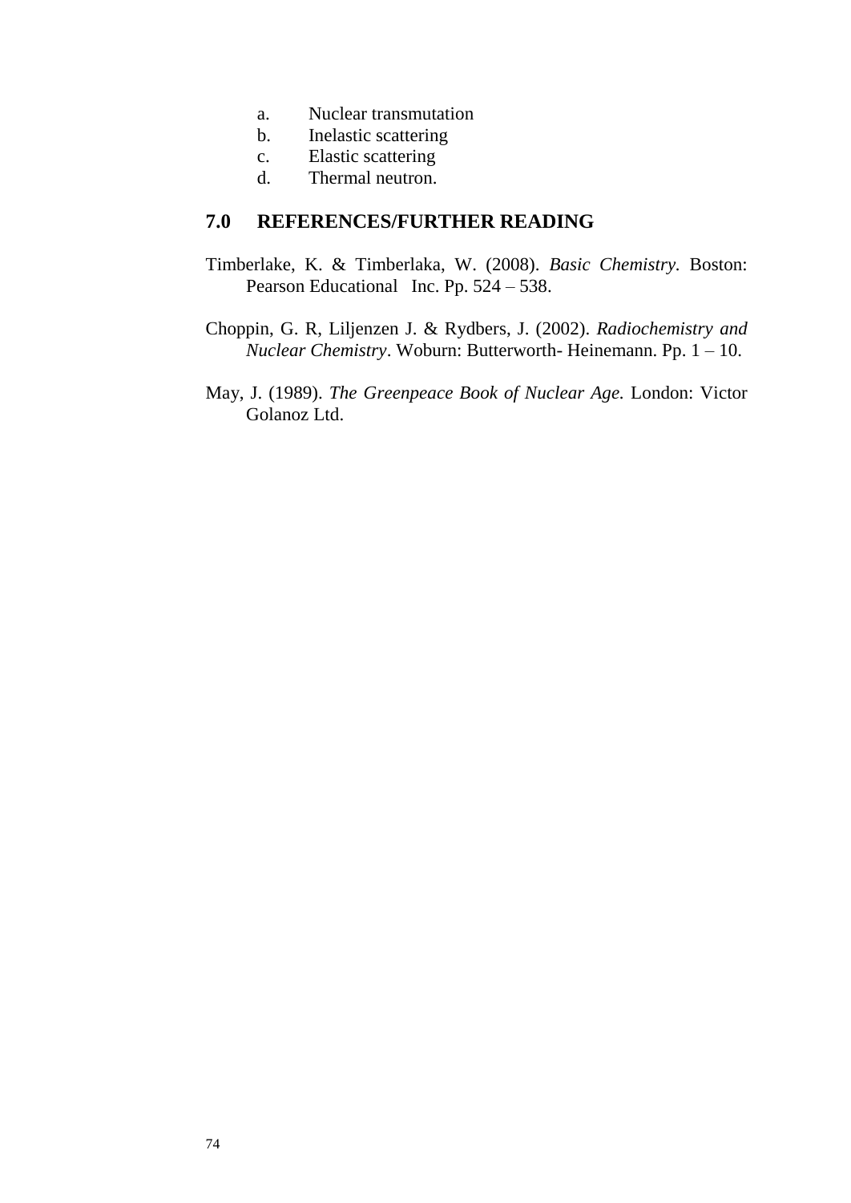a. Nuclear transmutation
b. Inelastic scattering
c. Elastic scattering
d. Thermal neutron.

## 7.0 REFERENCES/FURTHER READING

Timberlake, K. & Timberlaka, W. (2008). *Basic Chemistry.* Boston: Pearson Educational Inc. Pp. 524 – 538.

Choppin, G. R, Liljenzen J. & Rydbers, J. (2002). *Radiochemistry and Nuclear Chemistry*. Woburn: Butterworth- Heinemann. Pp. 1 – 10.

May, J. (1989). *The Greenpeace Book of Nuclear Age.* London: Victor Golanoz Ltd.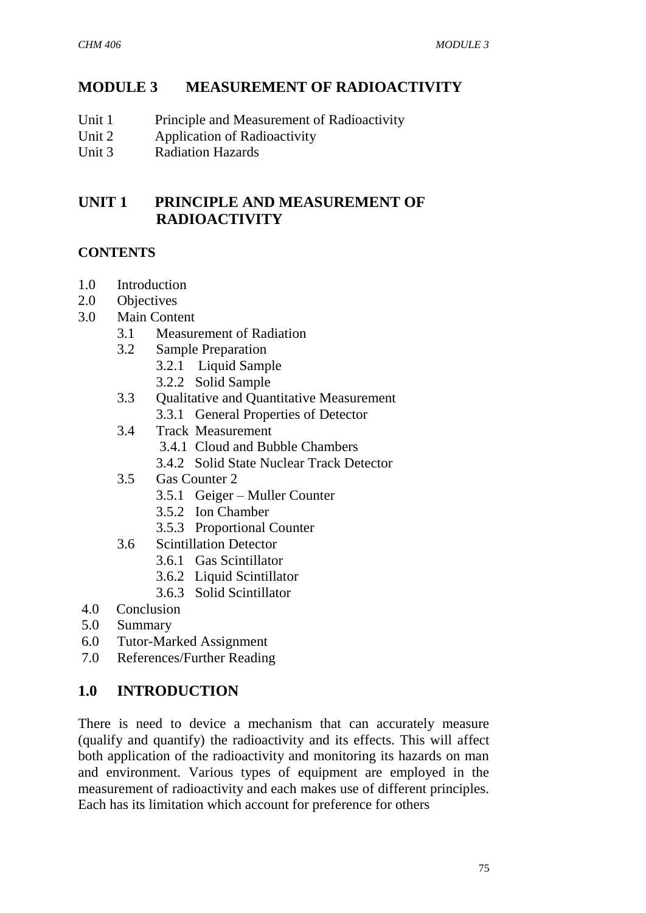# MODULE 3 MEASUREMENT OF RADIOACTIVITY

Unit 1 Principle and Measurement of Radioactivity
Unit 2 Application of Radioactivity
Unit 3 Radiation Hazards

## UNIT 1 PRINCIPLE AND MEASUREMENT OF RADIOACTIVITY

### CONTENTS

1.0 Introduction
2.0 Objectives
3.0 Main Content
    3.1 Measurement of Radiation
    3.2 Sample Preparation
        3.2.1 Liquid Sample
        3.2.2 Solid Sample
    3.3 Qualitative and Quantitative Measurement
        3.3.1 General Properties of Detector
    3.4 Track Measurement
        3.4.1 Cloud and Bubble Chambers
        3.4.2 Solid State Nuclear Track Detector
    3.5 Gas Counter 2
        3.5.1 Geiger – Muller Counter
        3.5.2 Ion Chamber
        3.5.3 Proportional Counter
    3.6 Scintillation Detector
        3.6.1 Gas Scintillator
        3.6.2 Liquid Scintillator
        3.6.3 Solid Scintillator
4.0 Conclusion
5.0 Summary
6.0 Tutor-Marked Assignment
7.0 References/Further Reading

## 1.0 INTRODUCTION

There is need to device a mechanism that can accurately measure (qualify and quantify) the radioactivity and its effects. This will affect both application of the radioactivity and monitoring its hazards on man and environment. Various types of equipment are employed in the measurement of radioactivity and each makes use of different principles. Each has its limitation which account for preference for others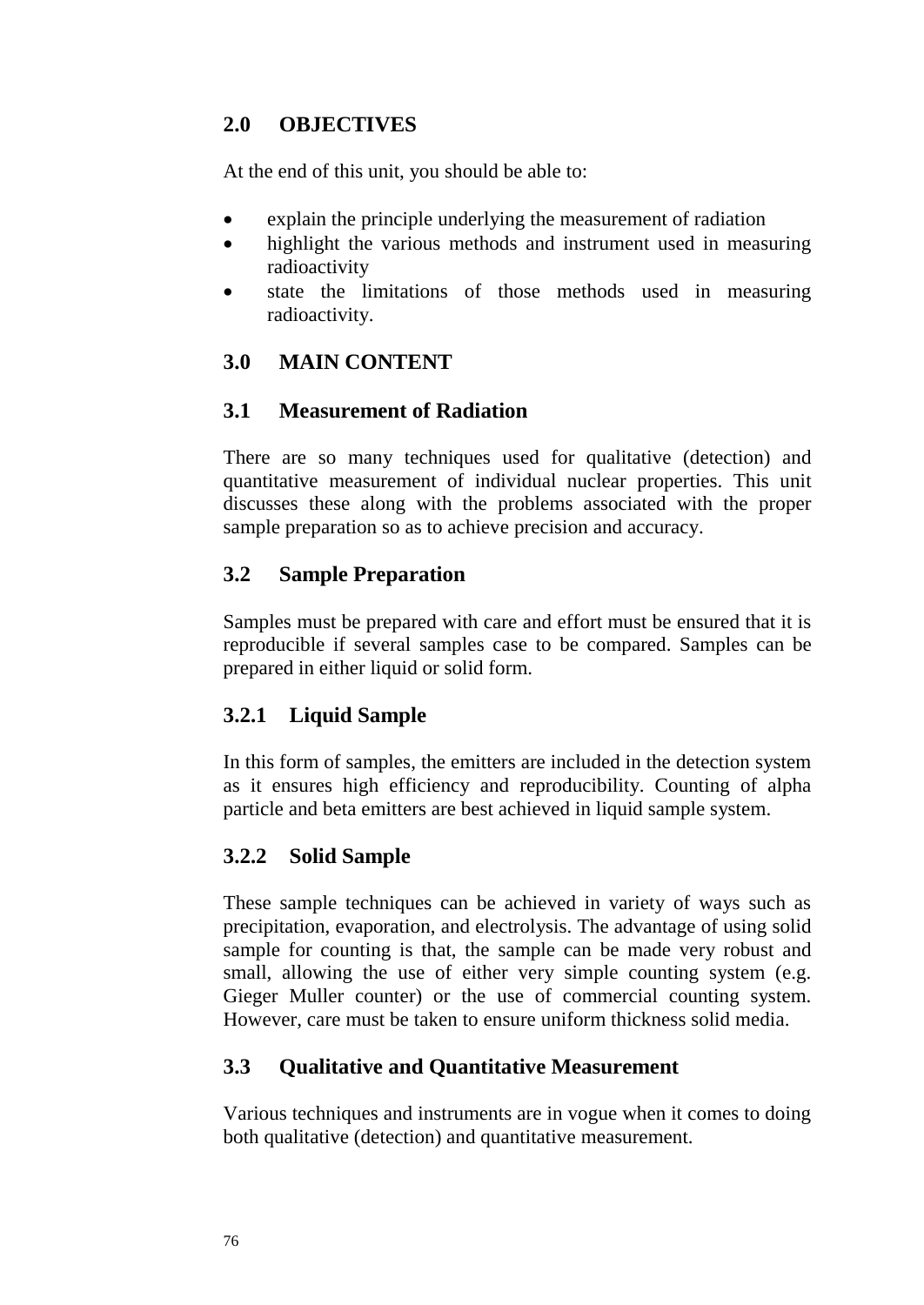## 2.0 OBJECTIVES

At the end of this unit, you should be able to:

- explain the principle underlying the measurement of radiation
- highlight the various methods and instrument used in measuring radioactivity
- state the limitations of those methods used in measuring radioactivity.

## 3.0 MAIN CONTENT

### 3.1 Measurement of Radiation

There are so many techniques used for qualitative (detection) and quantitative measurement of individual nuclear properties. This unit discusses these along with the problems associated with the proper sample preparation so as to achieve precision and accuracy.

### 3.2 Sample Preparation

Samples must be prepared with care and effort must be ensured that it is reproducible if several samples case to be compared. Samples can be prepared in either liquid or solid form.

#### 3.2.1 Liquid Sample

In this form of samples, the emitters are included in the detection system as it ensures high efficiency and reproducibility. Counting of alpha particle and beta emitters are best achieved in liquid sample system.

#### 3.2.2 Solid Sample

These sample techniques can be achieved in variety of ways such as precipitation, evaporation, and electrolysis. The advantage of using solid sample for counting is that, the sample can be made very robust and small, allowing the use of either very simple counting system (e.g. Gieger Muller counter) or the use of commercial counting system. However, care must be taken to ensure uniform thickness solid media.

### 3.3 Qualitative and Quantitative Measurement

Various techniques and instruments are in vogue when it comes to doing both qualitative (detection) and quantitative measurement.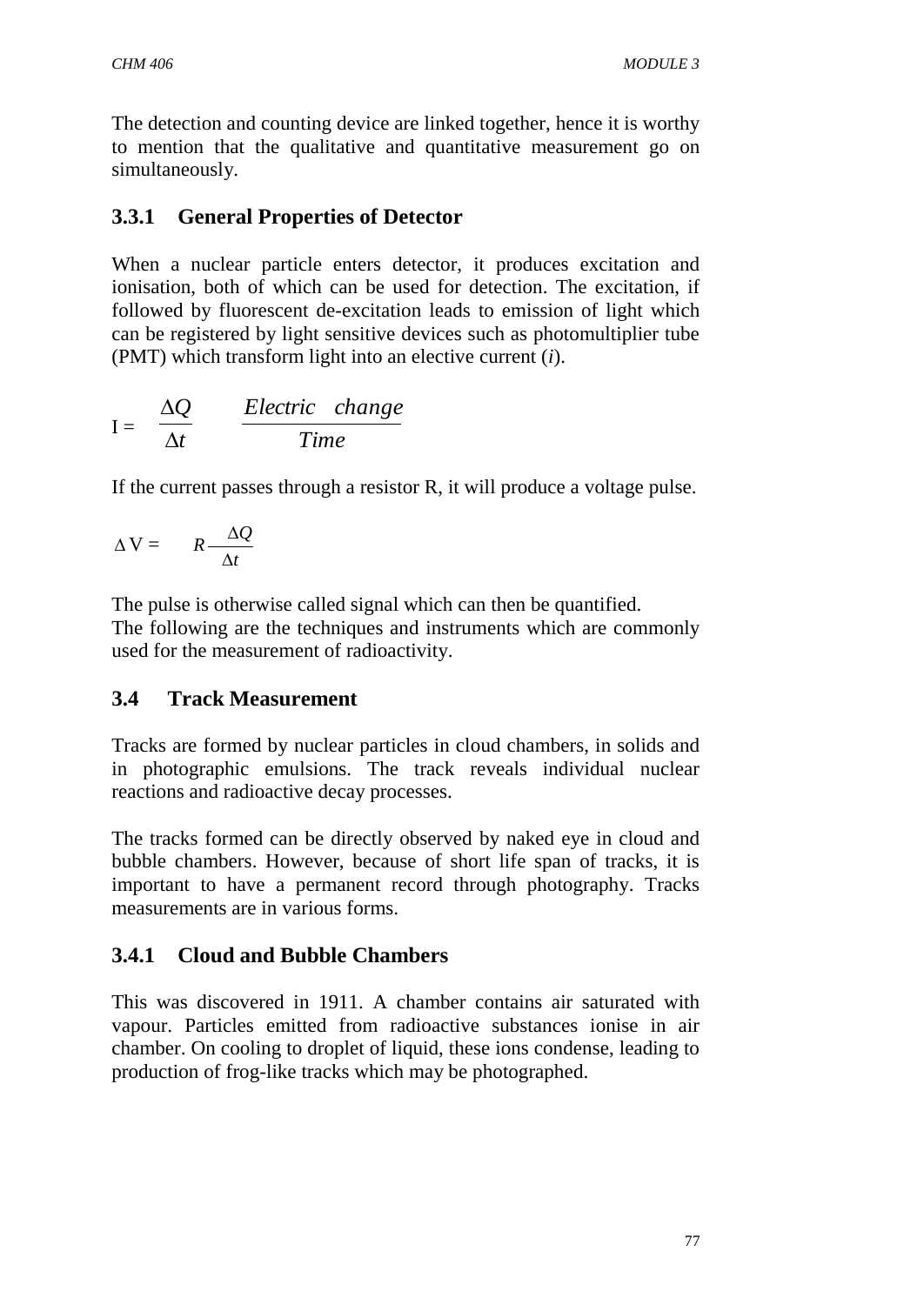The detection and counting device are linked together, hence it is worthy to mention that the qualitative and quantitative measurement go on simultaneously.

### 3.3.1 General Properties of Detector

When a nuclear particle enters detector, it produces excitation and ionisation, both of which can be used for detection. The excitation, if followed by fluorescent de-excitation leads to emission of light which can be registered by light sensitive devices such as photomultiplier tube (PMT) which transform light into an elective current (*i*).

$$I = \frac{\Delta Q}{\Delta t} \qquad \frac{Electric \quad change}{Time}$$

If the current passes through a resistor R, it will produce a voltage pulse.

$$\Delta V = \quad R\frac{\Delta Q}{\Delta t}$$

The pulse is otherwise called signal which can then be quantified.
The following are the techniques and instruments which are commonly used for the measurement of radioactivity.

## 3.4 Track Measurement

Tracks are formed by nuclear particles in cloud chambers, in solids and in photographic emulsions. The track reveals individual nuclear reactions and radioactive decay processes.

The tracks formed can be directly observed by naked eye in cloud and bubble chambers. However, because of short life span of tracks, it is important to have a permanent record through photography. Tracks measurements are in various forms.

### 3.4.1 Cloud and Bubble Chambers

This was discovered in 1911. A chamber contains air saturated with vapour. Particles emitted from radioactive substances ionise in air chamber. On cooling to droplet of liquid, these ions condense, leading to production of frog-like tracks which may be photographed.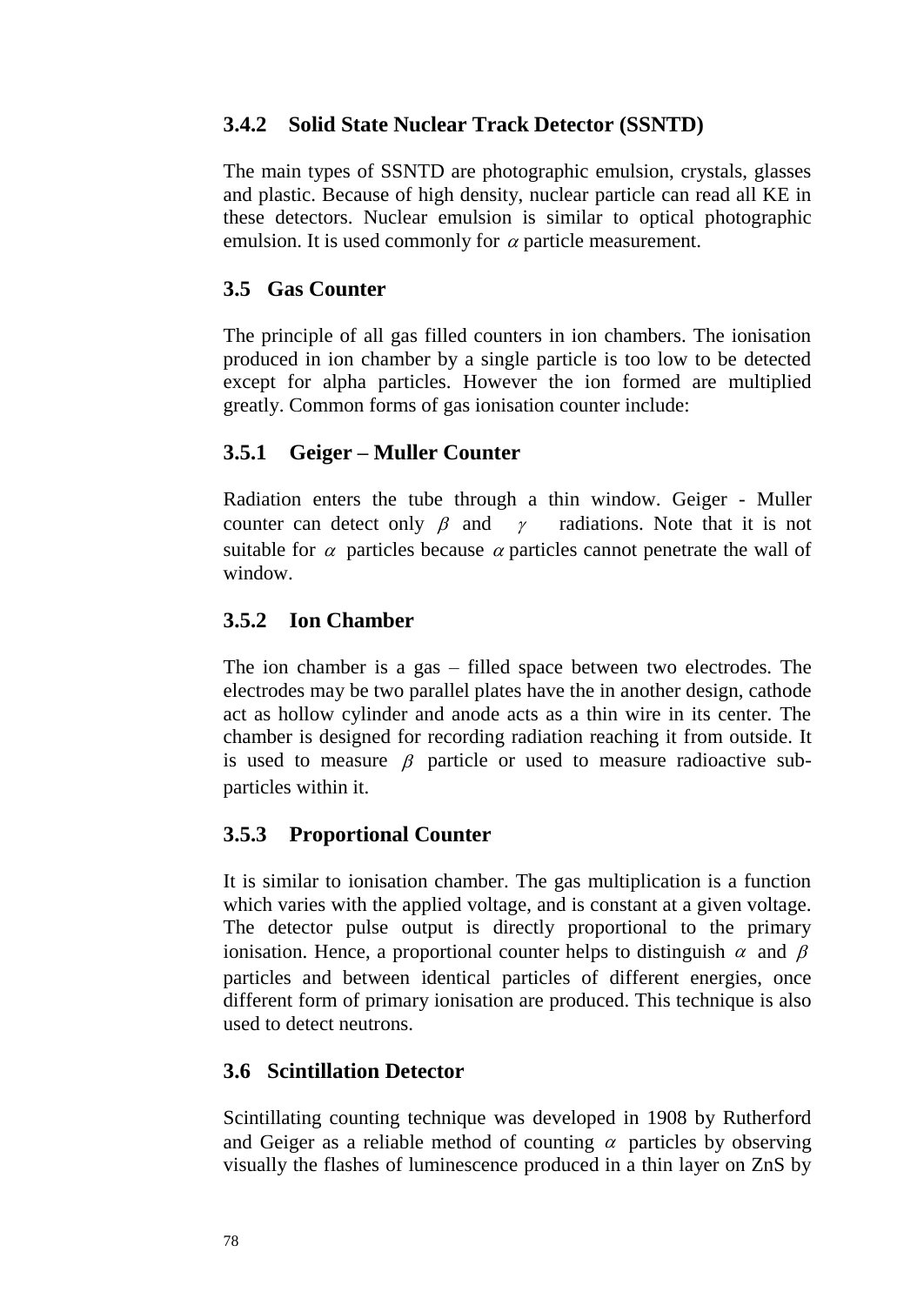### 3.4.2 Solid State Nuclear Track Detector (SSNTD)

The main types of SSNTD are photographic emulsion, crystals, glasses and plastic. Because of high density, nuclear particle can read all KE in these detectors. Nuclear emulsion is similar to optical photographic emulsion. It is used commonly for $\alpha$ particle measurement.

## 3.5 Gas Counter

The principle of all gas filled counters in ion chambers. The ionisation produced in ion chamber by a single particle is too low to be detected except for alpha particles. However the ion formed are multiplied greatly. Common forms of gas ionisation counter include:

### 3.5.1 Geiger – Muller Counter

Radiation enters the tube through a thin window. Geiger - Muller counter can detect only $\beta$ and $\gamma$ radiations. Note that it is not suitable for $\alpha$ particles because $\alpha$ particles cannot penetrate the wall of window.

### 3.5.2 Ion Chamber

The ion chamber is a gas – filled space between two electrodes. The electrodes may be two parallel plates have the in another design, cathode act as hollow cylinder and anode acts as a thin wire in its center. The chamber is designed for recording radiation reaching it from outside. It is used to measure $\beta$ particle or used to measure radioactive sub-particles within it.

### 3.5.3 Proportional Counter

It is similar to ionisation chamber. The gas multiplication is a function which varies with the applied voltage, and is constant at a given voltage. The detector pulse output is directly proportional to the primary ionisation. Hence, a proportional counter helps to distinguish $\alpha$ and $\beta$ particles and between identical particles of different energies, once different form of primary ionisation are produced. This technique is also used to detect neutrons.

## 3.6 Scintillation Detector

Scintillating counting technique was developed in 1908 by Rutherford and Geiger as a reliable method of counting $\alpha$ particles by observing visually the flashes of luminescence produced in a thin layer on ZnS by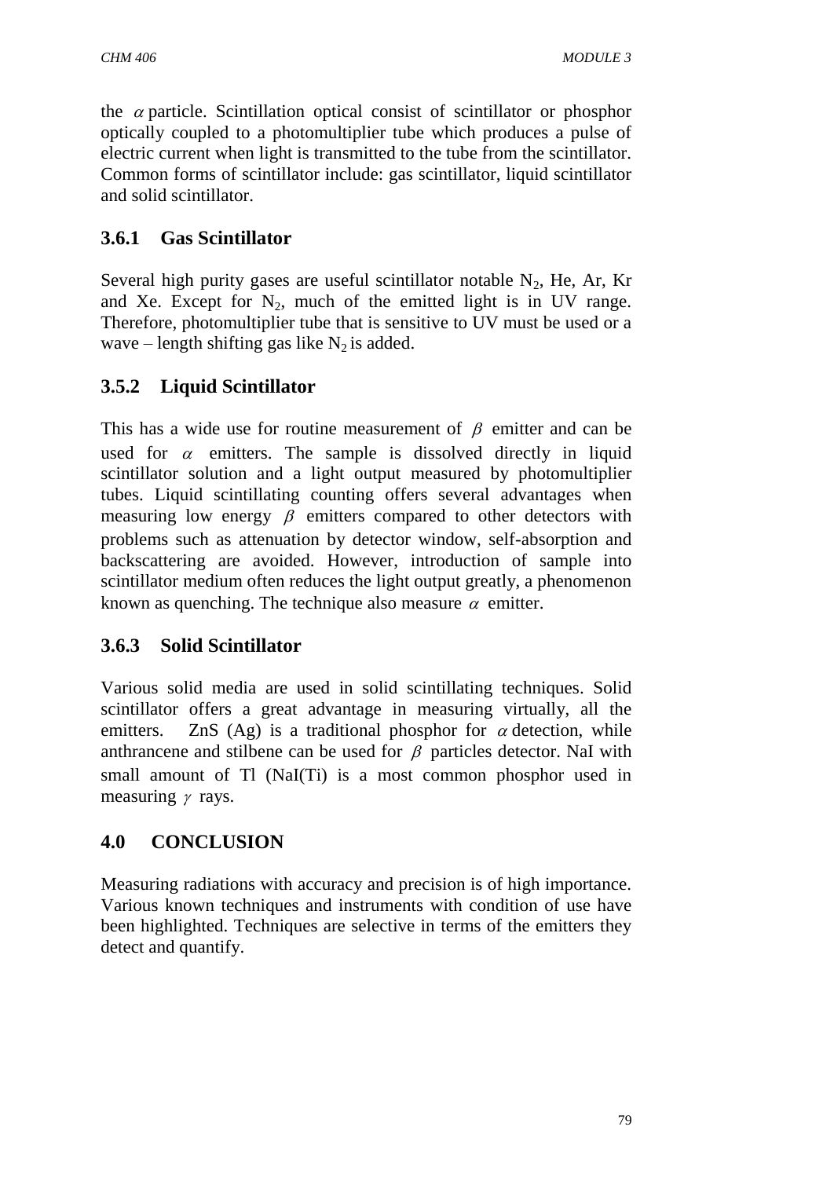the $\alpha$ particle. Scintillation optical consist of scintillator or phosphor optically coupled to a photomultiplier tube which produces a pulse of electric current when light is transmitted to the tube from the scintillator. Common forms of scintillator include: gas scintillator, liquid scintillator and solid scintillator.

### 3.6.1 Gas Scintillator

Several high purity gases are useful scintillator notable $N_2$, He, Ar, Kr and Xe. Except for $N_2$, much of the emitted light is in UV range. Therefore, photomultiplier tube that is sensitive to UV must be used or a wave – length shifting gas like $N_2$ is added.

### 3.5.2 Liquid Scintillator

This has a wide use for routine measurement of $\beta$ emitter and can be used for $\alpha$ emitters. The sample is dissolved directly in liquid scintillator solution and a light output measured by photomultiplier tubes. Liquid scintillating counting offers several advantages when measuring low energy $\beta$ emitters compared to other detectors with problems such as attenuation by detector window, self-absorption and backscattering are avoided. However, introduction of sample into scintillator medium often reduces the light output greatly, a phenomenon known as quenching. The technique also measure $\alpha$ emitter.

### 3.6.3 Solid Scintillator

Various solid media are used in solid scintillating techniques. Solid scintillator offers a great advantage in measuring virtually, all the emitters. ZnS (Ag) is a traditional phosphor for $\alpha$ detection, while anthrancene and stilbene can be used for $\beta$ particles detector. NaI with small amount of Tl (NaI(Ti) is a most common phosphor used in measuring $\gamma$ rays.

## 4.0 CONCLUSION

Measuring radiations with accuracy and precision is of high importance. Various known techniques and instruments with condition of use have been highlighted. Techniques are selective in terms of the emitters they detect and quantify.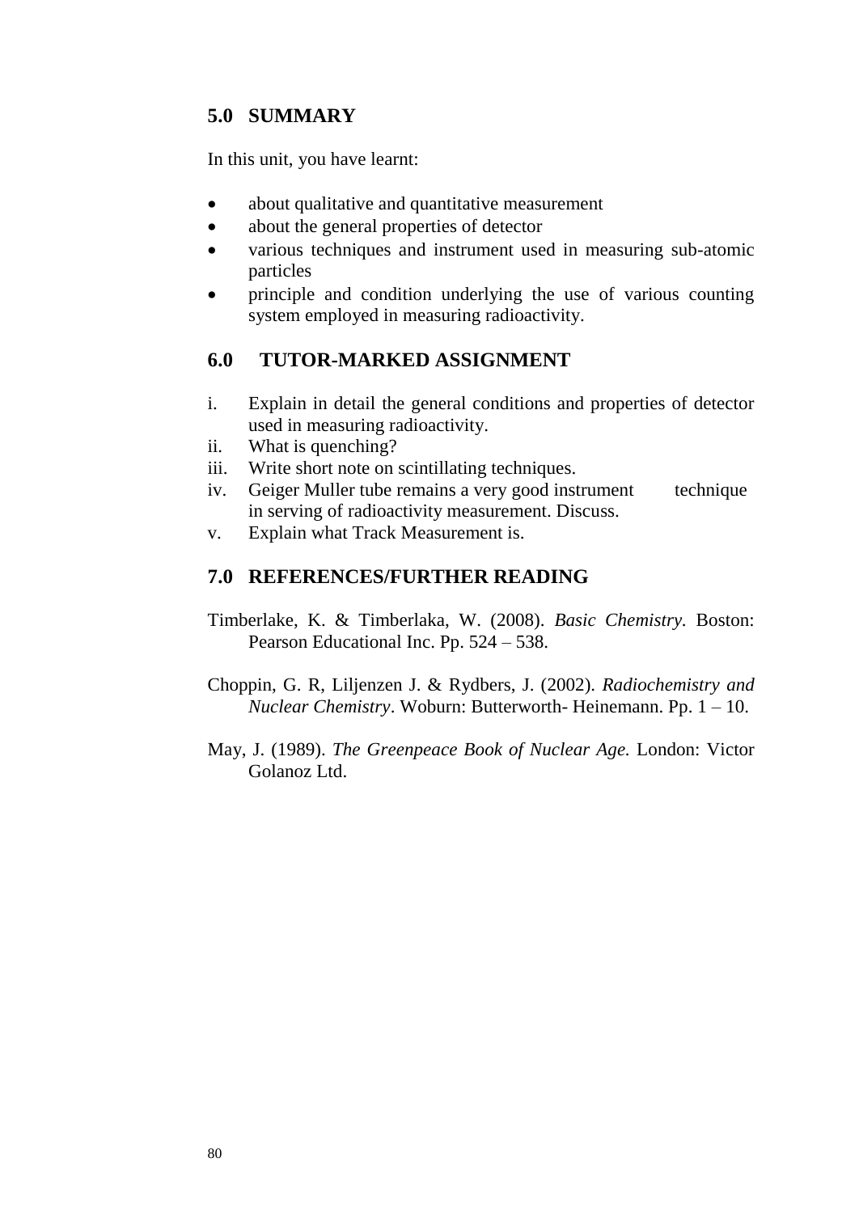## 5.0 SUMMARY

In this unit, you have learnt:

- about qualitative and quantitative measurement
- about the general properties of detector
- various techniques and instrument used in measuring sub-atomic particles
- principle and condition underlying the use of various counting system employed in measuring radioactivity.

## 6.0 TUTOR-MARKED ASSIGNMENT

i. Explain in detail the general conditions and properties of detector used in measuring radioactivity.
ii. What is quenching?
iii. Write short note on scintillating techniques.
iv. Geiger Muller tube remains a very good instrument technique in serving of radioactivity measurement. Discuss.
v. Explain what Track Measurement is.

## 7.0 REFERENCES/FURTHER READING

Timberlake, K. & Timberlaka, W. (2008). *Basic Chemistry.* Boston: Pearson Educational Inc. Pp. 524 – 538.

Choppin, G. R, Liljenzen J. & Rydbers, J. (2002). *Radiochemistry and Nuclear Chemistry*. Woburn: Butterworth- Heinemann. Pp. 1 – 10.

May, J. (1989). *The Greenpeace Book of Nuclear Age.* London: Victor Golanoz Ltd.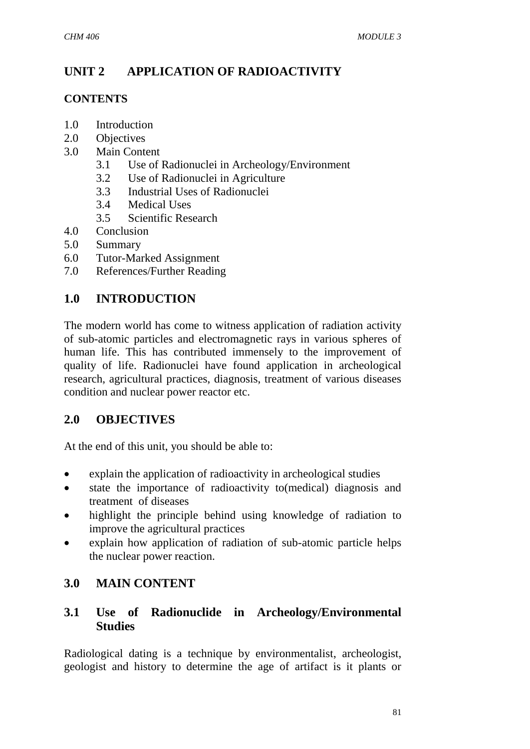# UNIT 2 APPLICATION OF RADIOACTIVITY

**CONTENTS**

1.0 Introduction
2.0 Objectives
3.0 Main Content
  3.1 Use of Radionuclei in Archeology/Environment
  3.2 Use of Radionuclei in Agriculture
  3.3 Industrial Uses of Radionuclei
  3.4 Medical Uses
  3.5 Scientific Research
4.0 Conclusion
5.0 Summary
6.0 Tutor-Marked Assignment
7.0 References/Further Reading

## 1.0 INTRODUCTION

The modern world has come to witness application of radiation activity of sub-atomic particles and electromagnetic rays in various spheres of human life. This has contributed immensely to the improvement of quality of life. Radionuclei have found application in archeological research, agricultural practices, diagnosis, treatment of various diseases condition and nuclear power reactor etc.

## 2.0 OBJECTIVES

At the end of this unit, you should be able to:

- explain the application of radioactivity in archeological studies
- state the importance of radioactivity to(medical) diagnosis and treatment of diseases
- highlight the principle behind using knowledge of radiation to improve the agricultural practices
- explain how application of radiation of sub-atomic particle helps the nuclear power reaction.

## 3.0 MAIN CONTENT

### 3.1 Use of Radionuclide in Archeology/Environmental Studies

Radiological dating is a technique by environmentalist, archeologist, geologist and history to determine the age of artifact is it plants or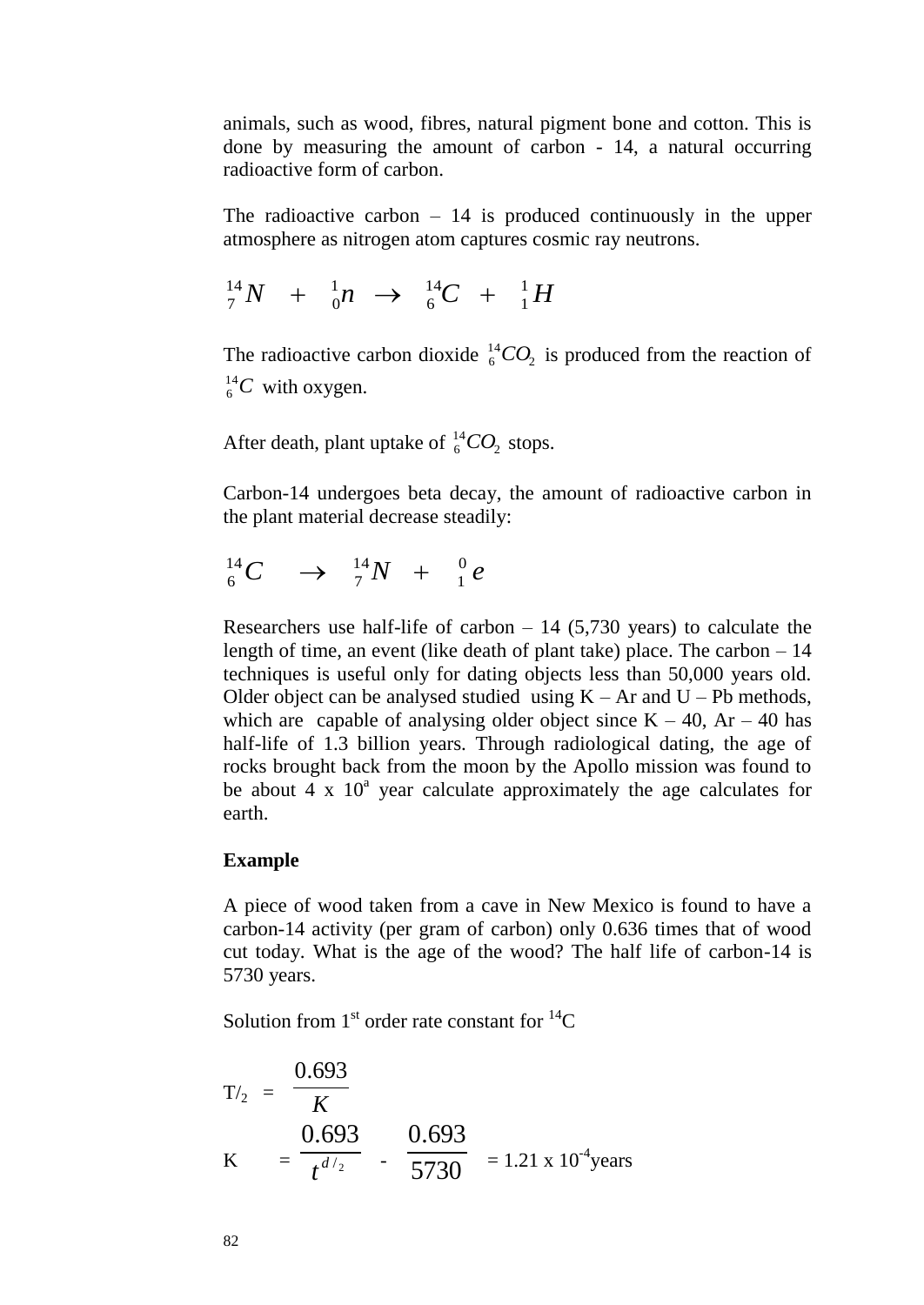animals, such as wood, fibres, natural pigment bone and cotton. This is done by measuring the amount of carbon - 14, a natural occurring radioactive form of carbon.

The radioactive carbon – 14 is produced continuously in the upper atmosphere as nitrogen atom captures cosmic ray neutrons.

$$^{14}_{7}N \quad + \quad ^{1}_{0}n \quad \rightarrow \quad ^{14}_{6}C \quad + \quad ^{1}_{1}H$$

The radioactive carbon dioxide $^{14}_{6}CO_2$ is produced from the reaction of $^{14}_{6}C$ with oxygen.

After death, plant uptake of $^{14}_{6}CO_2$ stops.

Carbon-14 undergoes beta decay, the amount of radioactive carbon in the plant material decrease steadily:

$$^{14}_{6}C \quad \rightarrow \quad ^{14}_{7}N \quad + \quad ^{0}_{1}e$$

Researchers use half-life of carbon – 14 (5,730 years) to calculate the length of time, an event (like death of plant take) place. The carbon – 14 techniques is useful only for dating objects less than 50,000 years old. Older object can be analysed studied using K – Ar and U – Pb methods, which are capable of analysing older object since K – 40, Ar – 40 has half-life of 1.3 billion years. Through radiological dating, the age of rocks brought back from the moon by the Apollo mission was found to be about 4 x $10^{a}$ year calculate approximately the age calculates for earth.

**Example**

A piece of wood taken from a cave in New Mexico is found to have a carbon-14 activity (per gram of carbon) only 0.636 times that of wood cut today. What is the age of the wood? The half life of carbon-14 is 5730 years.

Solution from 1st order rate constant for $^{14}C$

$$T/_2 = \frac{0.693}{K}$$

$$K = \frac{0.693}{t^{d/_2}} - \frac{0.693}{5730} = 1.21 \times 10^{-4} \text{years}$$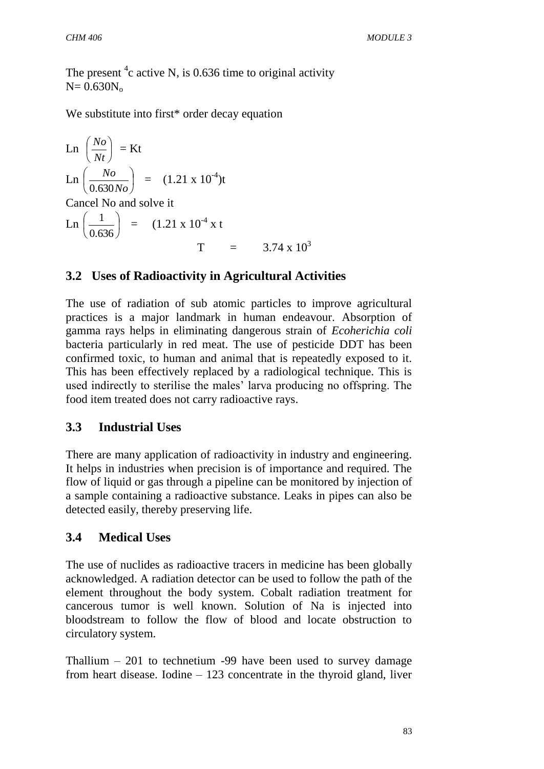The present $^{4}$c active N, is 0.636 time to original activity
$N = 0.630N_o$

We substitute into first* order decay equation

$$\text{Ln}\left(\frac{No}{Nt}\right) = \text{Kt}$$

$$\text{Ln}\left(\frac{No}{0.630No}\right) = (1.21 \times 10^{-4})t$$

Cancel No and solve it

$$\text{Ln}\left(\frac{1}{0.636}\right) = (1.21 \times 10^{-4} \times t$$

$$T = 3.74 \times 10^{3}$$

## 3.2 Uses of Radioactivity in Agricultural Activities

The use of radiation of sub atomic particles to improve agricultural practices is a major landmark in human endeavour. Absorption of gamma rays helps in eliminating dangerous strain of *Ecoherichia coli* bacteria particularly in red meat. The use of pesticide DDT has been confirmed toxic, to human and animal that is repeatedly exposed to it. This has been effectively replaced by a radiological technique. This is used indirectly to sterilise the males' larva producing no offspring. The food item treated does not carry radioactive rays.

## 3.3 Industrial Uses

There are many application of radioactivity in industry and engineering. It helps in industries when precision is of importance and required. The flow of liquid or gas through a pipeline can be monitored by injection of a sample containing a radioactive substance. Leaks in pipes can also be detected easily, thereby preserving life.

## 3.4 Medical Uses

The use of nuclides as radioactive tracers in medicine has been globally acknowledged. A radiation detector can be used to follow the path of the element throughout the body system. Cobalt radiation treatment for cancerous tumor is well known. Solution of Na is injected into bloodstream to follow the flow of blood and locate obstruction to circulatory system.

Thallium – 201 to technetium -99 have been used to survey damage from heart disease. Iodine – 123 concentrate in the thyroid gland, liver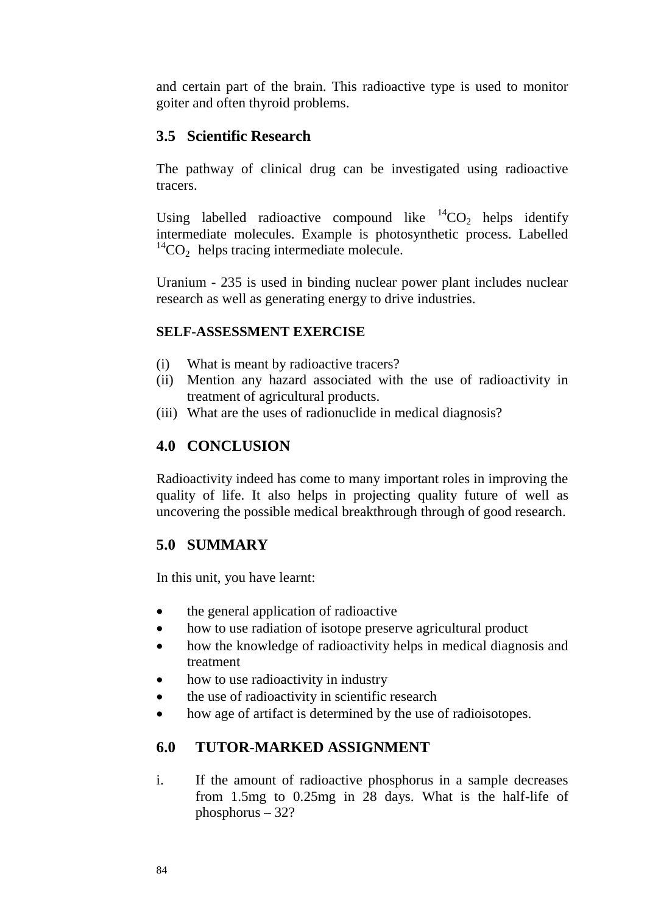and certain part of the brain. This radioactive type is used to monitor goiter and often thyroid problems.

## 3.5 Scientific Research

The pathway of clinical drug can be investigated using radioactive tracers.

Using labelled radioactive compound like $^{14}CO_2$ helps identify intermediate molecules. Example is photosynthetic process. Labelled $^{14}CO_2$ helps tracing intermediate molecule.

Uranium - 235 is used in binding nuclear power plant includes nuclear research as well as generating energy to drive industries.

**SELF-ASSESSMENT EXERCISE**

(i) What is meant by radioactive tracers?
(ii) Mention any hazard associated with the use of radioactivity in treatment of agricultural products.
(iii) What are the uses of radionuclide in medical diagnosis?

## 4.0 CONCLUSION

Radioactivity indeed has come to many important roles in improving the quality of life. It also helps in projecting quality future of well as uncovering the possible medical breakthrough through of good research.

## 5.0 SUMMARY

In this unit, you have learnt:

- the general application of radioactive
- how to use radiation of isotope preserve agricultural product
- how the knowledge of radioactivity helps in medical diagnosis and treatment
- how to use radioactivity in industry
- the use of radioactivity in scientific research
- how age of artifact is determined by the use of radioisotopes.

## 6.0 TUTOR-MARKED ASSIGNMENT

i. If the amount of radioactive phosphorus in a sample decreases from 1.5mg to 0.25mg in 28 days. What is the half-life of phosphorus – 32?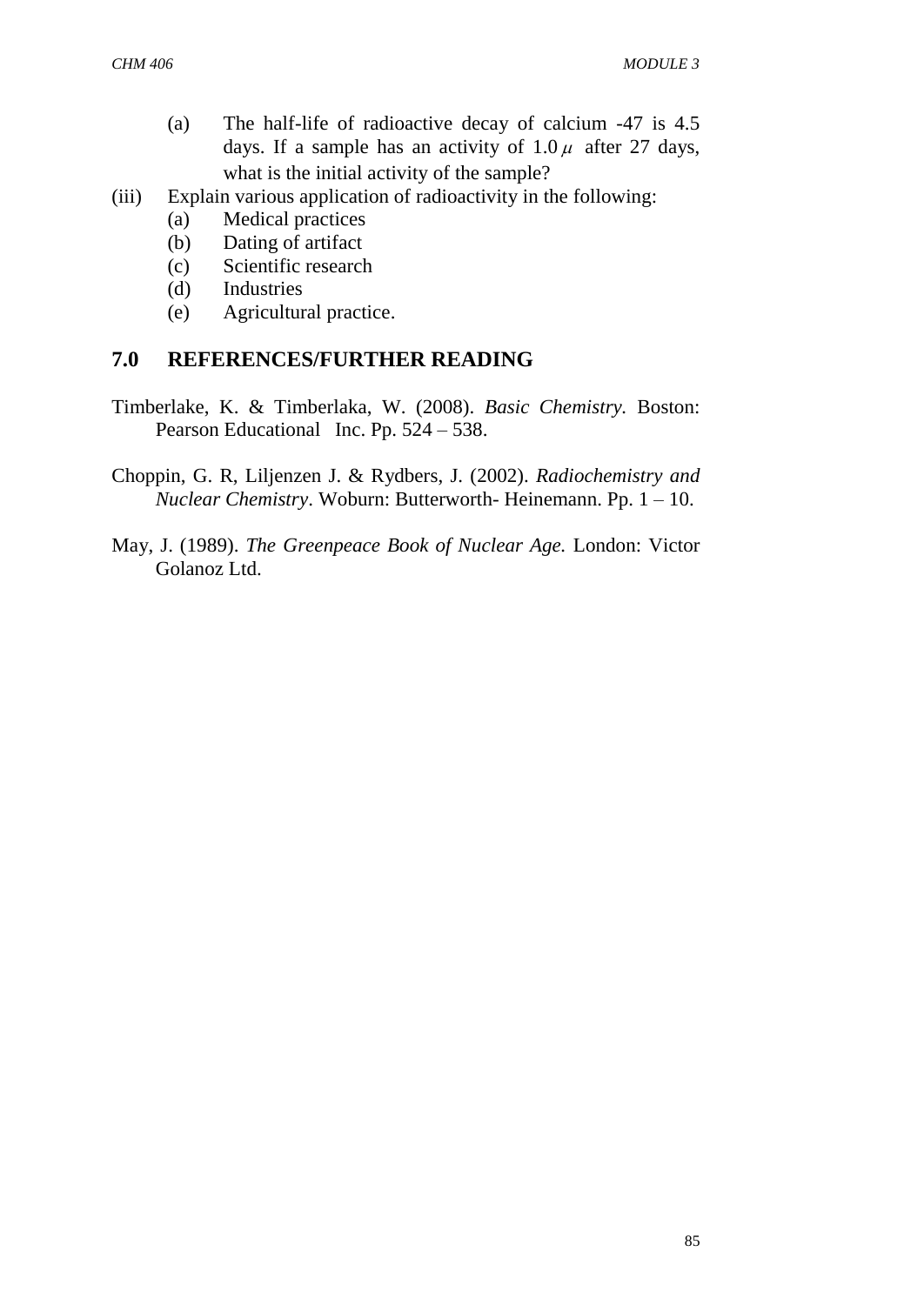(a) The half-life of radioactive decay of calcium -47 is 4.5 days. If a sample has an activity of $1.0\,\mu$ after 27 days, what is the initial activity of the sample?

(iii) Explain various application of radioactivity in the following:

  (a) Medical practices
  (b) Dating of artifact
  (c) Scientific research
  (d) Industries
  (e) Agricultural practice.

## 7.0 REFERENCES/FURTHER READING

Timberlake, K. & Timberlaka, W. (2008). *Basic Chemistry.* Boston: Pearson Educational Inc. Pp. 524 – 538.

Choppin, G. R, Liljenzen J. & Rydbers, J. (2002). *Radiochemistry and Nuclear Chemistry*. Woburn: Butterworth- Heinemann. Pp. 1 – 10.

May, J. (1989). *The Greenpeace Book of Nuclear Age.* London: Victor Golanoz Ltd.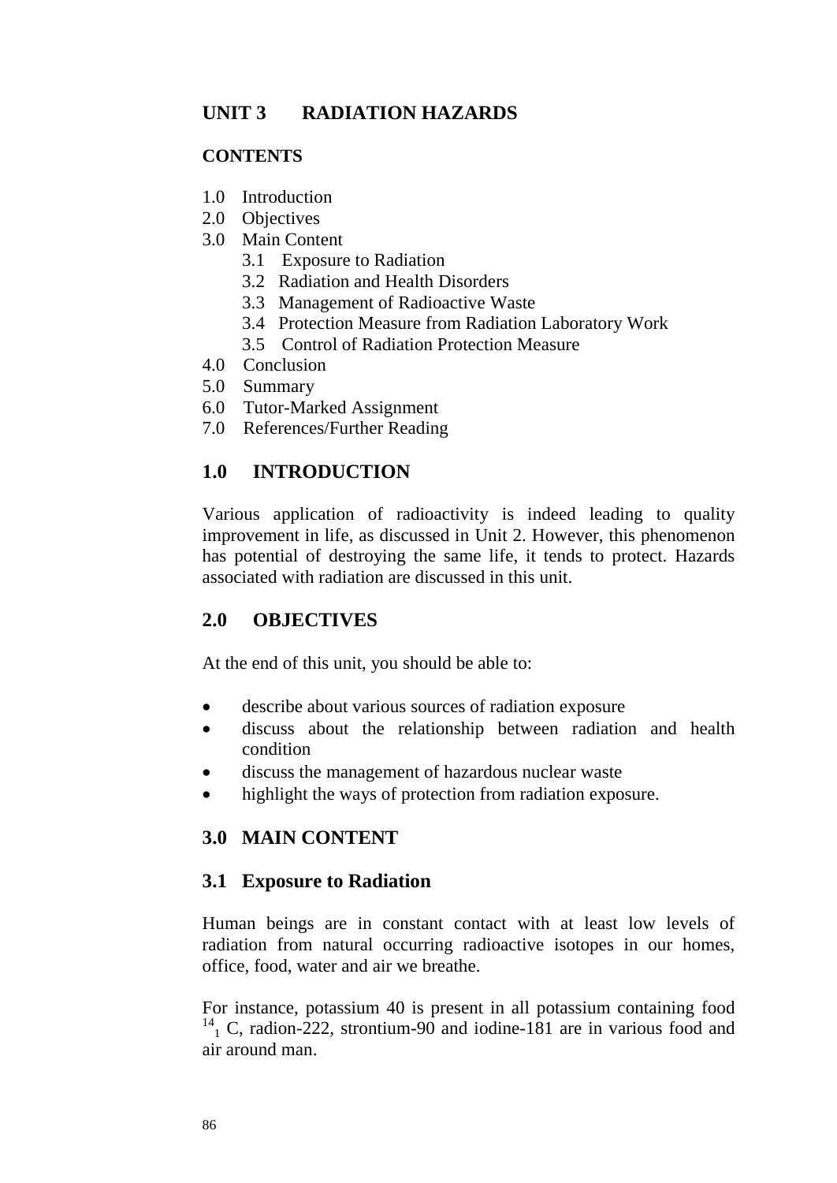## UNIT 3 RADIATION HAZARDS

### CONTENTS

1.0 Introduction
2.0 Objectives
3.0 Main Content
    3.1 Exposure to Radiation
    3.2 Radiation and Health Disorders
    3.3 Management of Radioactive Waste
    3.4 Protection Measure from Radiation Laboratory Work
    3.5 Control of Radiation Protection Measure
4.0 Conclusion
5.0 Summary
6.0 Tutor-Marked Assignment
7.0 References/Further Reading

## 1.0 INTRODUCTION

Various application of radioactivity is indeed leading to quality improvement in life, as discussed in Unit 2. However, this phenomenon has potential of destroying the same life, it tends to protect. Hazards associated with radiation are discussed in this unit.

## 2.0 OBJECTIVES

At the end of this unit, you should be able to:

- describe about various sources of radiation exposure
- discuss about the relationship between radiation and health condition
- discuss the management of hazardous nuclear waste
- highlight the ways of protection from radiation exposure.

## 3.0 MAIN CONTENT

### 3.1 Exposure to Radiation

Human beings are in constant contact with at least low levels of radiation from natural occurring radioactive isotopes in our homes, office, food, water and air we breathe.

For instance, potassium 40 is present in all potassium containing food $^{14}_{1}$ C, radion-222, strontium-90 and iodine-181 are in various food and air around man.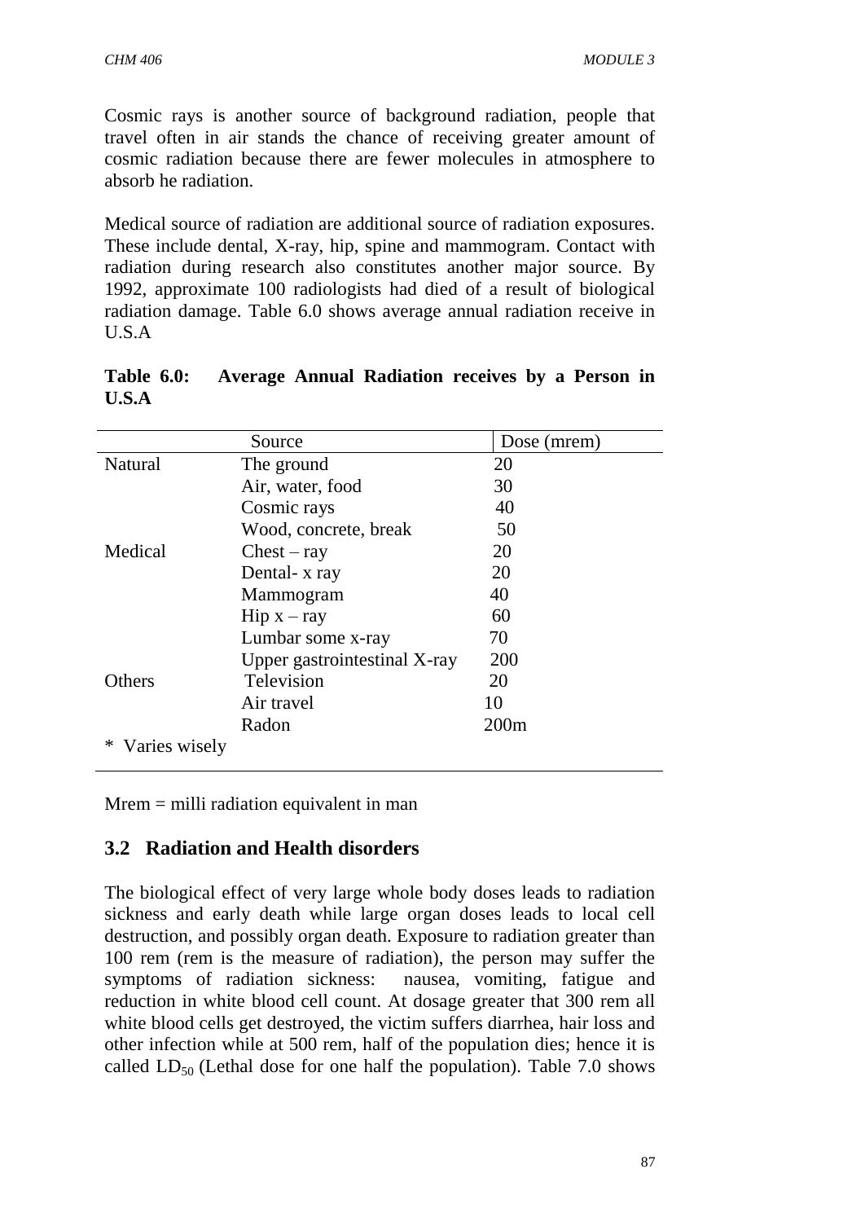Cosmic rays is another source of background radiation, people that travel often in air stands the chance of receiving greater amount of cosmic radiation because there are fewer molecules in atmosphere to absorb he radiation.

Medical source of radiation are additional source of radiation exposures. These include dental, X-ray, hip, spine and mammogram. Contact with radiation during research also constitutes another major source. By 1992, approximate 100 radiologists had died of a result of biological radiation damage. Table 6.0 shows average annual radiation receive in U.S.A

**Table 6.0: Average Annual Radiation receives by a Person in U.S.A**

| Source | | Dose (mrem) |
|---|---|---|
| Natural | The ground | 20 |
| | Air, water, food | 30 |
| | Cosmic rays | 40 |
| | Wood, concrete, break | 50 |
| Medical | Chest – ray | 20 |
| | Dental- x ray | 20 |
| | Mammogram | 40 |
| | Hip x – ray | 60 |
| | Lumbar some x-ray | 70 |
| | Upper gastrointestinal X-ray | 200 |
| Others | Television | 20 |
| | Air travel | 10 |
| | Radon | 200m |
| * Varies wisely | | |

Mrem = milli radiation equivalent in man

## 3.2 Radiation and Health disorders

The biological effect of very large whole body doses leads to radiation sickness and early death while large organ doses leads to local cell destruction, and possibly organ death. Exposure to radiation greater than 100 rem (rem is the measure of radiation), the person may suffer the symptoms of radiation sickness: nausea, vomiting, fatigue and reduction in white blood cell count. At dosage greater that 300 rem all white blood cells get destroyed, the victim suffers diarrhea, hair loss and other infection while at 500 rem, half of the population dies; hence it is called $LD_{50}$ (Lethal dose for one half the population). Table 7.0 shows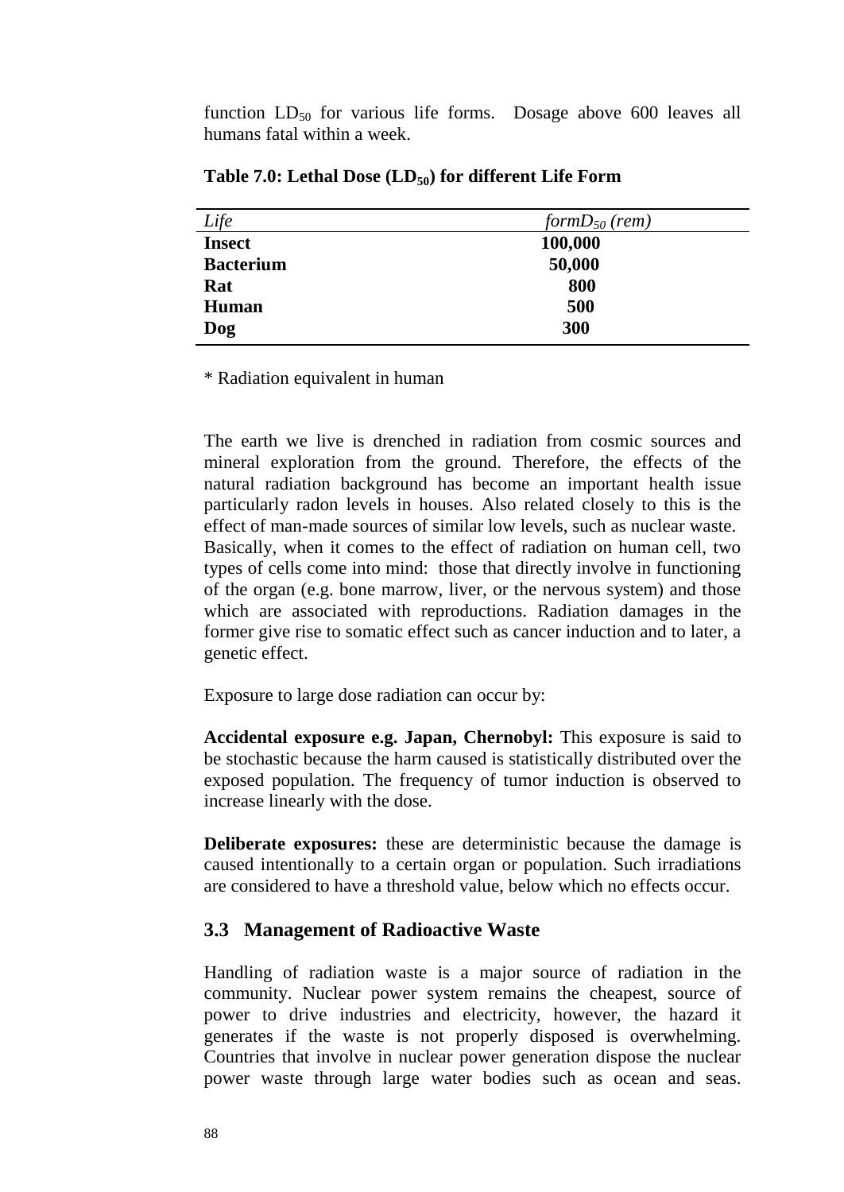function $LD_{50}$ for various life forms. Dosage above 600 leaves all humans fatal within a week.

**Table 7.0: Lethal Dose ($LD_{50}$) for different Life Form**

| *Life* | *form$D_{50}$ (rem)* |
|---|---|
| **Insect** | **100,000** |
| **Bacterium** | **50,000** |
| **Rat** | **800** |
| **Human** | **500** |
| **Dog** | **300** |

* Radiation equivalent in human

The earth we live is drenched in radiation from cosmic sources and mineral exploration from the ground. Therefore, the effects of the natural radiation background has become an important health issue particularly radon levels in houses. Also related closely to this is the effect of man-made sources of similar low levels, such as nuclear waste. Basically, when it comes to the effect of radiation on human cell, two types of cells come into mind: those that directly involve in functioning of the organ (e.g. bone marrow, liver, or the nervous system) and those which are associated with reproductions. Radiation damages in the former give rise to somatic effect such as cancer induction and to later, a genetic effect.

Exposure to large dose radiation can occur by:

**Accidental exposure e.g. Japan, Chernobyl:** This exposure is said to be stochastic because the harm caused is statistically distributed over the exposed population. The frequency of tumor induction is observed to increase linearly with the dose.

**Deliberate exposures:** these are deterministic because the damage is caused intentionally to a certain organ or population. Such irradiations are considered to have a threshold value, below which no effects occur.

### 3.3 Management of Radioactive Waste

Handling of radiation waste is a major source of radiation in the community. Nuclear power system remains the cheapest, source of power to drive industries and electricity, however, the hazard it generates if the waste is not properly disposed is overwhelming. Countries that involve in nuclear power generation dispose the nuclear power waste through large water bodies such as ocean and seas.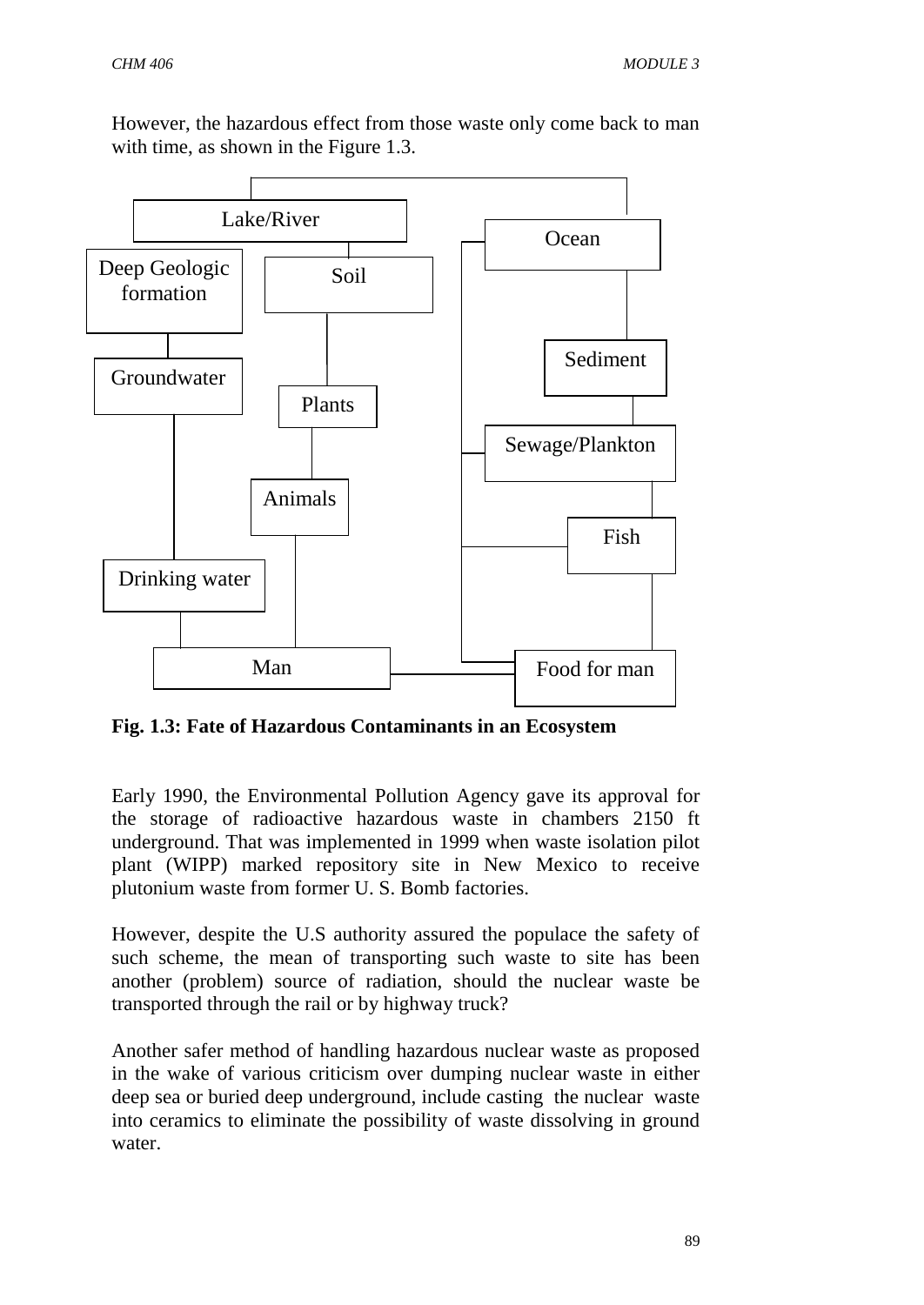However, the hazardous effect from those waste only come back to man with time, as shown in the Figure 1.3.

Lake/River

Ocean

Deep Geologic formation

Soil

Sediment

Groundwater

Plants

Sewage/Plankton

Animals

Fish

Drinking water

Man

Food for man

**Fig. 1.3: Fate of Hazardous Contaminants in an Ecosystem**

Early 1990, the Environmental Pollution Agency gave its approval for the storage of radioactive hazardous waste in chambers 2150 ft underground. That was implemented in 1999 when waste isolation pilot plant (WIPP) marked repository site in New Mexico to receive plutonium waste from former U. S. Bomb factories.

However, despite the U.S authority assured the populace the safety of such scheme, the mean of transporting such waste to site has been another (problem) source of radiation, should the nuclear waste be transported through the rail or by highway truck?

Another safer method of handling hazardous nuclear waste as proposed in the wake of various criticism over dumping nuclear waste in either deep sea or buried deep underground, include casting the nuclear waste into ceramics to eliminate the possibility of waste dissolving in ground water.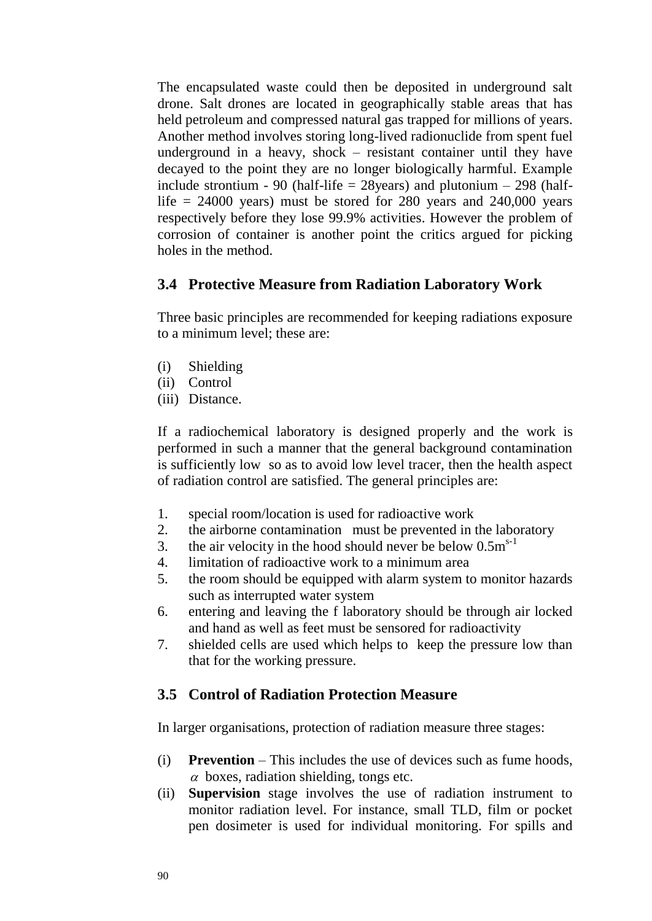The encapsulated waste could then be deposited in underground salt drone. Salt drones are located in geographically stable areas that has held petroleum and compressed natural gas trapped for millions of years. Another method involves storing long-lived radionuclide from spent fuel underground in a heavy, shock – resistant container until they have decayed to the point they are no longer biologically harmful. Example include strontium - 90 (half-life = 28years) and plutonium – 298 (half-life = 24000 years) must be stored for 280 years and 240,000 years respectively before they lose 99.9% activities. However the problem of corrosion of container is another point the critics argued for picking holes in the method.

## 3.4 Protective Measure from Radiation Laboratory Work

Three basic principles are recommended for keeping radiations exposure to a minimum level; these are:

(i) Shielding
(ii) Control
(iii) Distance.

If a radiochemical laboratory is designed properly and the work is performed in such a manner that the general background contamination is sufficiently low so as to avoid low level tracer, then the health aspect of radiation control are satisfied. The general principles are:

1. special room/location is used for radioactive work
2. the airborne contamination must be prevented in the laboratory
3. the air velocity in the hood should never be below $0.5m^{s-1}$
4. limitation of radioactive work to a minimum area
5. the room should be equipped with alarm system to monitor hazards such as interrupted water system
6. entering and leaving the f laboratory should be through air locked and hand as well as feet must be sensored for radioactivity
7. shielded cells are used which helps to keep the pressure low than that for the working pressure.

## 3.5 Control of Radiation Protection Measure

In larger organisations, protection of radiation measure three stages:

(i) **Prevention** – This includes the use of devices such as fume hoods, $\alpha$ boxes, radiation shielding, tongs etc.
(ii) **Supervision** stage involves the use of radiation instrument to monitor radiation level. For instance, small TLD, film or pocket pen dosimeter is used for individual monitoring. For spills and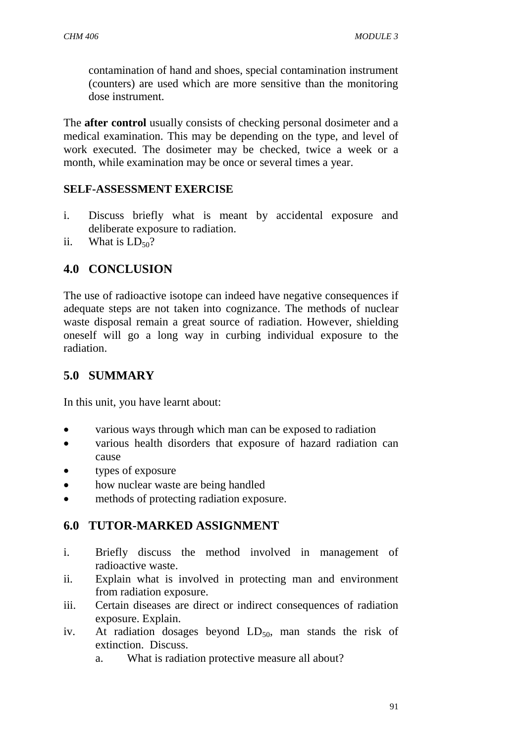contamination of hand and shoes, special contamination instrument (counters) are used which are more sensitive than the monitoring dose instrument.

The **after control** usually consists of checking personal dosimeter and a medical examination. This may be depending on the type, and level of work executed. The dosimeter may be checked, twice a week or a month, while examination may be once or several times a year.

**SELF-ASSESSMENT EXERCISE**

i. Discuss briefly what is meant by accidental exposure and deliberate exposure to radiation.
ii. What is $LD_{50}$?

## 4.0 CONCLUSION

The use of radioactive isotope can indeed have negative consequences if adequate steps are not taken into cognizance. The methods of nuclear waste disposal remain a great source of radiation. However, shielding oneself will go a long way in curbing individual exposure to the radiation.

## 5.0 SUMMARY

In this unit, you have learnt about:

- various ways through which man can be exposed to radiation
- various health disorders that exposure of hazard radiation can cause
- types of exposure
- how nuclear waste are being handled
- methods of protecting radiation exposure.

## 6.0 TUTOR-MARKED ASSIGNMENT

i. Briefly discuss the method involved in management of radioactive waste.
ii. Explain what is involved in protecting man and environment from radiation exposure.
iii. Certain diseases are direct or indirect consequences of radiation exposure. Explain.
iv. At radiation dosages beyond $LD_{50}$, man stands the risk of extinction. Discuss.
   a. What is radiation protective measure all about?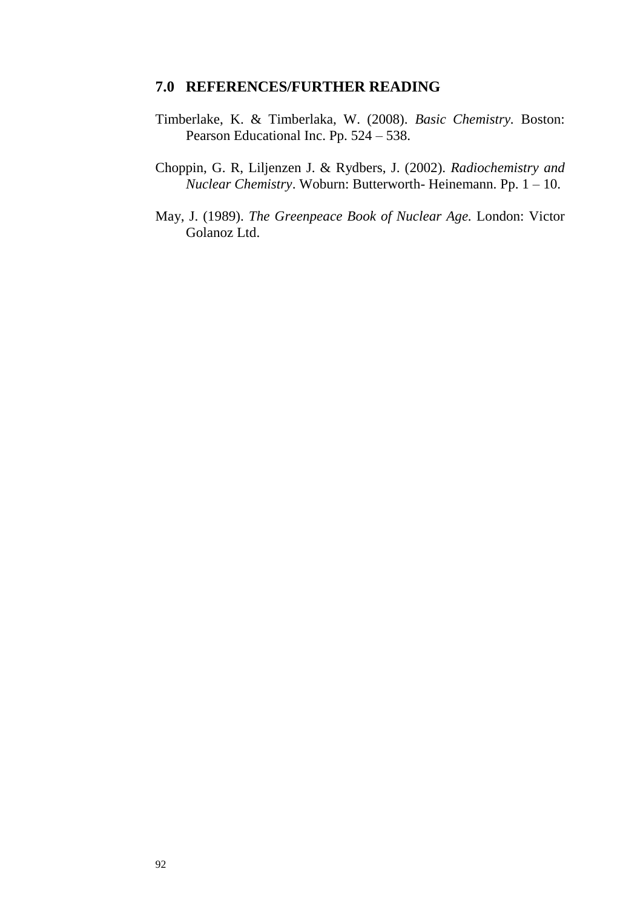## 7.0 REFERENCES/FURTHER READING

Timberlake, K. & Timberlaka, W. (2008). *Basic Chemistry.* Boston: Pearson Educational Inc. Pp. 524 – 538.

Choppin, G. R, Liljenzen J. & Rydbers, J. (2002). *Radiochemistry and Nuclear Chemistry*. Woburn: Butterworth- Heinemann. Pp. 1 – 10.

May, J. (1989). *The Greenpeace Book of Nuclear Age.* London: Victor Golanoz Ltd.